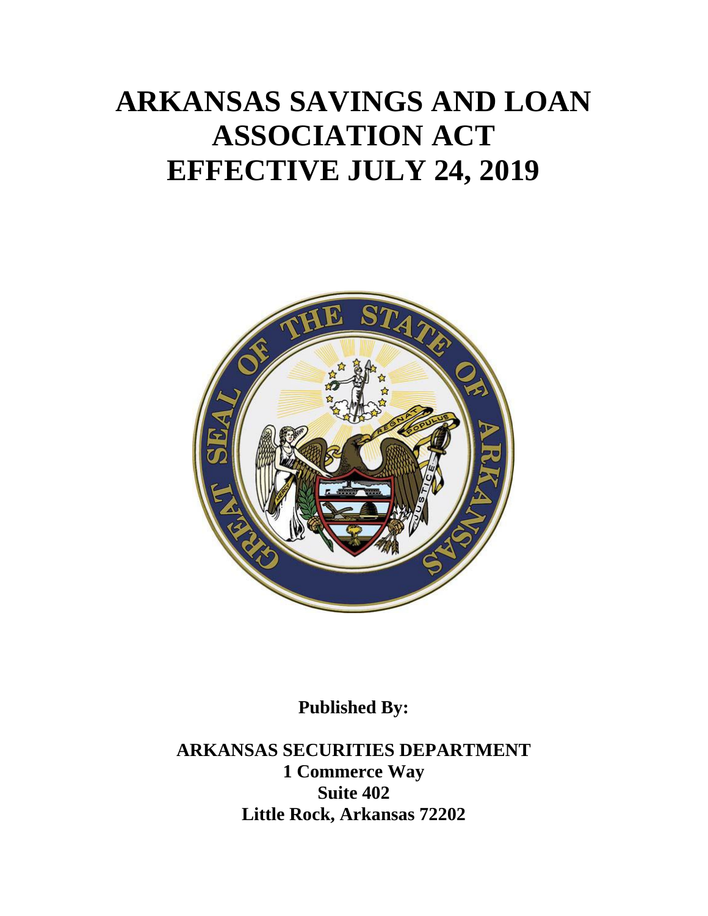# ARKANSAS SAVINGS AND LOAN ASSOCIATION ACT EFFECTIVE JULY 24, 2019

**Published By:**

**ARKANSAS SECURITIES DEPARTMENT**
**1 Commerce Way**
**Suite 402**
**Little Rock, Arkansas 72202**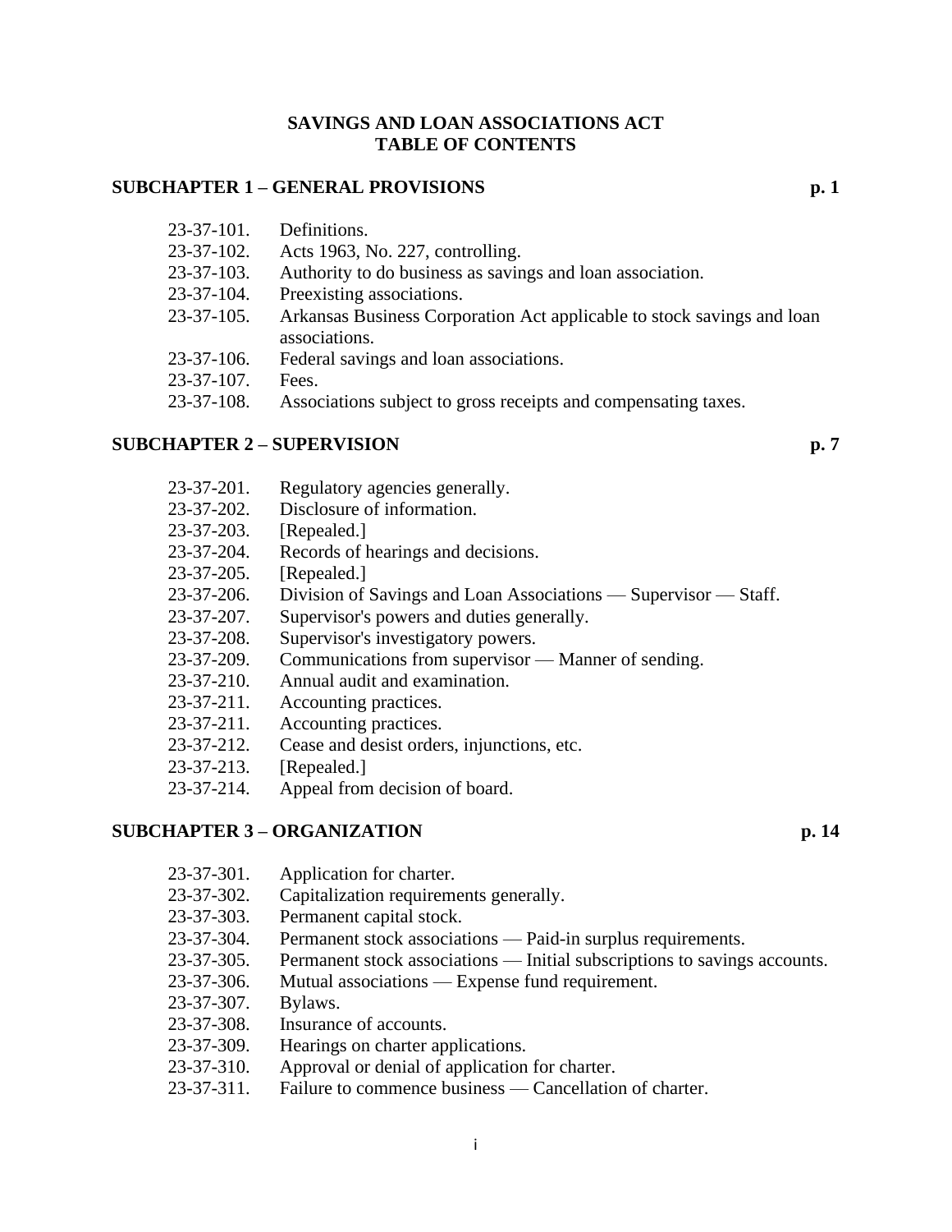# SAVINGS AND LOAN ASSOCIATIONS ACT
# TABLE OF CONTENTS

## SUBCHAPTER 1 – GENERAL PROVISIONS p. 1

23-37-101. Definitions.
23-37-102. Acts 1963, No. 227, controlling.
23-37-103. Authority to do business as savings and loan association.
23-37-104. Preexisting associations.
23-37-105. Arkansas Business Corporation Act applicable to stock savings and loan associations.
23-37-106. Federal savings and loan associations.
23-37-107. Fees.
23-37-108. Associations subject to gross receipts and compensating taxes.

## SUBCHAPTER 2 – SUPERVISION p. 7

23-37-201. Regulatory agencies generally.
23-37-202. Disclosure of information.
23-37-203. [Repealed.]
23-37-204. Records of hearings and decisions.
23-37-205. [Repealed.]
23-37-206. Division of Savings and Loan Associations — Supervisor — Staff.
23-37-207. Supervisor's powers and duties generally.
23-37-208. Supervisor's investigatory powers.
23-37-209. Communications from supervisor — Manner of sending.
23-37-210. Annual audit and examination.
23-37-211. Accounting practices.
23-37-211. Accounting practices.
23-37-212. Cease and desist orders, injunctions, etc.
23-37-213. [Repealed.]
23-37-214. Appeal from decision of board.

## SUBCHAPTER 3 – ORGANIZATION p. 14

23-37-301. Application for charter.
23-37-302. Capitalization requirements generally.
23-37-303. Permanent capital stock.
23-37-304. Permanent stock associations — Paid-in surplus requirements.
23-37-305. Permanent stock associations — Initial subscriptions to savings accounts.
23-37-306. Mutual associations — Expense fund requirement.
23-37-307. Bylaws.
23-37-308. Insurance of accounts.
23-37-309. Hearings on charter applications.
23-37-310. Approval or denial of application for charter.
23-37-311. Failure to commence business — Cancellation of charter.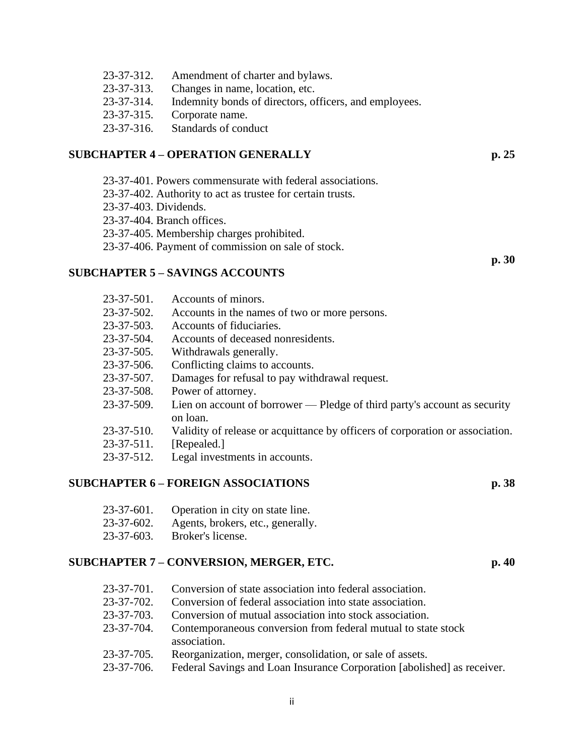23-37-312. Amendment of charter and bylaws.
23-37-313. Changes in name, location, etc.
23-37-314. Indemnity bonds of directors, officers, and employees.
23-37-315. Corporate name.
23-37-316. Standards of conduct

## SUBCHAPTER 4 – OPERATION GENERALLY p. 25

23-37-401. Powers commensurate with federal associations.
23-37-402. Authority to act as trustee for certain trusts.
23-37-403. Dividends.
23-37-404. Branch offices.
23-37-405. Membership charges prohibited.
23-37-406. Payment of commission on sale of stock.

## SUBCHAPTER 5 – SAVINGS ACCOUNTS p. 30

23-37-501. Accounts of minors.
23-37-502. Accounts in the names of two or more persons.
23-37-503. Accounts of fiduciaries.
23-37-504. Accounts of deceased nonresidents.
23-37-505. Withdrawals generally.
23-37-506. Conflicting claims to accounts.
23-37-507. Damages for refusal to pay withdrawal request.
23-37-508. Power of attorney.
23-37-509. Lien on account of borrower — Pledge of third party's account as security on loan.
23-37-510. Validity of release or acquittance by officers of corporation or association.
23-37-511. [Repealed.]
23-37-512. Legal investments in accounts.

## SUBCHAPTER 6 – FOREIGN ASSOCIATIONS p. 38

23-37-601. Operation in city on state line.
23-37-602. Agents, brokers, etc., generally.
23-37-603. Broker's license.

## SUBCHAPTER 7 – CONVERSION, MERGER, ETC. p. 40

23-37-701. Conversion of state association into federal association.
23-37-702. Conversion of federal association into state association.
23-37-703. Conversion of mutual association into stock association.
23-37-704. Contemporaneous conversion from federal mutual to state stock association.
23-37-705. Reorganization, merger, consolidation, or sale of assets.
23-37-706. Federal Savings and Loan Insurance Corporation [abolished] as receiver.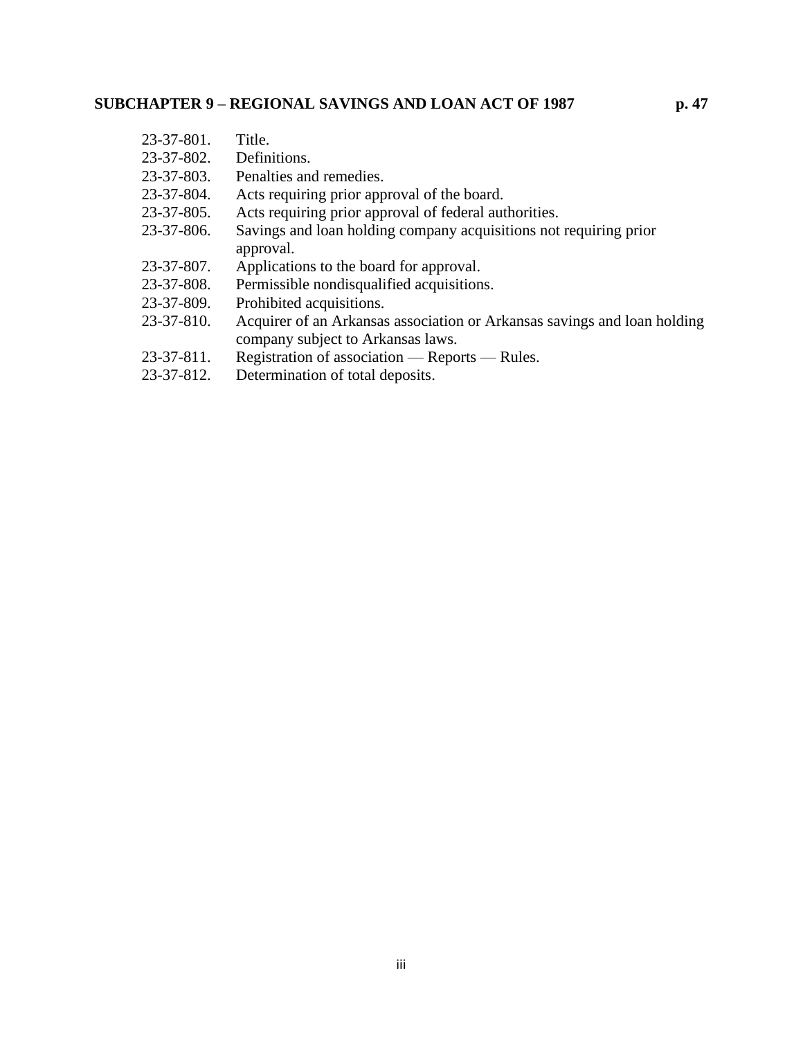**SUBCHAPTER 9 – REGIONAL SAVINGS AND LOAN ACT OF 1987 p. 47**

23-37-801. Title.
23-37-802. Definitions.
23-37-803. Penalties and remedies.
23-37-804. Acts requiring prior approval of the board.
23-37-805. Acts requiring prior approval of federal authorities.
23-37-806. Savings and loan holding company acquisitions not requiring prior approval.
23-37-807. Applications to the board for approval.
23-37-808. Permissible nondisqualified acquisitions.
23-37-809. Prohibited acquisitions.
23-37-810. Acquirer of an Arkansas association or Arkansas savings and loan holding company subject to Arkansas laws.
23-37-811. Registration of association — Reports — Rules.
23-37-812. Determination of total deposits.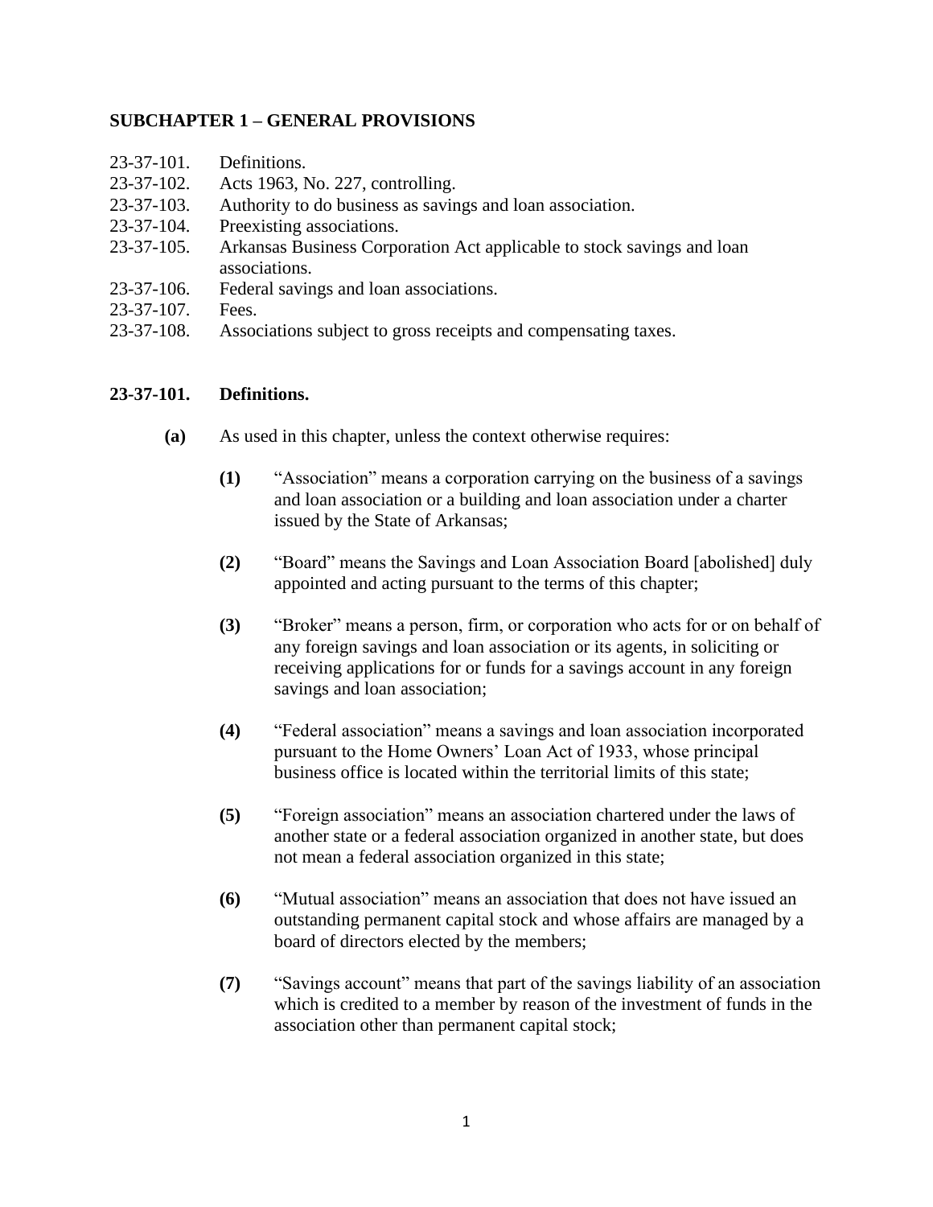## SUBCHAPTER 1 – GENERAL PROVISIONS

23-37-101. Definitions.
23-37-102. Acts 1963, No. 227, controlling.
23-37-103. Authority to do business as savings and loan association.
23-37-104. Preexisting associations.
23-37-105. Arkansas Business Corporation Act applicable to stock savings and loan associations.
23-37-106. Federal savings and loan associations.
23-37-107. Fees.
23-37-108. Associations subject to gross receipts and compensating taxes.

### 23-37-101. Definitions.

**(a)** As used in this chapter, unless the context otherwise requires:

**(1)** "Association" means a corporation carrying on the business of a savings and loan association or a building and loan association under a charter issued by the State of Arkansas;

**(2)** "Board" means the Savings and Loan Association Board [abolished] duly appointed and acting pursuant to the terms of this chapter;

**(3)** "Broker" means a person, firm, or corporation who acts for or on behalf of any foreign savings and loan association or its agents, in soliciting or receiving applications for or funds for a savings account in any foreign savings and loan association;

**(4)** "Federal association" means a savings and loan association incorporated pursuant to the Home Owners' Loan Act of 1933, whose principal business office is located within the territorial limits of this state;

**(5)** "Foreign association" means an association chartered under the laws of another state or a federal association organized in another state, but does not mean a federal association organized in this state;

**(6)** "Mutual association" means an association that does not have issued an outstanding permanent capital stock and whose affairs are managed by a board of directors elected by the members;

**(7)** "Savings account" means that part of the savings liability of an association which is credited to a member by reason of the investment of funds in the association other than permanent capital stock;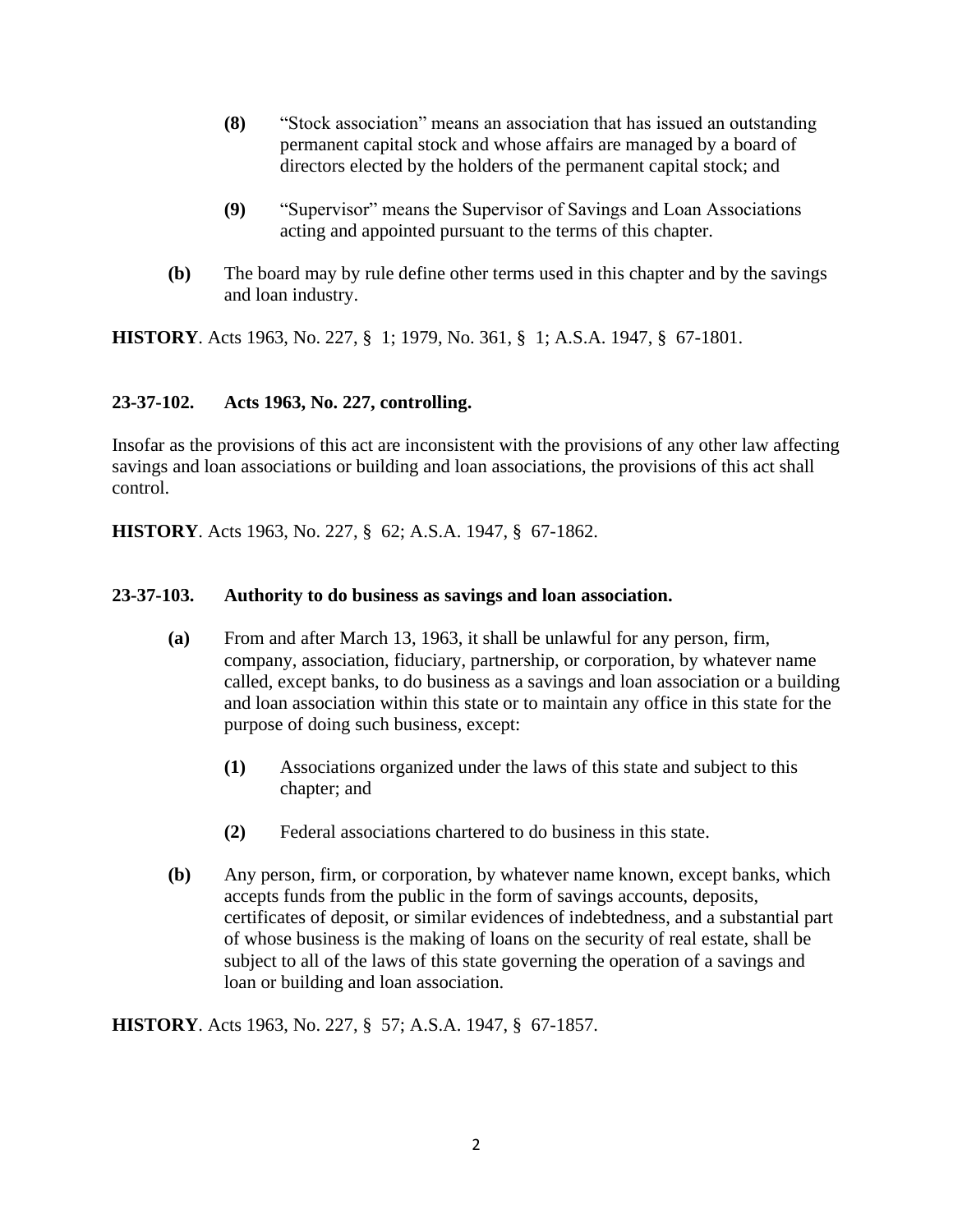**(8)** "Stock association" means an association that has issued an outstanding permanent capital stock and whose affairs are managed by a board of directors elected by the holders of the permanent capital stock; and

**(9)** "Supervisor" means the Supervisor of Savings and Loan Associations acting and appointed pursuant to the terms of this chapter.

**(b)** The board may by rule define other terms used in this chapter and by the savings and loan industry.

**HISTORY**. Acts 1963, No. 227, § 1; 1979, No. 361, § 1; A.S.A. 1947, § 67-1801.

### 23-37-102. Acts 1963, No. 227, controlling.

Insofar as the provisions of this act are inconsistent with the provisions of any other law affecting savings and loan associations or building and loan associations, the provisions of this act shall control.

**HISTORY**. Acts 1963, No. 227, § 62; A.S.A. 1947, § 67-1862.

### 23-37-103. Authority to do business as savings and loan association.

**(a)** From and after March 13, 1963, it shall be unlawful for any person, firm, company, association, fiduciary, partnership, or corporation, by whatever name called, except banks, to do business as a savings and loan association or a building and loan association within this state or to maintain any office in this state for the purpose of doing such business, except:

**(1)** Associations organized under the laws of this state and subject to this chapter; and

**(2)** Federal associations chartered to do business in this state.

**(b)** Any person, firm, or corporation, by whatever name known, except banks, which accepts funds from the public in the form of savings accounts, deposits, certificates of deposit, or similar evidences of indebtedness, and a substantial part of whose business is the making of loans on the security of real estate, shall be subject to all of the laws of this state governing the operation of a savings and loan or building and loan association.

**HISTORY**. Acts 1963, No. 227, § 57; A.S.A. 1947, § 67-1857.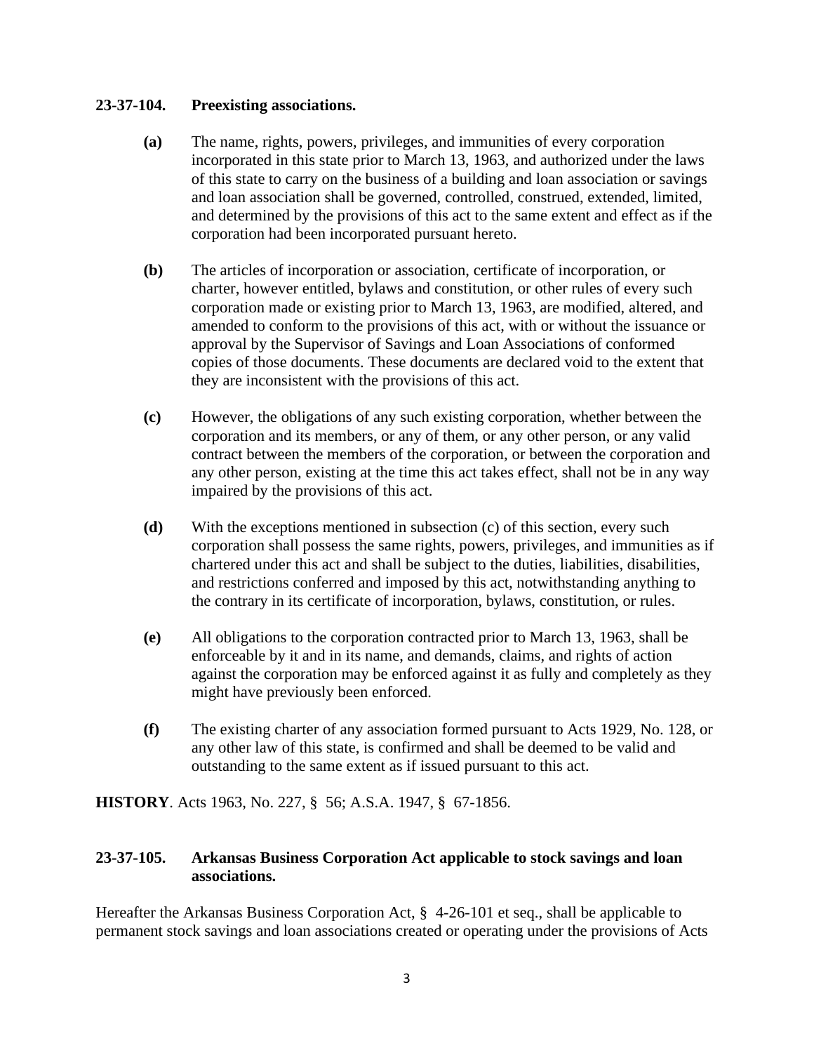**23-37-104. Preexisting associations.**

**(a)** The name, rights, powers, privileges, and immunities of every corporation incorporated in this state prior to March 13, 1963, and authorized under the laws of this state to carry on the business of a building and loan association or savings and loan association shall be governed, controlled, construed, extended, limited, and determined by the provisions of this act to the same extent and effect as if the corporation had been incorporated pursuant hereto.

**(b)** The articles of incorporation or association, certificate of incorporation, or charter, however entitled, bylaws and constitution, or other rules of every such corporation made or existing prior to March 13, 1963, are modified, altered, and amended to conform to the provisions of this act, with or without the issuance or approval by the Supervisor of Savings and Loan Associations of conformed copies of those documents. These documents are declared void to the extent that they are inconsistent with the provisions of this act.

**(c)** However, the obligations of any such existing corporation, whether between the corporation and its members, or any of them, or any other person, or any valid contract between the members of the corporation, or between the corporation and any other person, existing at the time this act takes effect, shall not be in any way impaired by the provisions of this act.

**(d)** With the exceptions mentioned in subsection (c) of this section, every such corporation shall possess the same rights, powers, privileges, and immunities as if chartered under this act and shall be subject to the duties, liabilities, disabilities, and restrictions conferred and imposed by this act, notwithstanding anything to the contrary in its certificate of incorporation, bylaws, constitution, or rules.

**(e)** All obligations to the corporation contracted prior to March 13, 1963, shall be enforceable by it and in its name, and demands, claims, and rights of action against the corporation may be enforced against it as fully and completely as they might have previously been enforced.

**(f)** The existing charter of any association formed pursuant to Acts 1929, No. 128, or any other law of this state, is confirmed and shall be deemed to be valid and outstanding to the same extent as if issued pursuant to this act.

**HISTORY**. Acts 1963, No. 227, § 56; A.S.A. 1947, § 67-1856.

**23-37-105. Arkansas Business Corporation Act applicable to stock savings and loan associations.**

Hereafter the Arkansas Business Corporation Act, § 4-26-101 et seq., shall be applicable to permanent stock savings and loan associations created or operating under the provisions of Acts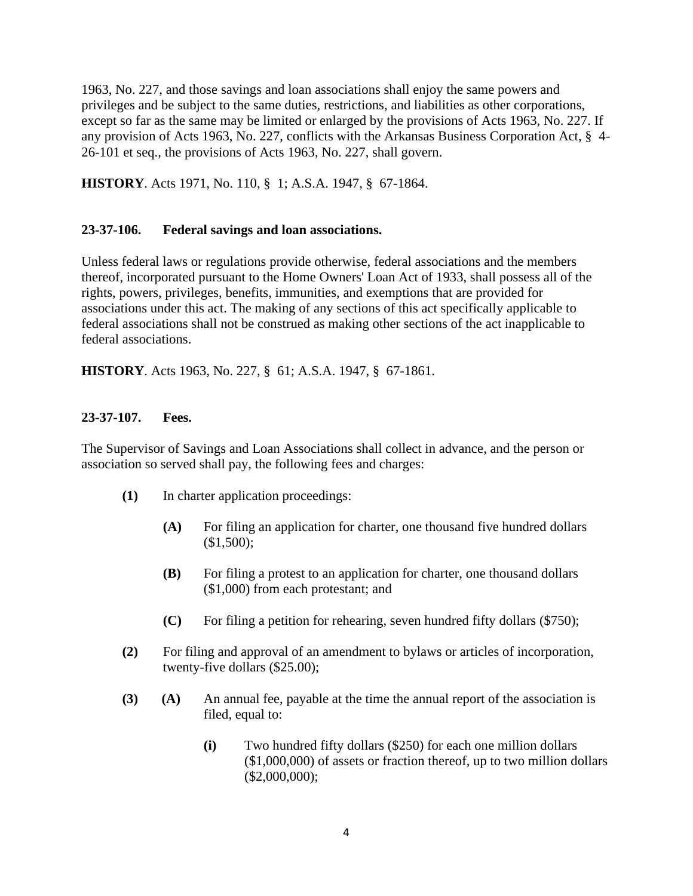1963, No. 227, and those savings and loan associations shall enjoy the same powers and privileges and be subject to the same duties, restrictions, and liabilities as other corporations, except so far as the same may be limited or enlarged by the provisions of Acts 1963, No. 227. If any provision of Acts 1963, No. 227, conflicts with the Arkansas Business Corporation Act, § 4-26-101 et seq., the provisions of Acts 1963, No. 227, shall govern.

**HISTORY**. Acts 1971, No. 110, § 1; A.S.A. 1947, § 67-1864.

**23-37-106. Federal savings and loan associations.**

Unless federal laws or regulations provide otherwise, federal associations and the members thereof, incorporated pursuant to the Home Owners' Loan Act of 1933, shall possess all of the rights, powers, privileges, benefits, immunities, and exemptions that are provided for associations under this act. The making of any sections of this act specifically applicable to federal associations shall not be construed as making other sections of the act inapplicable to federal associations.

**HISTORY**. Acts 1963, No. 227, § 61; A.S.A. 1947, § 67-1861.

**23-37-107. Fees.**

The Supervisor of Savings and Loan Associations shall collect in advance, and the person or association so served shall pay, the following fees and charges:

- **(1)** In charter application proceedings:
  - **(A)** For filing an application for charter, one thousand five hundred dollars ($1,500);
  - **(B)** For filing a protest to an application for charter, one thousand dollars ($1,000) from each protestant; and
  - **(C)** For filing a petition for rehearing, seven hundred fifty dollars ($750);
- **(2)** For filing and approval of an amendment to bylaws or articles of incorporation, twenty-five dollars ($25.00);
- **(3)** **(A)** An annual fee, payable at the time the annual report of the association is filed, equal to:
  - **(i)** Two hundred fifty dollars ($250) for each one million dollars ($1,000,000) of assets or fraction thereof, up to two million dollars ($2,000,000);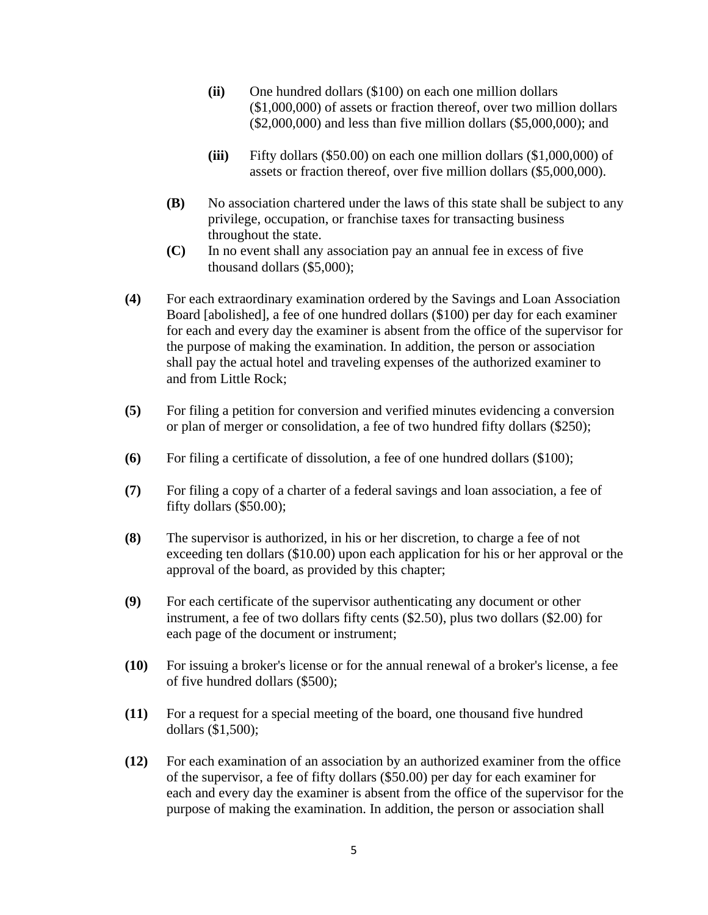- **(ii)** One hundred dollars ($100) on each one million dollars ($1,000,000) of assets or fraction thereof, over two million dollars ($2,000,000) and less than five million dollars ($5,000,000); and

- **(iii)** Fifty dollars ($50.00) on each one million dollars ($1,000,000) of assets or fraction thereof, over five million dollars ($5,000,000).

**(B)** No association chartered under the laws of this state shall be subject to any privilege, occupation, or franchise taxes for transacting business throughout the state.

**(C)** In no event shall any association pay an annual fee in excess of five thousand dollars ($5,000);

**(4)** For each extraordinary examination ordered by the Savings and Loan Association Board [abolished], a fee of one hundred dollars ($100) per day for each examiner for each and every day the examiner is absent from the office of the supervisor for the purpose of making the examination. In addition, the person or association shall pay the actual hotel and traveling expenses of the authorized examiner to and from Little Rock;

**(5)** For filing a petition for conversion and verified minutes evidencing a conversion or plan of merger or consolidation, a fee of two hundred fifty dollars ($250);

**(6)** For filing a certificate of dissolution, a fee of one hundred dollars ($100);

**(7)** For filing a copy of a charter of a federal savings and loan association, a fee of fifty dollars ($50.00);

**(8)** The supervisor is authorized, in his or her discretion, to charge a fee of not exceeding ten dollars ($10.00) upon each application for his or her approval or the approval of the board, as provided by this chapter;

**(9)** For each certificate of the supervisor authenticating any document or other instrument, a fee of two dollars fifty cents ($2.50), plus two dollars ($2.00) for each page of the document or instrument;

**(10)** For issuing a broker's license or for the annual renewal of a broker's license, a fee of five hundred dollars ($500);

**(11)** For a request for a special meeting of the board, one thousand five hundred dollars ($1,500);

**(12)** For each examination of an association by an authorized examiner from the office of the supervisor, a fee of fifty dollars ($50.00) per day for each examiner for each and every day the examiner is absent from the office of the supervisor for the purpose of making the examination. In addition, the person or association shall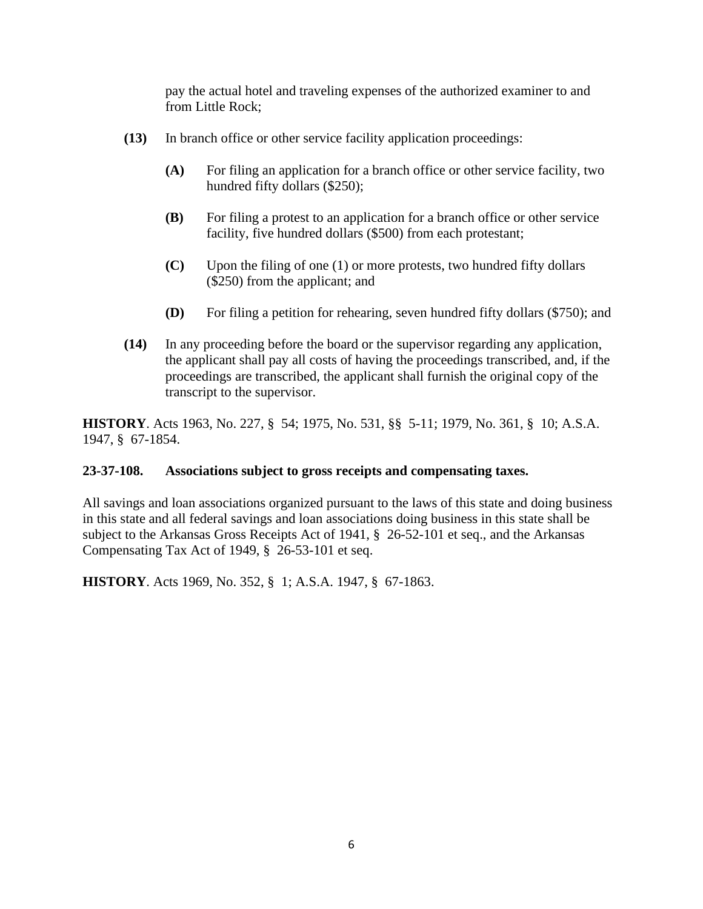pay the actual hotel and traveling expenses of the authorized examiner to and from Little Rock;

**(13)** In branch office or other service facility application proceedings:

**(A)** For filing an application for a branch office or other service facility, two hundred fifty dollars ($250);

**(B)** For filing a protest to an application for a branch office or other service facility, five hundred dollars ($500) from each protestant;

**(C)** Upon the filing of one (1) or more protests, two hundred fifty dollars ($250) from the applicant; and

**(D)** For filing a petition for rehearing, seven hundred fifty dollars ($750); and

**(14)** In any proceeding before the board or the supervisor regarding any application, the applicant shall pay all costs of having the proceedings transcribed, and, if the proceedings are transcribed, the applicant shall furnish the original copy of the transcript to the supervisor.

**HISTORY**. Acts 1963, No. 227, § 54; 1975, No. 531, §§ 5-11; 1979, No. 361, § 10; A.S.A. 1947, § 67-1854.

**23-37-108. Associations subject to gross receipts and compensating taxes.**

All savings and loan associations organized pursuant to the laws of this state and doing business in this state and all federal savings and loan associations doing business in this state shall be subject to the Arkansas Gross Receipts Act of 1941, § 26-52-101 et seq., and the Arkansas Compensating Tax Act of 1949, § 26-53-101 et seq.

**HISTORY**. Acts 1969, No. 352, § 1; A.S.A. 1947, § 67-1863.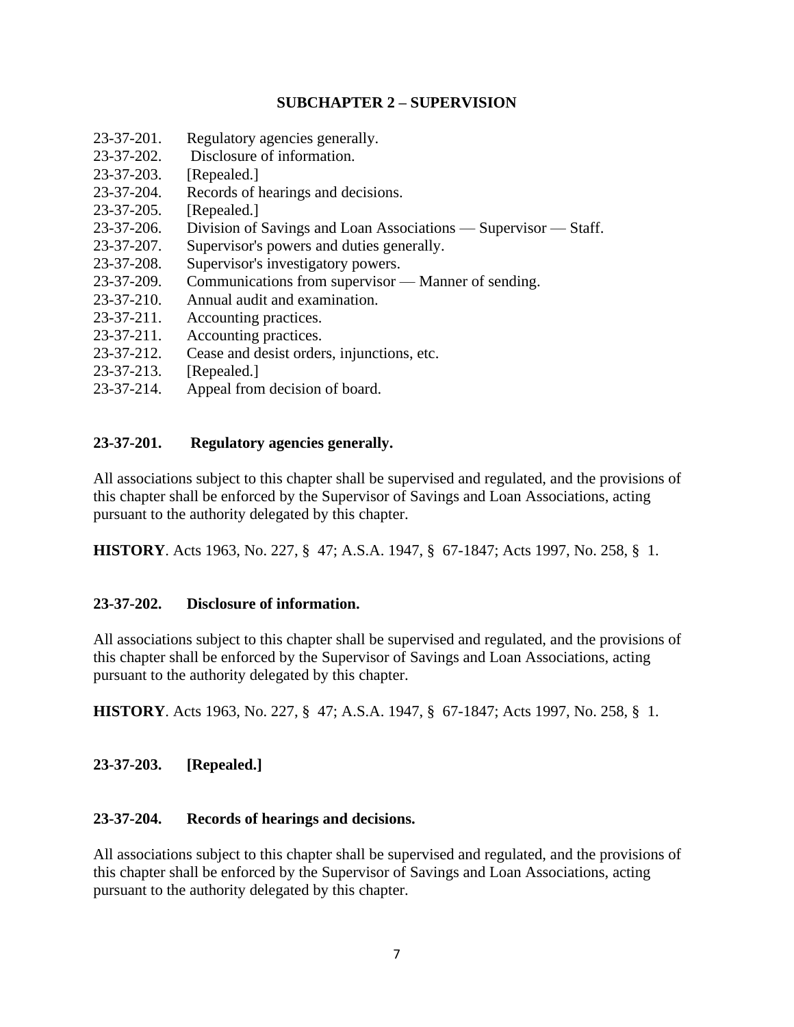## SUBCHAPTER 2 – SUPERVISION

23-37-201. Regulatory agencies generally.
23-37-202. Disclosure of information.
23-37-203. [Repealed.]
23-37-204. Records of hearings and decisions.
23-37-205. [Repealed.]
23-37-206. Division of Savings and Loan Associations — Supervisor — Staff.
23-37-207. Supervisor's powers and duties generally.
23-37-208. Supervisor's investigatory powers.
23-37-209. Communications from supervisor — Manner of sending.
23-37-210. Annual audit and examination.
23-37-211. Accounting practices.
23-37-211. Accounting practices.
23-37-212. Cease and desist orders, injunctions, etc.
23-37-213. [Repealed.]
23-37-214. Appeal from decision of board.

### 23-37-201. Regulatory agencies generally.

All associations subject to this chapter shall be supervised and regulated, and the provisions of this chapter shall be enforced by the Supervisor of Savings and Loan Associations, acting pursuant to the authority delegated by this chapter.

**HISTORY**. Acts 1963, No. 227, § 47; A.S.A. 1947, § 67-1847; Acts 1997, No. 258, § 1.

### 23-37-202. Disclosure of information.

All associations subject to this chapter shall be supervised and regulated, and the provisions of this chapter shall be enforced by the Supervisor of Savings and Loan Associations, acting pursuant to the authority delegated by this chapter.

**HISTORY**. Acts 1963, No. 227, § 47; A.S.A. 1947, § 67-1847; Acts 1997, No. 258, § 1.

### 23-37-203. [Repealed.]

### 23-37-204. Records of hearings and decisions.

All associations subject to this chapter shall be supervised and regulated, and the provisions of this chapter shall be enforced by the Supervisor of Savings and Loan Associations, acting pursuant to the authority delegated by this chapter.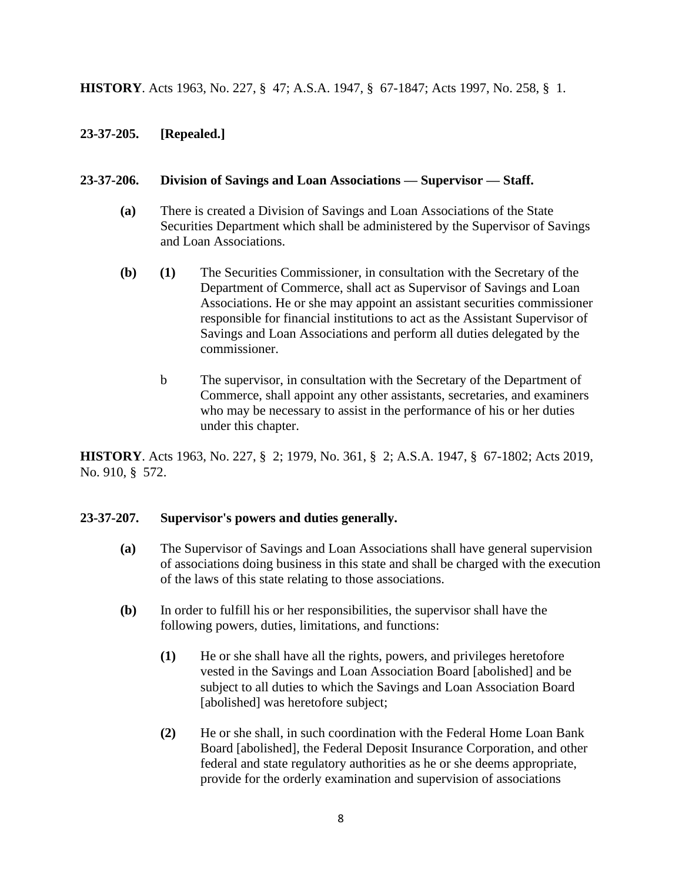**HISTORY**. Acts 1963, No. 227, § 47; A.S.A. 1947, § 67-1847; Acts 1997, No. 258, § 1.

**23-37-205. [Repealed.]**

**23-37-206. Division of Savings and Loan Associations — Supervisor — Staff.**

**(a)** There is created a Division of Savings and Loan Associations of the State Securities Department which shall be administered by the Supervisor of Savings and Loan Associations.

**(b)** **(1)** The Securities Commissioner, in consultation with the Secretary of the Department of Commerce, shall act as Supervisor of Savings and Loan Associations. He or she may appoint an assistant securities commissioner responsible for financial institutions to act as the Assistant Supervisor of Savings and Loan Associations and perform all duties delegated by the commissioner.

b The supervisor, in consultation with the Secretary of the Department of Commerce, shall appoint any other assistants, secretaries, and examiners who may be necessary to assist in the performance of his or her duties under this chapter.

**HISTORY**. Acts 1963, No. 227, § 2; 1979, No. 361, § 2; A.S.A. 1947, § 67-1802; Acts 2019, No. 910, § 572.

**23-37-207. Supervisor's powers and duties generally.**

**(a)** The Supervisor of Savings and Loan Associations shall have general supervision of associations doing business in this state and shall be charged with the execution of the laws of this state relating to those associations.

**(b)** In order to fulfill his or her responsibilities, the supervisor shall have the following powers, duties, limitations, and functions:

**(1)** He or she shall have all the rights, powers, and privileges heretofore vested in the Savings and Loan Association Board [abolished] and be subject to all duties to which the Savings and Loan Association Board [abolished] was heretofore subject;

**(2)** He or she shall, in such coordination with the Federal Home Loan Bank Board [abolished], the Federal Deposit Insurance Corporation, and other federal and state regulatory authorities as he or she deems appropriate, provide for the orderly examination and supervision of associations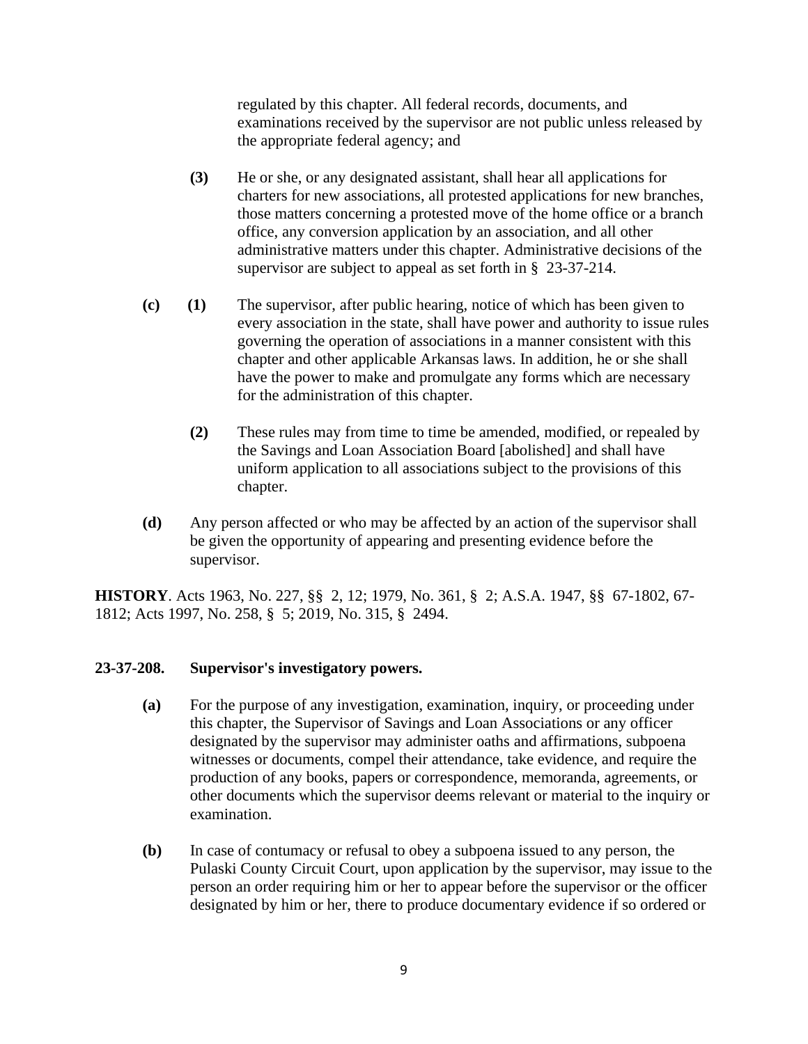regulated by this chapter. All federal records, documents, and examinations received by the supervisor are not public unless released by the appropriate federal agency; and

**(3)** He or she, or any designated assistant, shall hear all applications for charters for new associations, all protested applications for new branches, those matters concerning a protested move of the home office or a branch office, any conversion application by an association, and all other administrative matters under this chapter. Administrative decisions of the supervisor are subject to appeal as set forth in § 23-37-214.

**(c)** **(1)** The supervisor, after public hearing, notice of which has been given to every association in the state, shall have power and authority to issue rules governing the operation of associations in a manner consistent with this chapter and other applicable Arkansas laws. In addition, he or she shall have the power to make and promulgate any forms which are necessary for the administration of this chapter.

**(2)** These rules may from time to time be amended, modified, or repealed by the Savings and Loan Association Board [abolished] and shall have uniform application to all associations subject to the provisions of this chapter.

**(d)** Any person affected or who may be affected by an action of the supervisor shall be given the opportunity of appearing and presenting evidence before the supervisor.

**HISTORY**. Acts 1963, No. 227, §§ 2, 12; 1979, No. 361, § 2; A.S.A. 1947, §§ 67-1802, 67-1812; Acts 1997, No. 258, § 5; 2019, No. 315, § 2494.

**23-37-208. Supervisor's investigatory powers.**

**(a)** For the purpose of any investigation, examination, inquiry, or proceeding under this chapter, the Supervisor of Savings and Loan Associations or any officer designated by the supervisor may administer oaths and affirmations, subpoena witnesses or documents, compel their attendance, take evidence, and require the production of any books, papers or correspondence, memoranda, agreements, or other documents which the supervisor deems relevant or material to the inquiry or examination.

**(b)** In case of contumacy or refusal to obey a subpoena issued to any person, the Pulaski County Circuit Court, upon application by the supervisor, may issue to the person an order requiring him or her to appear before the supervisor or the officer designated by him or her, there to produce documentary evidence if so ordered or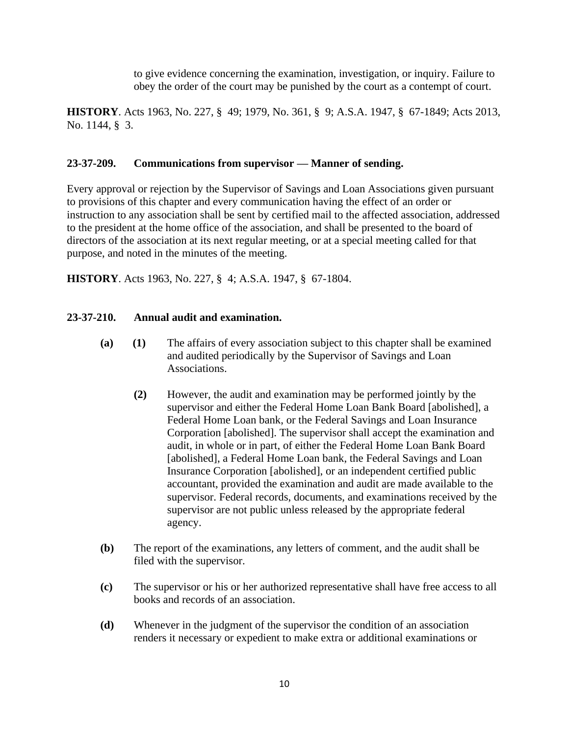to give evidence concerning the examination, investigation, or inquiry. Failure to obey the order of the court may be punished by the court as a contempt of court.

**HISTORY**. Acts 1963, No. 227, § 49; 1979, No. 361, § 9; A.S.A. 1947, § 67-1849; Acts 2013, No. 1144, § 3.

### 23-37-209. Communications from supervisor — Manner of sending.

Every approval or rejection by the Supervisor of Savings and Loan Associations given pursuant to provisions of this chapter and every communication having the effect of an order or instruction to any association shall be sent by certified mail to the affected association, addressed to the president at the home office of the association, and shall be presented to the board of directors of the association at its next regular meeting, or at a special meeting called for that purpose, and noted in the minutes of the meeting.

**HISTORY**. Acts 1963, No. 227, § 4; A.S.A. 1947, § 67-1804.

### 23-37-210. Annual audit and examination.

**(a)** **(1)** The affairs of every association subject to this chapter shall be examined and audited periodically by the Supervisor of Savings and Loan Associations.

**(2)** However, the audit and examination may be performed jointly by the supervisor and either the Federal Home Loan Bank Board [abolished], a Federal Home Loan bank, or the Federal Savings and Loan Insurance Corporation [abolished]. The supervisor shall accept the examination and audit, in whole or in part, of either the Federal Home Loan Bank Board [abolished], a Federal Home Loan bank, the Federal Savings and Loan Insurance Corporation [abolished], or an independent certified public accountant, provided the examination and audit are made available to the supervisor. Federal records, documents, and examinations received by the supervisor are not public unless released by the appropriate federal agency.

**(b)** The report of the examinations, any letters of comment, and the audit shall be filed with the supervisor.

**(c)** The supervisor or his or her authorized representative shall have free access to all books and records of an association.

**(d)** Whenever in the judgment of the supervisor the condition of an association renders it necessary or expedient to make extra or additional examinations or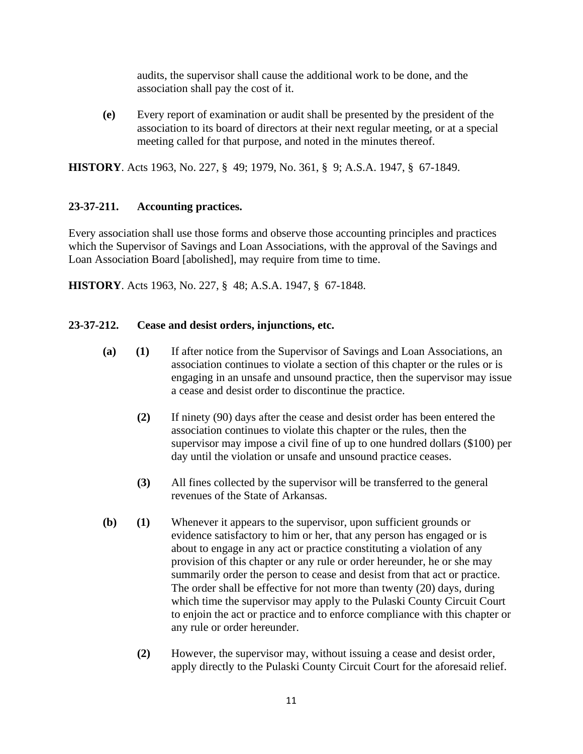audits, the supervisor shall cause the additional work to be done, and the association shall pay the cost of it.

**(e)** Every report of examination or audit shall be presented by the president of the association to its board of directors at their next regular meeting, or at a special meeting called for that purpose, and noted in the minutes thereof.

**HISTORY**. Acts 1963, No. 227, § 49; 1979, No. 361, § 9; A.S.A. 1947, § 67-1849.

**23-37-211. Accounting practices.**

Every association shall use those forms and observe those accounting principles and practices which the Supervisor of Savings and Loan Associations, with the approval of the Savings and Loan Association Board [abolished], may require from time to time.

**HISTORY**. Acts 1963, No. 227, § 48; A.S.A. 1947, § 67-1848.

**23-37-212. Cease and desist orders, injunctions, etc.**

**(a) (1)** If after notice from the Supervisor of Savings and Loan Associations, an association continues to violate a section of this chapter or the rules or is engaging in an unsafe and unsound practice, then the supervisor may issue a cease and desist order to discontinue the practice.

**(2)** If ninety (90) days after the cease and desist order has been entered the association continues to violate this chapter or the rules, then the supervisor may impose a civil fine of up to one hundred dollars ($100) per day until the violation or unsafe and unsound practice ceases.

**(3)** All fines collected by the supervisor will be transferred to the general revenues of the State of Arkansas.

**(b) (1)** Whenever it appears to the supervisor, upon sufficient grounds or evidence satisfactory to him or her, that any person has engaged or is about to engage in any act or practice constituting a violation of any provision of this chapter or any rule or order hereunder, he or she may summarily order the person to cease and desist from that act or practice. The order shall be effective for not more than twenty (20) days, during which time the supervisor may apply to the Pulaski County Circuit Court to enjoin the act or practice and to enforce compliance with this chapter or any rule or order hereunder.

**(2)** However, the supervisor may, without issuing a cease and desist order, apply directly to the Pulaski County Circuit Court for the aforesaid relief.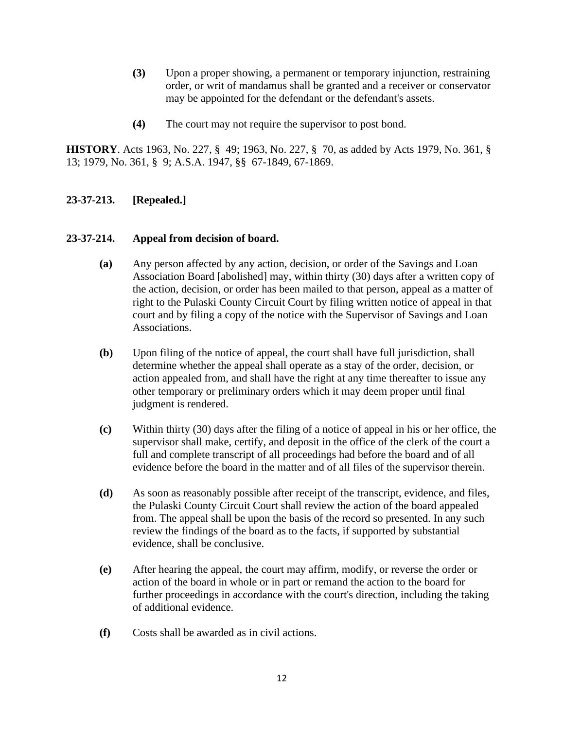**(3)** Upon a proper showing, a permanent or temporary injunction, restraining order, or writ of mandamus shall be granted and a receiver or conservator may be appointed for the defendant or the defendant's assets.

**(4)** The court may not require the supervisor to post bond.

**HISTORY**. Acts 1963, No. 227, § 49; 1963, No. 227, § 70, as added by Acts 1979, No. 361, § 13; 1979, No. 361, § 9; A.S.A. 1947, §§ 67-1849, 67-1869.

**23-37-213. [Repealed.]**

**23-37-214. Appeal from decision of board.**

**(a)** Any person affected by any action, decision, or order of the Savings and Loan Association Board [abolished] may, within thirty (30) days after a written copy of the action, decision, or order has been mailed to that person, appeal as a matter of right to the Pulaski County Circuit Court by filing written notice of appeal in that court and by filing a copy of the notice with the Supervisor of Savings and Loan Associations.

**(b)** Upon filing of the notice of appeal, the court shall have full jurisdiction, shall determine whether the appeal shall operate as a stay of the order, decision, or action appealed from, and shall have the right at any time thereafter to issue any other temporary or preliminary orders which it may deem proper until final judgment is rendered.

**(c)** Within thirty (30) days after the filing of a notice of appeal in his or her office, the supervisor shall make, certify, and deposit in the office of the clerk of the court a full and complete transcript of all proceedings had before the board and of all evidence before the board in the matter and of all files of the supervisor therein.

**(d)** As soon as reasonably possible after receipt of the transcript, evidence, and files, the Pulaski County Circuit Court shall review the action of the board appealed from. The appeal shall be upon the basis of the record so presented. In any such review the findings of the board as to the facts, if supported by substantial evidence, shall be conclusive.

**(e)** After hearing the appeal, the court may affirm, modify, or reverse the order or action of the board in whole or in part or remand the action to the board for further proceedings in accordance with the court's direction, including the taking of additional evidence.

**(f)** Costs shall be awarded as in civil actions.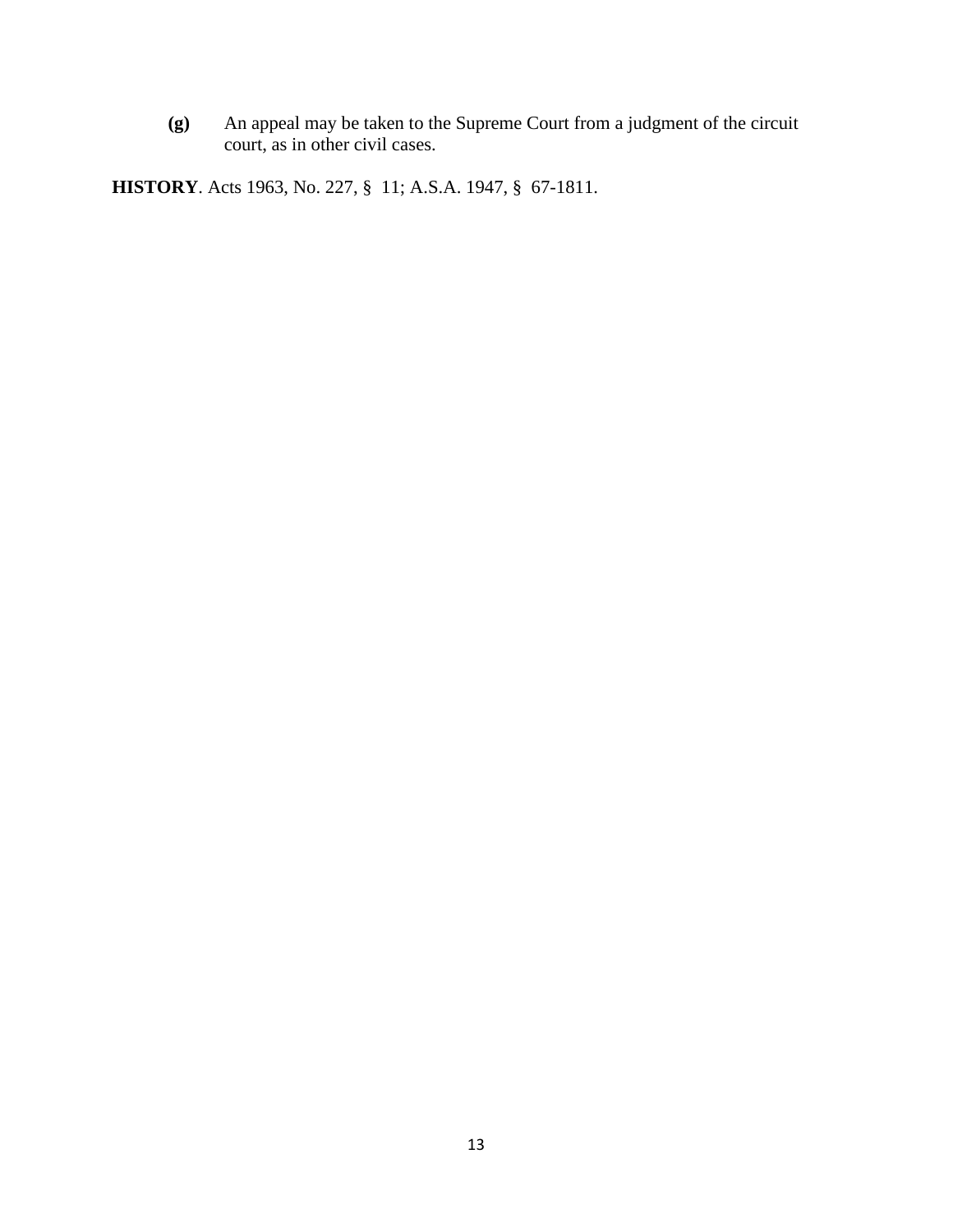**(g)** An appeal may be taken to the Supreme Court from a judgment of the circuit court, as in other civil cases.

**HISTORY**. Acts 1963, No. 227, § 11; A.S.A. 1947, § 67-1811.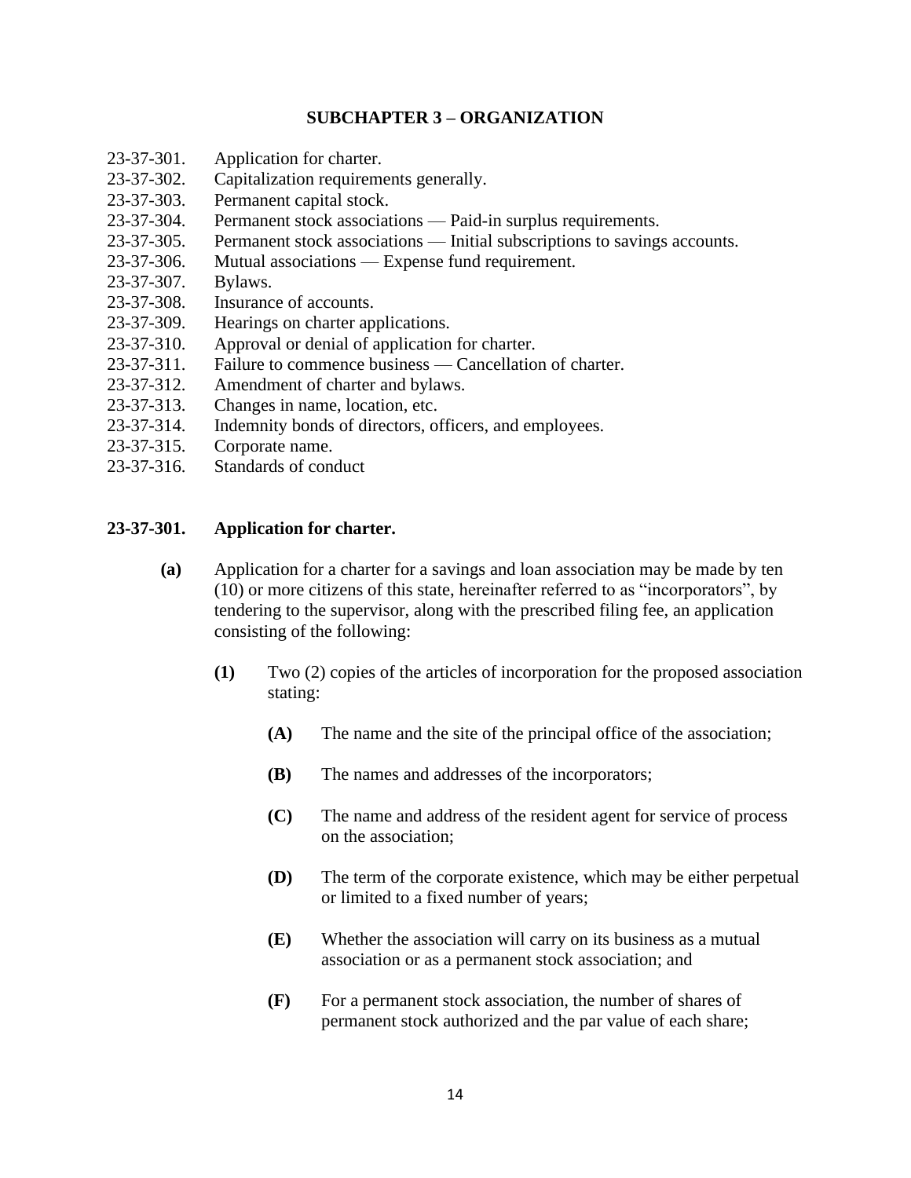## SUBCHAPTER 3 – ORGANIZATION

23-37-301. Application for charter.
23-37-302. Capitalization requirements generally.
23-37-303. Permanent capital stock.
23-37-304. Permanent stock associations — Paid-in surplus requirements.
23-37-305. Permanent stock associations — Initial subscriptions to savings accounts.
23-37-306. Mutual associations — Expense fund requirement.
23-37-307. Bylaws.
23-37-308. Insurance of accounts.
23-37-309. Hearings on charter applications.
23-37-310. Approval or denial of application for charter.
23-37-311. Failure to commence business — Cancellation of charter.
23-37-312. Amendment of charter and bylaws.
23-37-313. Changes in name, location, etc.
23-37-314. Indemnity bonds of directors, officers, and employees.
23-37-315. Corporate name.
23-37-316. Standards of conduct

### 23-37-301. Application for charter.

**(a)** Application for a charter for a savings and loan association may be made by ten (10) or more citizens of this state, hereinafter referred to as "incorporators", by tendering to the supervisor, along with the prescribed filing fee, an application consisting of the following:

**(1)** Two (2) copies of the articles of incorporation for the proposed association stating:

**(A)** The name and the site of the principal office of the association;

**(B)** The names and addresses of the incorporators;

**(C)** The name and address of the resident agent for service of process on the association;

**(D)** The term of the corporate existence, which may be either perpetual or limited to a fixed number of years;

**(E)** Whether the association will carry on its business as a mutual association or as a permanent stock association; and

**(F)** For a permanent stock association, the number of shares of permanent stock authorized and the par value of each share;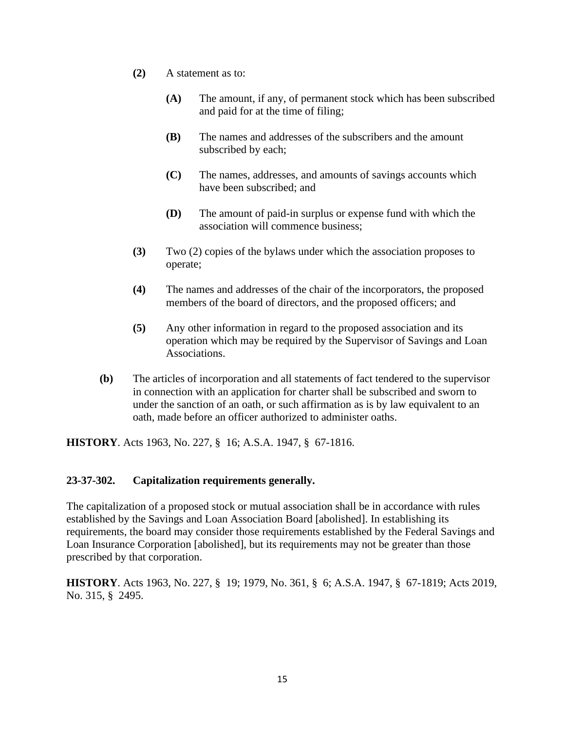- **(2)** A statement as to:

  - **(A)** The amount, if any, of permanent stock which has been subscribed and paid for at the time of filing;

  - **(B)** The names and addresses of the subscribers and the amount subscribed by each;

  - **(C)** The names, addresses, and amounts of savings accounts which have been subscribed; and

  - **(D)** The amount of paid-in surplus or expense fund with which the association will commence business;

- **(3)** Two (2) copies of the bylaws under which the association proposes to operate;

- **(4)** The names and addresses of the chair of the incorporators, the proposed members of the board of directors, and the proposed officers; and

- **(5)** Any other information in regard to the proposed association and its operation which may be required by the Supervisor of Savings and Loan Associations.

**(b)** The articles of incorporation and all statements of fact tendered to the supervisor in connection with an application for charter shall be subscribed and sworn to under the sanction of an oath, or such affirmation as is by law equivalent to an oath, made before an officer authorized to administer oaths.

**HISTORY**. Acts 1963, No. 227, § 16; A.S.A. 1947, § 67-1816.

### 23-37-302. Capitalization requirements generally.

The capitalization of a proposed stock or mutual association shall be in accordance with rules established by the Savings and Loan Association Board [abolished]. In establishing its requirements, the board may consider those requirements established by the Federal Savings and Loan Insurance Corporation [abolished], but its requirements may not be greater than those prescribed by that corporation.

**HISTORY**. Acts 1963, No. 227, § 19; 1979, No. 361, § 6; A.S.A. 1947, § 67-1819; Acts 2019, No. 315, § 2495.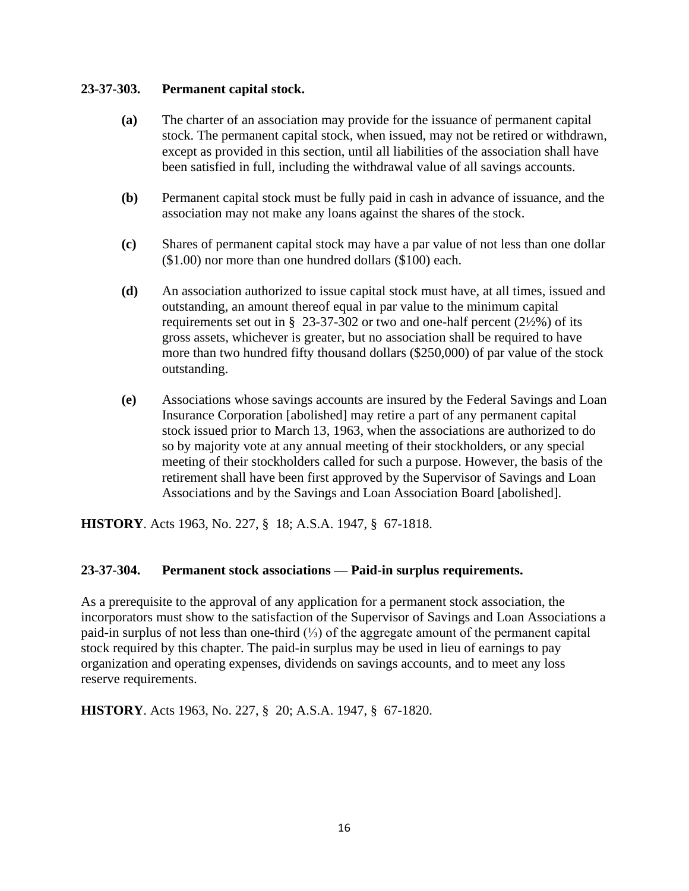**23-37-303. Permanent capital stock.**

**(a)** The charter of an association may provide for the issuance of permanent capital stock. The permanent capital stock, when issued, may not be retired or withdrawn, except as provided in this section, until all liabilities of the association shall have been satisfied in full, including the withdrawal value of all savings accounts.

**(b)** Permanent capital stock must be fully paid in cash in advance of issuance, and the association may not make any loans against the shares of the stock.

**(c)** Shares of permanent capital stock may have a par value of not less than one dollar ($1.00) nor more than one hundred dollars ($100) each.

**(d)** An association authorized to issue capital stock must have, at all times, issued and outstanding, an amount thereof equal in par value to the minimum capital requirements set out in § 23-37-302 or two and one-half percent (2½%) of its gross assets, whichever is greater, but no association shall be required to have more than two hundred fifty thousand dollars ($250,000) of par value of the stock outstanding.

**(e)** Associations whose savings accounts are insured by the Federal Savings and Loan Insurance Corporation [abolished] may retire a part of any permanent capital stock issued prior to March 13, 1963, when the associations are authorized to do so by majority vote at any annual meeting of their stockholders, or any special meeting of their stockholders called for such a purpose. However, the basis of the retirement shall have been first approved by the Supervisor of Savings and Loan Associations and by the Savings and Loan Association Board [abolished].

**HISTORY**. Acts 1963, No. 227, § 18; A.S.A. 1947, § 67-1818.

**23-37-304. Permanent stock associations — Paid-in surplus requirements.**

As a prerequisite to the approval of any application for a permanent stock association, the incorporators must show to the satisfaction of the Supervisor of Savings and Loan Associations a paid-in surplus of not less than one-third (⅓) of the aggregate amount of the permanent capital stock required by this chapter. The paid-in surplus may be used in lieu of earnings to pay organization and operating expenses, dividends on savings accounts, and to meet any loss reserve requirements.

**HISTORY**. Acts 1963, No. 227, § 20; A.S.A. 1947, § 67-1820.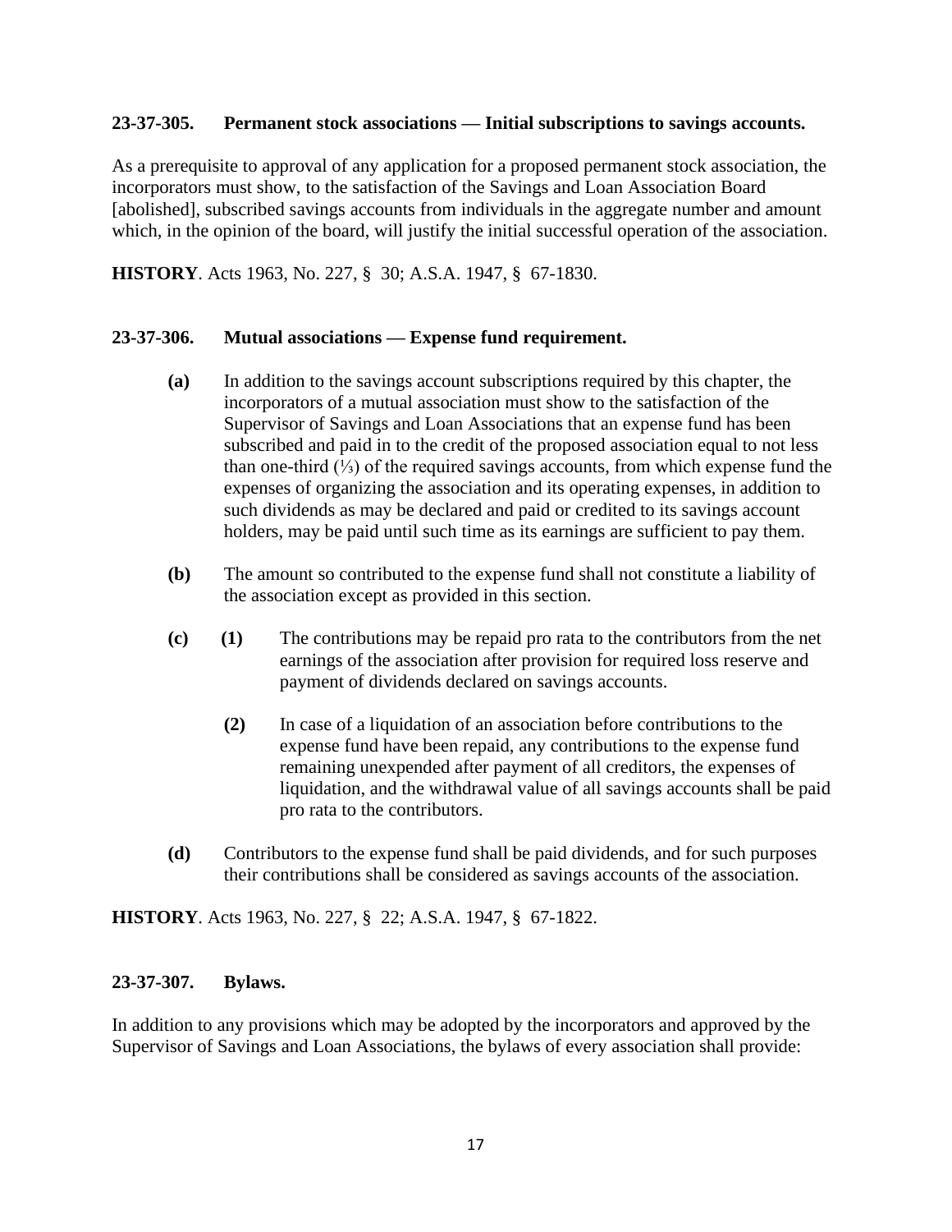**23-37-305. Permanent stock associations — Initial subscriptions to savings accounts.**

As a prerequisite to approval of any application for a proposed permanent stock association, the incorporators must show, to the satisfaction of the Savings and Loan Association Board [abolished], subscribed savings accounts from individuals in the aggregate number and amount which, in the opinion of the board, will justify the initial successful operation of the association.

**HISTORY**. Acts 1963, No. 227, § 30; A.S.A. 1947, § 67-1830.

**23-37-306. Mutual associations — Expense fund requirement.**

**(a)** In addition to the savings account subscriptions required by this chapter, the incorporators of a mutual association must show to the satisfaction of the Supervisor of Savings and Loan Associations that an expense fund has been subscribed and paid in to the credit of the proposed association equal to not less than one-third (⅓) of the required savings accounts, from which expense fund the expenses of organizing the association and its operating expenses, in addition to such dividends as may be declared and paid or credited to its savings account holders, may be paid until such time as its earnings are sufficient to pay them.

**(b)** The amount so contributed to the expense fund shall not constitute a liability of the association except as provided in this section.

**(c)** **(1)** The contributions may be repaid pro rata to the contributors from the net earnings of the association after provision for required loss reserve and payment of dividends declared on savings accounts.

**(2)** In case of a liquidation of an association before contributions to the expense fund have been repaid, any contributions to the expense fund remaining unexpended after payment of all creditors, the expenses of liquidation, and the withdrawal value of all savings accounts shall be paid pro rata to the contributors.

**(d)** Contributors to the expense fund shall be paid dividends, and for such purposes their contributions shall be considered as savings accounts of the association.

**HISTORY**. Acts 1963, No. 227, § 22; A.S.A. 1947, § 67-1822.

**23-37-307. Bylaws.**

In addition to any provisions which may be adopted by the incorporators and approved by the Supervisor of Savings and Loan Associations, the bylaws of every association shall provide: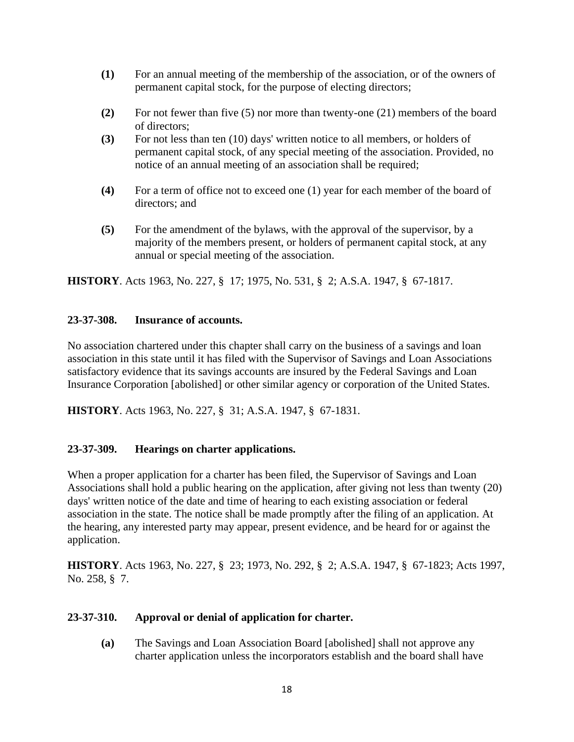**(1)** For an annual meeting of the membership of the association, or of the owners of permanent capital stock, for the purpose of electing directors;

**(2)** For not fewer than five (5) nor more than twenty-one (21) members of the board of directors;

**(3)** For not less than ten (10) days' written notice to all members, or holders of permanent capital stock, of any special meeting of the association. Provided, no notice of an annual meeting of an association shall be required;

**(4)** For a term of office not to exceed one (1) year for each member of the board of directors; and

**(5)** For the amendment of the bylaws, with the approval of the supervisor, by a majority of the members present, or holders of permanent capital stock, at any annual or special meeting of the association.

**HISTORY**. Acts 1963, No. 227, § 17; 1975, No. 531, § 2; A.S.A. 1947, § 67-1817.

**23-37-308. Insurance of accounts.**

No association chartered under this chapter shall carry on the business of a savings and loan association in this state until it has filed with the Supervisor of Savings and Loan Associations satisfactory evidence that its savings accounts are insured by the Federal Savings and Loan Insurance Corporation [abolished] or other similar agency or corporation of the United States.

**HISTORY**. Acts 1963, No. 227, § 31; A.S.A. 1947, § 67-1831.

**23-37-309. Hearings on charter applications.**

When a proper application for a charter has been filed, the Supervisor of Savings and Loan Associations shall hold a public hearing on the application, after giving not less than twenty (20) days' written notice of the date and time of hearing to each existing association or federal association in the state. The notice shall be made promptly after the filing of an application. At the hearing, any interested party may appear, present evidence, and be heard for or against the application.

**HISTORY**. Acts 1963, No. 227, § 23; 1973, No. 292, § 2; A.S.A. 1947, § 67-1823; Acts 1997, No. 258, § 7.

**23-37-310. Approval or denial of application for charter.**

**(a)** The Savings and Loan Association Board [abolished] shall not approve any charter application unless the incorporators establish and the board shall have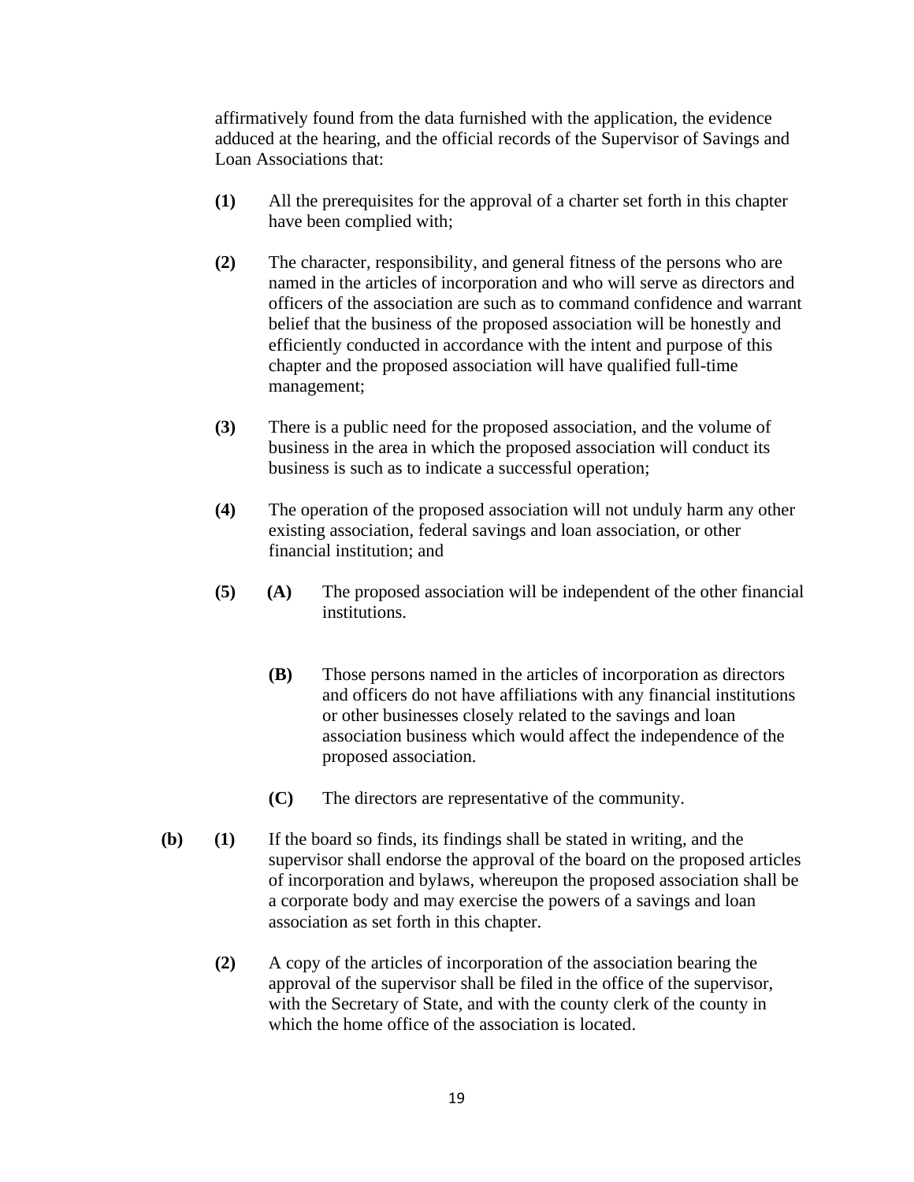affirmatively found from the data furnished with the application, the evidence adduced at the hearing, and the official records of the Supervisor of Savings and Loan Associations that:

**(1)** All the prerequisites for the approval of a charter set forth in this chapter have been complied with;

**(2)** The character, responsibility, and general fitness of the persons who are named in the articles of incorporation and who will serve as directors and officers of the association are such as to command confidence and warrant belief that the business of the proposed association will be honestly and efficiently conducted in accordance with the intent and purpose of this chapter and the proposed association will have qualified full-time management;

**(3)** There is a public need for the proposed association, and the volume of business in the area in which the proposed association will conduct its business is such as to indicate a successful operation;

**(4)** The operation of the proposed association will not unduly harm any other existing association, federal savings and loan association, or other financial institution; and

**(5)** **(A)** The proposed association will be independent of the other financial institutions.

**(B)** Those persons named in the articles of incorporation as directors and officers do not have affiliations with any financial institutions or other businesses closely related to the savings and loan association business which would affect the independence of the proposed association.

**(C)** The directors are representative of the community.

**(b)** **(1)** If the board so finds, its findings shall be stated in writing, and the supervisor shall endorse the approval of the board on the proposed articles of incorporation and bylaws, whereupon the proposed association shall be a corporate body and may exercise the powers of a savings and loan association as set forth in this chapter.

**(2)** A copy of the articles of incorporation of the association bearing the approval of the supervisor shall be filed in the office of the supervisor, with the Secretary of State, and with the county clerk of the county in which the home office of the association is located.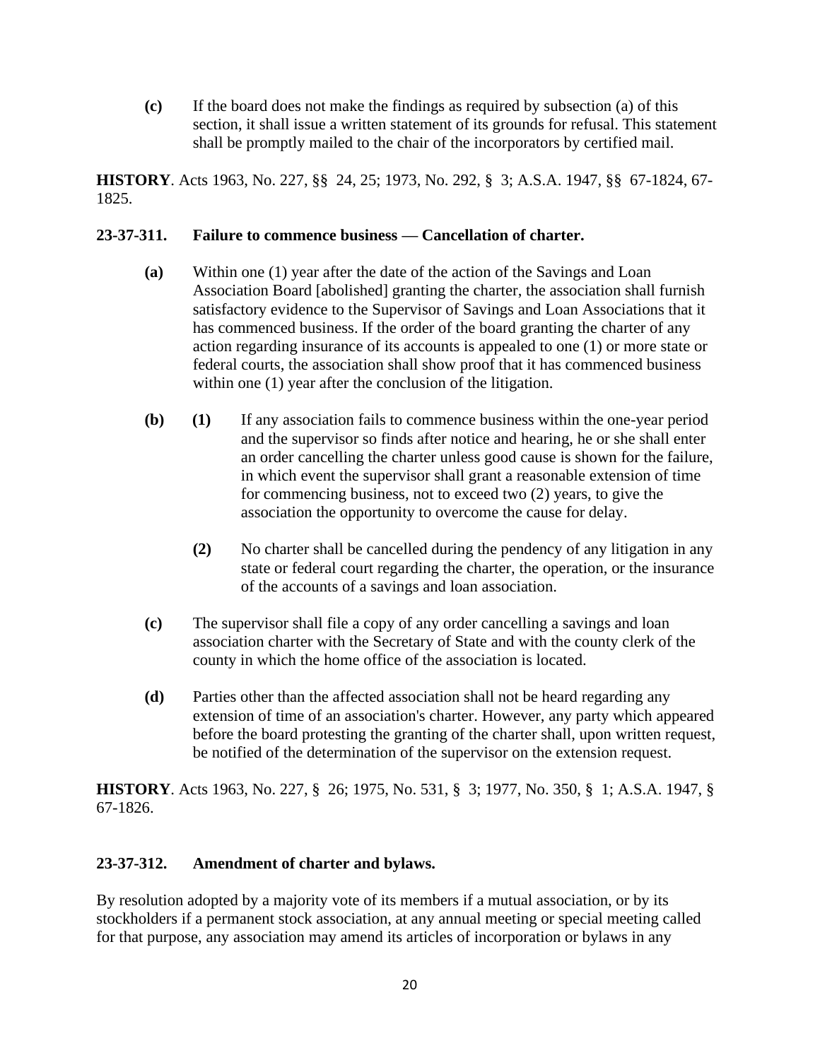**(c)** If the board does not make the findings as required by subsection (a) of this section, it shall issue a written statement of its grounds for refusal. This statement shall be promptly mailed to the chair of the incorporators by certified mail.

**HISTORY**. Acts 1963, No. 227, §§ 24, 25; 1973, No. 292, § 3; A.S.A. 1947, §§ 67-1824, 67-1825.

### 23-37-311. Failure to commence business — Cancellation of charter.

**(a)** Within one (1) year after the date of the action of the Savings and Loan Association Board [abolished] granting the charter, the association shall furnish satisfactory evidence to the Supervisor of Savings and Loan Associations that it has commenced business. If the order of the board granting the charter of any action regarding insurance of its accounts is appealed to one (1) or more state or federal courts, the association shall show proof that it has commenced business within one (1) year after the conclusion of the litigation.

**(b)** **(1)** If any association fails to commence business within the one-year period and the supervisor so finds after notice and hearing, he or she shall enter an order cancelling the charter unless good cause is shown for the failure, in which event the supervisor shall grant a reasonable extension of time for commencing business, not to exceed two (2) years, to give the association the opportunity to overcome the cause for delay.

**(2)** No charter shall be cancelled during the pendency of any litigation in any state or federal court regarding the charter, the operation, or the insurance of the accounts of a savings and loan association.

**(c)** The supervisor shall file a copy of any order cancelling a savings and loan association charter with the Secretary of State and with the county clerk of the county in which the home office of the association is located.

**(d)** Parties other than the affected association shall not be heard regarding any extension of time of an association's charter. However, any party which appeared before the board protesting the granting of the charter shall, upon written request, be notified of the determination of the supervisor on the extension request.

**HISTORY**. Acts 1963, No. 227, § 26; 1975, No. 531, § 3; 1977, No. 350, § 1; A.S.A. 1947, § 67-1826.

### 23-37-312. Amendment of charter and bylaws.

By resolution adopted by a majority vote of its members if a mutual association, or by its stockholders if a permanent stock association, at any annual meeting or special meeting called for that purpose, any association may amend its articles of incorporation or bylaws in any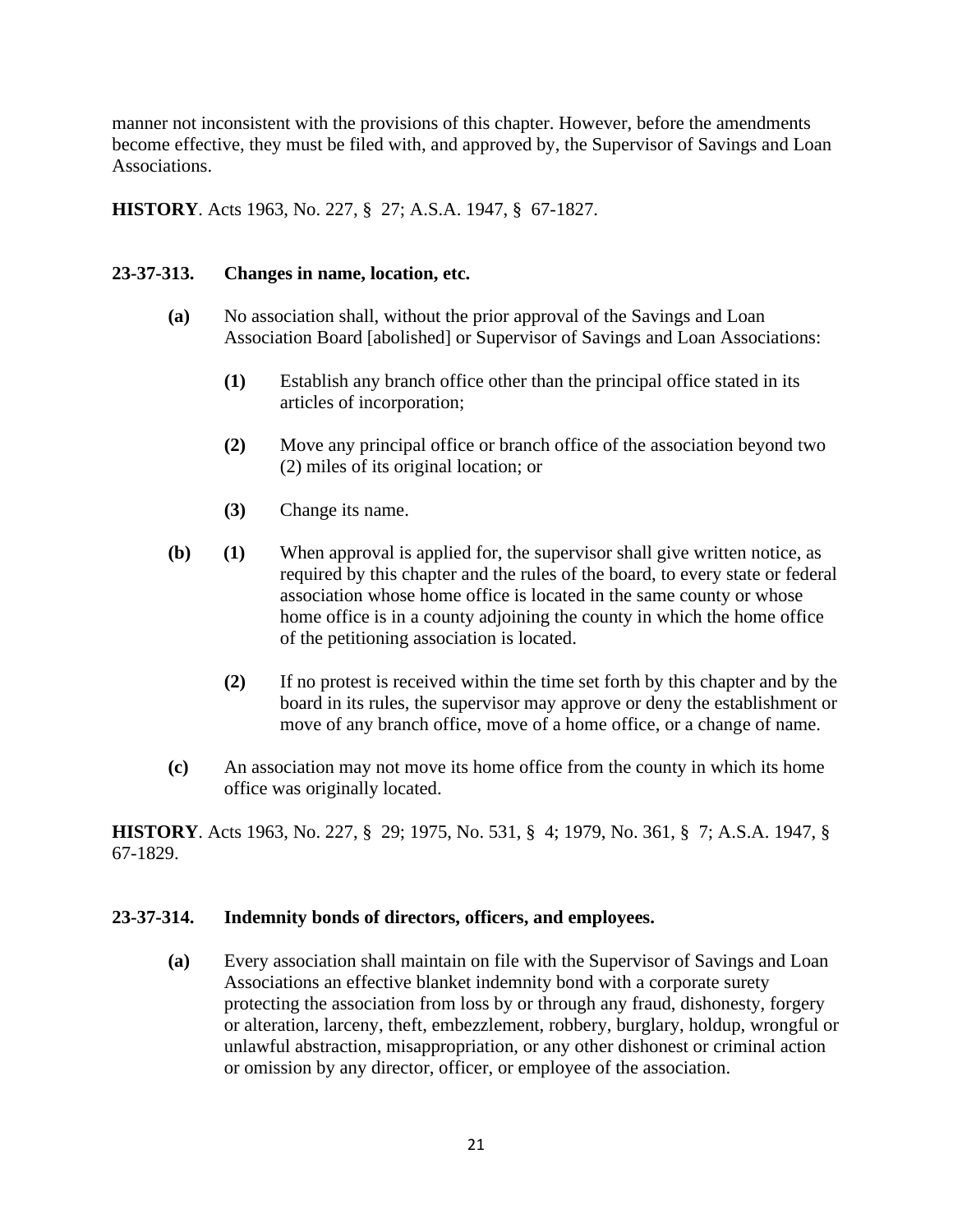manner not inconsistent with the provisions of this chapter. However, before the amendments become effective, they must be filed with, and approved by, the Supervisor of Savings and Loan Associations.

**HISTORY**. Acts 1963, No. 227, § 27; A.S.A. 1947, § 67-1827.

### 23-37-313. Changes in name, location, etc.

**(a)** No association shall, without the prior approval of the Savings and Loan Association Board [abolished] or Supervisor of Savings and Loan Associations:

**(1)** Establish any branch office other than the principal office stated in its articles of incorporation;

**(2)** Move any principal office or branch office of the association beyond two (2) miles of its original location; or

**(3)** Change its name.

**(b)** **(1)** When approval is applied for, the supervisor shall give written notice, as required by this chapter and the rules of the board, to every state or federal association whose home office is located in the same county or whose home office is in a county adjoining the county in which the home office of the petitioning association is located.

**(2)** If no protest is received within the time set forth by this chapter and by the board in its rules, the supervisor may approve or deny the establishment or move of any branch office, move of a home office, or a change of name.

**(c)** An association may not move its home office from the county in which its home office was originally located.

**HISTORY**. Acts 1963, No. 227, § 29; 1975, No. 531, § 4; 1979, No. 361, § 7; A.S.A. 1947, § 67-1829.

### 23-37-314. Indemnity bonds of directors, officers, and employees.

**(a)** Every association shall maintain on file with the Supervisor of Savings and Loan Associations an effective blanket indemnity bond with a corporate surety protecting the association from loss by or through any fraud, dishonesty, forgery or alteration, larceny, theft, embezzlement, robbery, burglary, holdup, wrongful or unlawful abstraction, misappropriation, or any other dishonest or criminal action or omission by any director, officer, or employee of the association.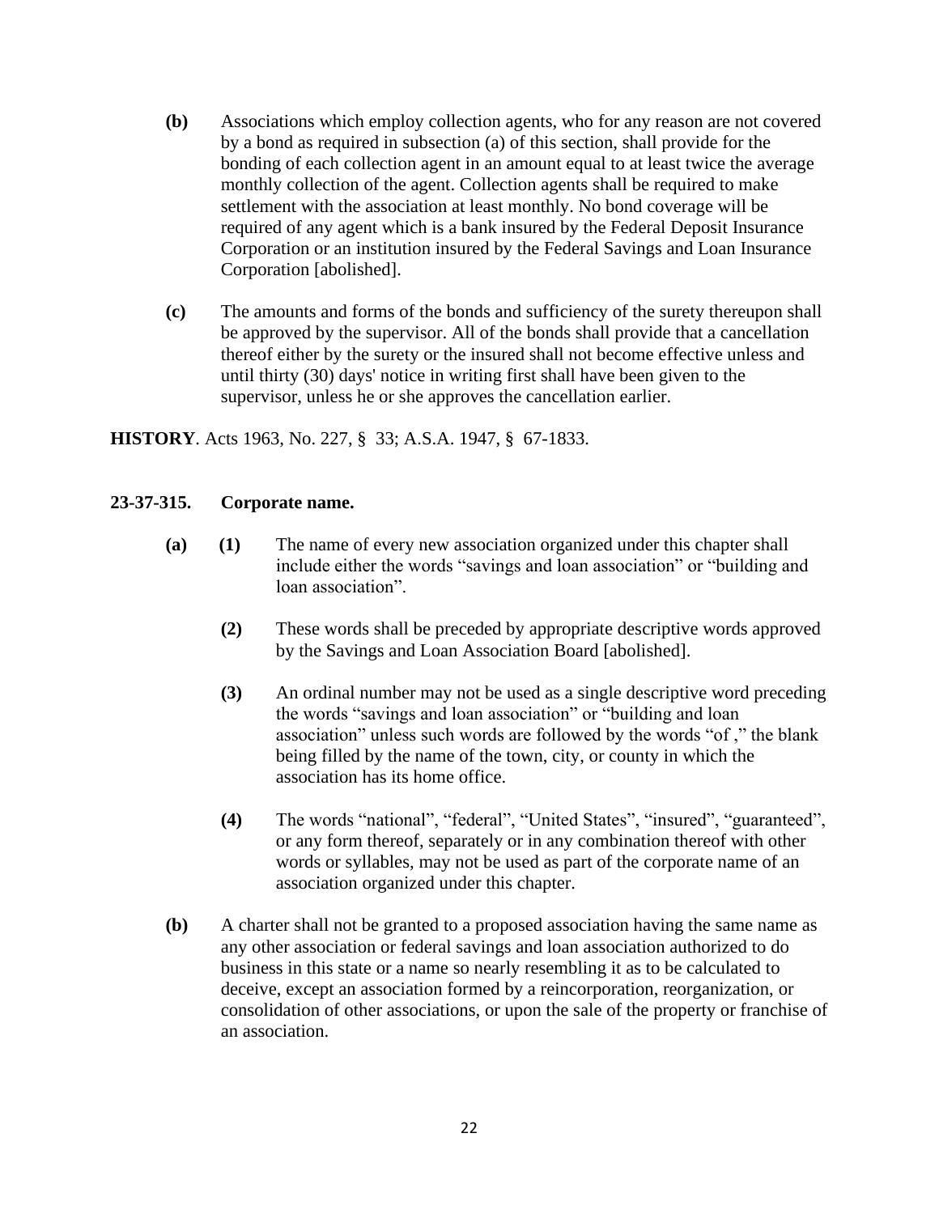**(b)** Associations which employ collection agents, who for any reason are not covered by a bond as required in subsection (a) of this section, shall provide for the bonding of each collection agent in an amount equal to at least twice the average monthly collection of the agent. Collection agents shall be required to make settlement with the association at least monthly. No bond coverage will be required of any agent which is a bank insured by the Federal Deposit Insurance Corporation or an institution insured by the Federal Savings and Loan Insurance Corporation [abolished].

**(c)** The amounts and forms of the bonds and sufficiency of the surety thereupon shall be approved by the supervisor. All of the bonds shall provide that a cancellation thereof either by the surety or the insured shall not become effective unless and until thirty (30) days' notice in writing first shall have been given to the supervisor, unless he or she approves the cancellation earlier.

**HISTORY**. Acts 1963, No. 227, § 33; A.S.A. 1947, § 67-1833.

### 23-37-315. Corporate name.

**(a)** **(1)** The name of every new association organized under this chapter shall include either the words "savings and loan association" or "building and loan association".

**(2)** These words shall be preceded by appropriate descriptive words approved by the Savings and Loan Association Board [abolished].

**(3)** An ordinal number may not be used as a single descriptive word preceding the words "savings and loan association" or "building and loan association" unless such words are followed by the words "of ," the blank being filled by the name of the town, city, or county in which the association has its home office.

**(4)** The words "national", "federal", "United States", "insured", "guaranteed", or any form thereof, separately or in any combination thereof with other words or syllables, may not be used as part of the corporate name of an association organized under this chapter.

**(b)** A charter shall not be granted to a proposed association having the same name as any other association or federal savings and loan association authorized to do business in this state or a name so nearly resembling it as to be calculated to deceive, except an association formed by a reincorporation, reorganization, or consolidation of other associations, or upon the sale of the property or franchise of an association.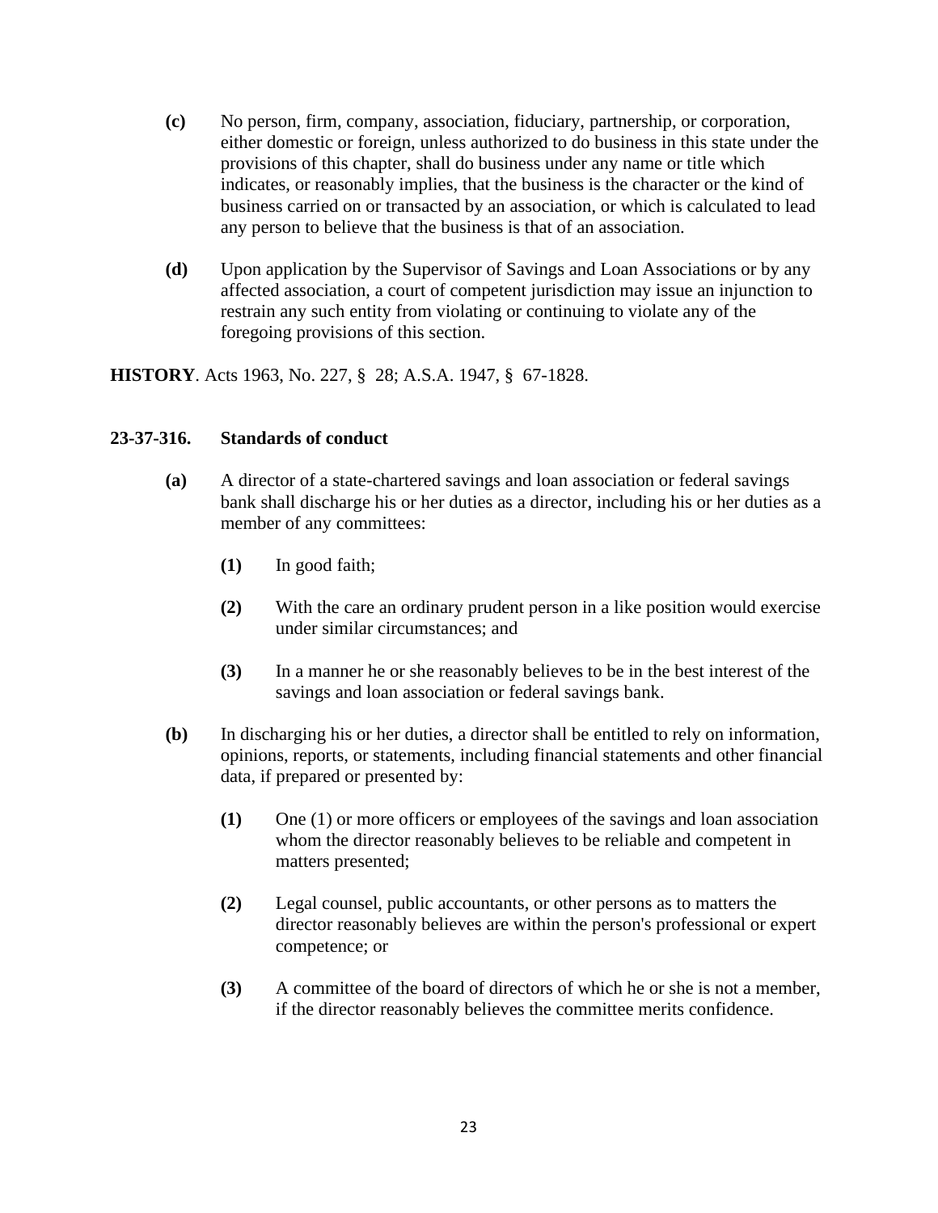**(c)** No person, firm, company, association, fiduciary, partnership, or corporation, either domestic or foreign, unless authorized to do business in this state under the provisions of this chapter, shall do business under any name or title which indicates, or reasonably implies, that the business is the character or the kind of business carried on or transacted by an association, or which is calculated to lead any person to believe that the business is that of an association.

**(d)** Upon application by the Supervisor of Savings and Loan Associations or by any affected association, a court of competent jurisdiction may issue an injunction to restrain any such entity from violating or continuing to violate any of the foregoing provisions of this section.

**HISTORY**. Acts 1963, No. 227, § 28; A.S.A. 1947, § 67-1828.

### 23-37-316. Standards of conduct

**(a)** A director of a state-chartered savings and loan association or federal savings bank shall discharge his or her duties as a director, including his or her duties as a member of any committees:

**(1)** In good faith;

**(2)** With the care an ordinary prudent person in a like position would exercise under similar circumstances; and

**(3)** In a manner he or she reasonably believes to be in the best interest of the savings and loan association or federal savings bank.

**(b)** In discharging his or her duties, a director shall be entitled to rely on information, opinions, reports, or statements, including financial statements and other financial data, if prepared or presented by:

**(1)** One (1) or more officers or employees of the savings and loan association whom the director reasonably believes to be reliable and competent in matters presented;

**(2)** Legal counsel, public accountants, or other persons as to matters the director reasonably believes are within the person's professional or expert competence; or

**(3)** A committee of the board of directors of which he or she is not a member, if the director reasonably believes the committee merits confidence.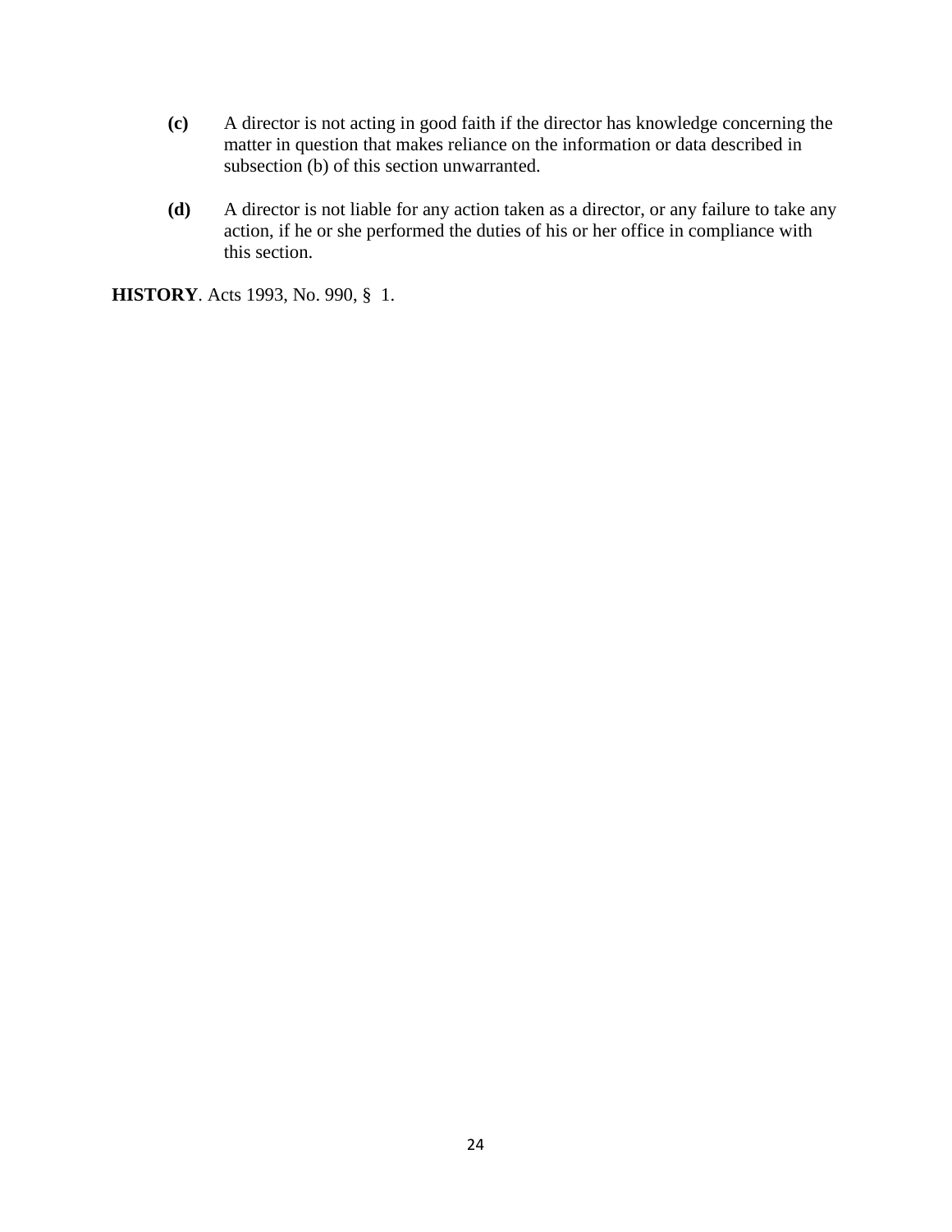**(c)** A director is not acting in good faith if the director has knowledge concerning the matter in question that makes reliance on the information or data described in subsection (b) of this section unwarranted.

**(d)** A director is not liable for any action taken as a director, or any failure to take any action, if he or she performed the duties of his or her office in compliance with this section.

**HISTORY**. Acts 1993, No. 990, § 1.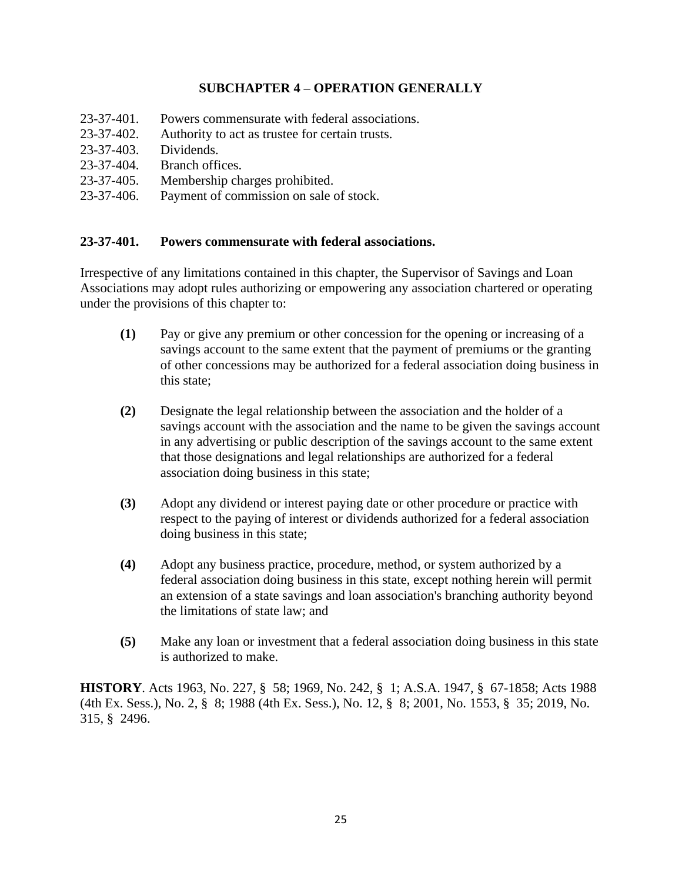## SUBCHAPTER 4 – OPERATION GENERALLY

23-37-401. Powers commensurate with federal associations.
23-37-402. Authority to act as trustee for certain trusts.
23-37-403. Dividends.
23-37-404. Branch offices.
23-37-405. Membership charges prohibited.
23-37-406. Payment of commission on sale of stock.

### 23-37-401. Powers commensurate with federal associations.

Irrespective of any limitations contained in this chapter, the Supervisor of Savings and Loan Associations may adopt rules authorizing or empowering any association chartered or operating under the provisions of this chapter to:

**(1)** Pay or give any premium or other concession for the opening or increasing of a savings account to the same extent that the payment of premiums or the granting of other concessions may be authorized for a federal association doing business in this state;

**(2)** Designate the legal relationship between the association and the holder of a savings account with the association and the name to be given the savings account in any advertising or public description of the savings account to the same extent that those designations and legal relationships are authorized for a federal association doing business in this state;

**(3)** Adopt any dividend or interest paying date or other procedure or practice with respect to the paying of interest or dividends authorized for a federal association doing business in this state;

**(4)** Adopt any business practice, procedure, method, or system authorized by a federal association doing business in this state, except nothing herein will permit an extension of a state savings and loan association's branching authority beyond the limitations of state law; and

**(5)** Make any loan or investment that a federal association doing business in this state is authorized to make.

**HISTORY**. Acts 1963, No. 227, § 58; 1969, No. 242, § 1; A.S.A. 1947, § 67-1858; Acts 1988 (4th Ex. Sess.), No. 2, § 8; 1988 (4th Ex. Sess.), No. 12, § 8; 2001, No. 1553, § 35; 2019, No. 315, § 2496.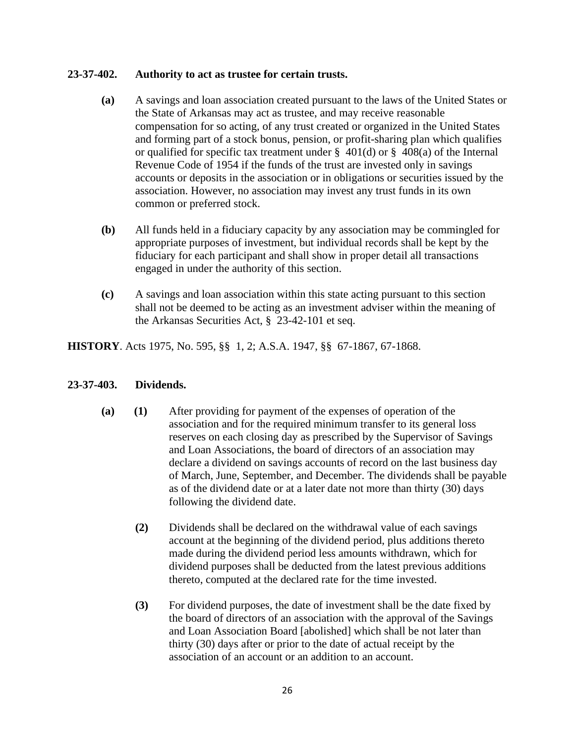**23-37-402. Authority to act as trustee for certain trusts.**

**(a)** A savings and loan association created pursuant to the laws of the United States or the State of Arkansas may act as trustee, and may receive reasonable compensation for so acting, of any trust created or organized in the United States and forming part of a stock bonus, pension, or profit-sharing plan which qualifies or qualified for specific tax treatment under § 401(d) or § 408(a) of the Internal Revenue Code of 1954 if the funds of the trust are invested only in savings accounts or deposits in the association or in obligations or securities issued by the association. However, no association may invest any trust funds in its own common or preferred stock.

**(b)** All funds held in a fiduciary capacity by any association may be commingled for appropriate purposes of investment, but individual records shall be kept by the fiduciary for each participant and shall show in proper detail all transactions engaged in under the authority of this section.

**(c)** A savings and loan association within this state acting pursuant to this section shall not be deemed to be acting as an investment adviser within the meaning of the Arkansas Securities Act, § 23-42-101 et seq.

**HISTORY**. Acts 1975, No. 595, §§ 1, 2; A.S.A. 1947, §§ 67-1867, 67-1868.

**23-37-403. Dividends.**

**(a)** **(1)** After providing for payment of the expenses of operation of the association and for the required minimum transfer to its general loss reserves on each closing day as prescribed by the Supervisor of Savings and Loan Associations, the board of directors of an association may declare a dividend on savings accounts of record on the last business day of March, June, September, and December. The dividends shall be payable as of the dividend date or at a later date not more than thirty (30) days following the dividend date.

**(2)** Dividends shall be declared on the withdrawal value of each savings account at the beginning of the dividend period, plus additions thereto made during the dividend period less amounts withdrawn, which for dividend purposes shall be deducted from the latest previous additions thereto, computed at the declared rate for the time invested.

**(3)** For dividend purposes, the date of investment shall be the date fixed by the board of directors of an association with the approval of the Savings and Loan Association Board [abolished] which shall be not later than thirty (30) days after or prior to the date of actual receipt by the association of an account or an addition to an account.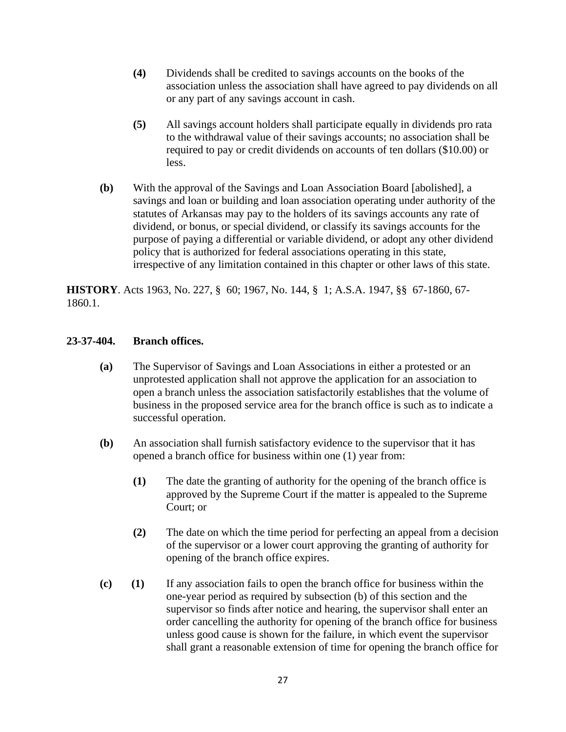**(4)** Dividends shall be credited to savings accounts on the books of the association unless the association shall have agreed to pay dividends on all or any part of any savings account in cash.

**(5)** All savings account holders shall participate equally in dividends pro rata to the withdrawal value of their savings accounts; no association shall be required to pay or credit dividends on accounts of ten dollars ($10.00) or less.

**(b)** With the approval of the Savings and Loan Association Board [abolished], a savings and loan or building and loan association operating under authority of the statutes of Arkansas may pay to the holders of its savings accounts any rate of dividend, or bonus, or special dividend, or classify its savings accounts for the purpose of paying a differential or variable dividend, or adopt any other dividend policy that is authorized for federal associations operating in this state, irrespective of any limitation contained in this chapter or other laws of this state.

**HISTORY**. Acts 1963, No. 227, § 60; 1967, No. 144, § 1; A.S.A. 1947, §§ 67-1860, 67-1860.1.

**23-37-404. Branch offices.**

**(a)** The Supervisor of Savings and Loan Associations in either a protested or an unprotested application shall not approve the application for an association to open a branch unless the association satisfactorily establishes that the volume of business in the proposed service area for the branch office is such as to indicate a successful operation.

**(b)** An association shall furnish satisfactory evidence to the supervisor that it has opened a branch office for business within one (1) year from:

**(1)** The date the granting of authority for the opening of the branch office is approved by the Supreme Court if the matter is appealed to the Supreme Court; or

**(2)** The date on which the time period for perfecting an appeal from a decision of the supervisor or a lower court approving the granting of authority for opening of the branch office expires.

**(c) (1)** If any association fails to open the branch office for business within the one-year period as required by subsection (b) of this section and the supervisor so finds after notice and hearing, the supervisor shall enter an order cancelling the authority for opening of the branch office for business unless good cause is shown for the failure, in which event the supervisor shall grant a reasonable extension of time for opening the branch office for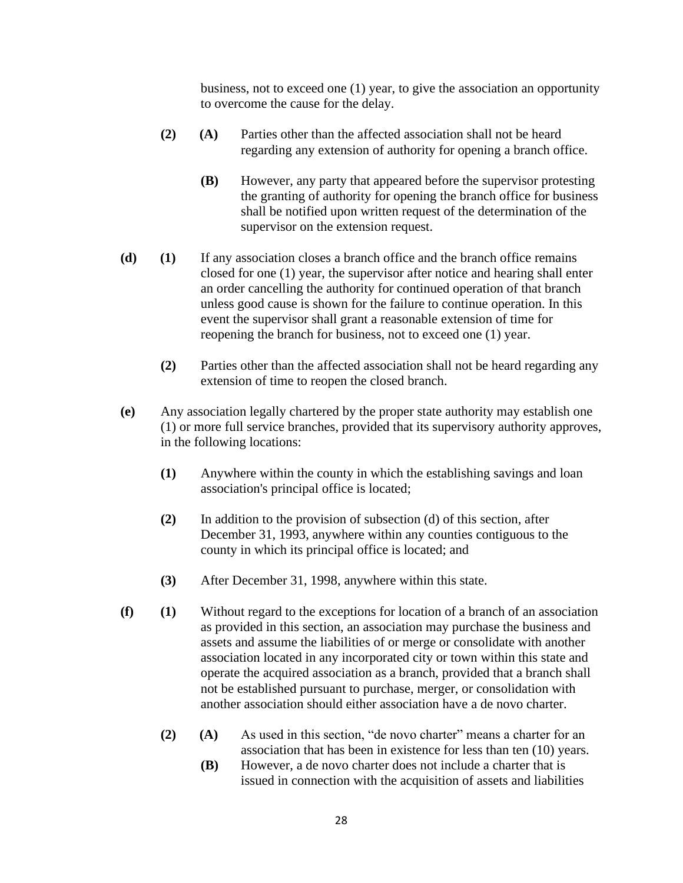business, not to exceed one (1) year, to give the association an opportunity to overcome the cause for the delay.

**(2)** **(A)** Parties other than the affected association shall not be heard regarding any extension of authority for opening a branch office.

**(B)** However, any party that appeared before the supervisor protesting the granting of authority for opening the branch office for business shall be notified upon written request of the determination of the supervisor on the extension request.

**(d)** **(1)** If any association closes a branch office and the branch office remains closed for one (1) year, the supervisor after notice and hearing shall enter an order cancelling the authority for continued operation of that branch unless good cause is shown for the failure to continue operation. In this event the supervisor shall grant a reasonable extension of time for reopening the branch for business, not to exceed one (1) year.

**(2)** Parties other than the affected association shall not be heard regarding any extension of time to reopen the closed branch.

**(e)** Any association legally chartered by the proper state authority may establish one (1) or more full service branches, provided that its supervisory authority approves, in the following locations:

**(1)** Anywhere within the county in which the establishing savings and loan association's principal office is located;

**(2)** In addition to the provision of subsection (d) of this section, after December 31, 1993, anywhere within any counties contiguous to the county in which its principal office is located; and

**(3)** After December 31, 1998, anywhere within this state.

**(f)** **(1)** Without regard to the exceptions for location of a branch of an association as provided in this section, an association may purchase the business and assets and assume the liabilities of or merge or consolidate with another association located in any incorporated city or town within this state and operate the acquired association as a branch, provided that a branch shall not be established pursuant to purchase, merger, or consolidation with another association should either association have a de novo charter.

**(2)** **(A)** As used in this section, "de novo charter" means a charter for an association that has been in existence for less than ten (10) years.

**(B)** However, a de novo charter does not include a charter that is issued in connection with the acquisition of assets and liabilities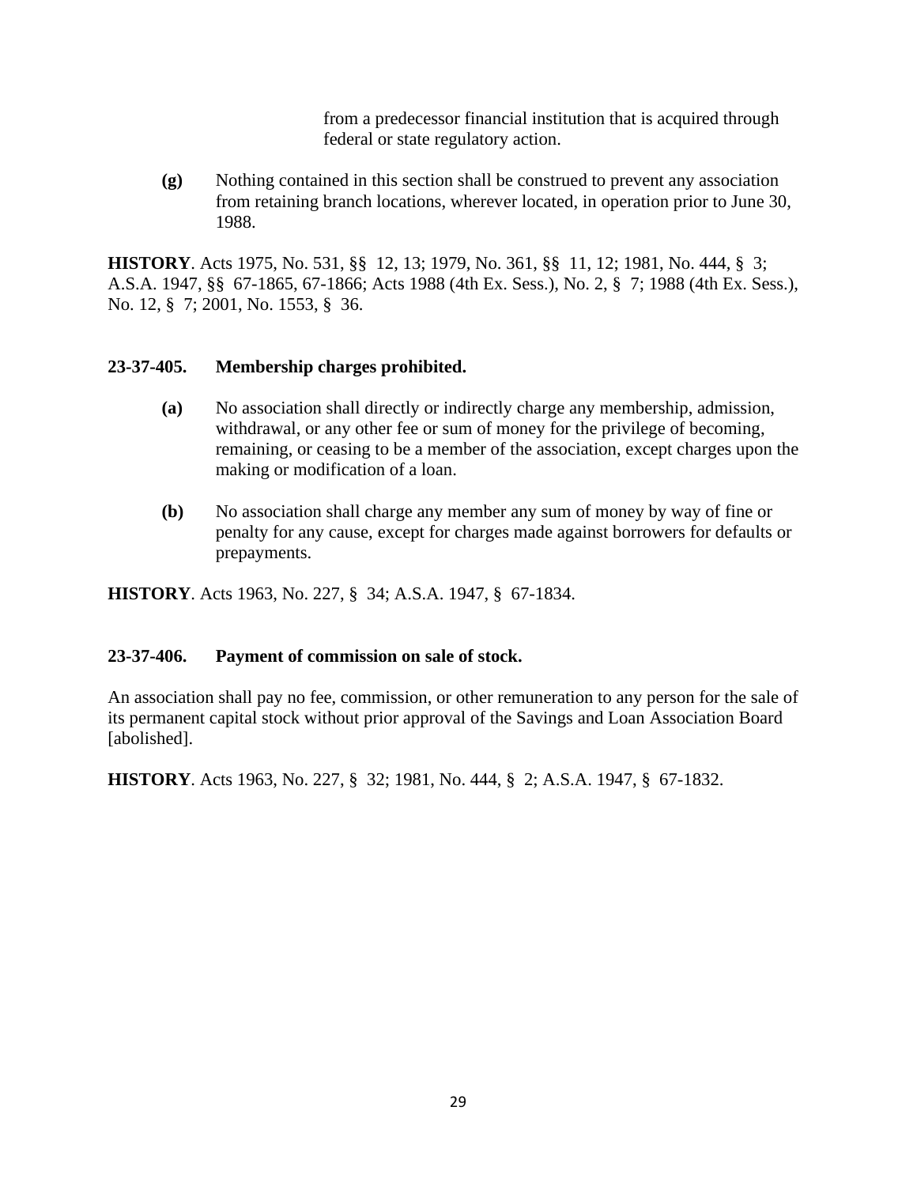from a predecessor financial institution that is acquired through federal or state regulatory action.

**(g)** Nothing contained in this section shall be construed to prevent any association from retaining branch locations, wherever located, in operation prior to June 30, 1988.

**HISTORY**. Acts 1975, No. 531, §§ 12, 13; 1979, No. 361, §§ 11, 12; 1981, No. 444, § 3; A.S.A. 1947, §§ 67-1865, 67-1866; Acts 1988 (4th Ex. Sess.), No. 2, § 7; 1988 (4th Ex. Sess.), No. 12, § 7; 2001, No. 1553, § 36.

**23-37-405. Membership charges prohibited.**

**(a)** No association shall directly or indirectly charge any membership, admission, withdrawal, or any other fee or sum of money for the privilege of becoming, remaining, or ceasing to be a member of the association, except charges upon the making or modification of a loan.

**(b)** No association shall charge any member any sum of money by way of fine or penalty for any cause, except for charges made against borrowers for defaults or prepayments.

**HISTORY**. Acts 1963, No. 227, § 34; A.S.A. 1947, § 67-1834.

**23-37-406. Payment of commission on sale of stock.**

An association shall pay no fee, commission, or other remuneration to any person for the sale of its permanent capital stock without prior approval of the Savings and Loan Association Board [abolished].

**HISTORY**. Acts 1963, No. 227, § 32; 1981, No. 444, § 2; A.S.A. 1947, § 67-1832.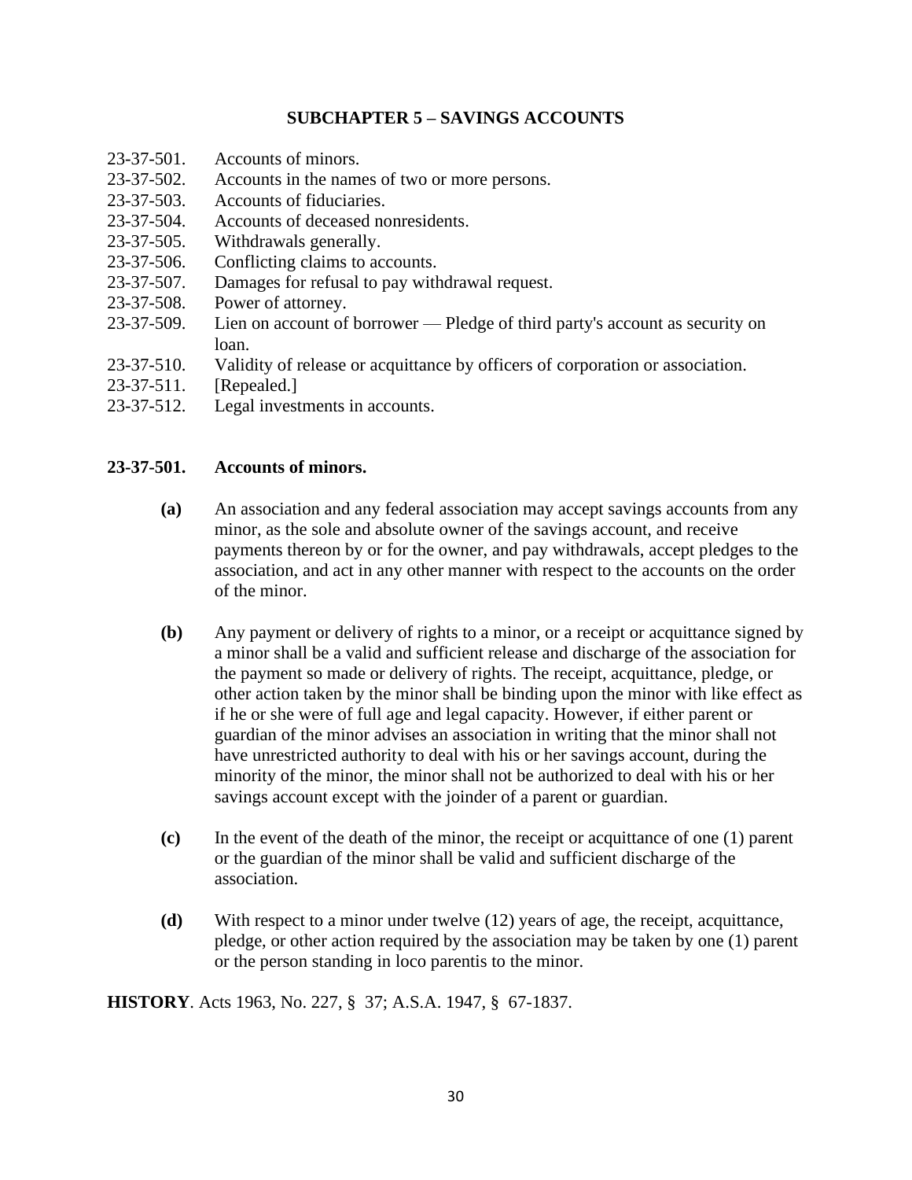## SUBCHAPTER 5 – SAVINGS ACCOUNTS

23-37-501. Accounts of minors.
23-37-502. Accounts in the names of two or more persons.
23-37-503. Accounts of fiduciaries.
23-37-504. Accounts of deceased nonresidents.
23-37-505. Withdrawals generally.
23-37-506. Conflicting claims to accounts.
23-37-507. Damages for refusal to pay withdrawal request.
23-37-508. Power of attorney.
23-37-509. Lien on account of borrower — Pledge of third party's account as security on loan.
23-37-510. Validity of release or acquittance by officers of corporation or association.
23-37-511. [Repealed.]
23-37-512. Legal investments in accounts.

### 23-37-501. Accounts of minors.

**(a)** An association and any federal association may accept savings accounts from any minor, as the sole and absolute owner of the savings account, and receive payments thereon by or for the owner, and pay withdrawals, accept pledges to the association, and act in any other manner with respect to the accounts on the order of the minor.

**(b)** Any payment or delivery of rights to a minor, or a receipt or acquittance signed by a minor shall be a valid and sufficient release and discharge of the association for the payment so made or delivery of rights. The receipt, acquittance, pledge, or other action taken by the minor shall be binding upon the minor with like effect as if he or she were of full age and legal capacity. However, if either parent or guardian of the minor advises an association in writing that the minor shall not have unrestricted authority to deal with his or her savings account, during the minority of the minor, the minor shall not be authorized to deal with his or her savings account except with the joinder of a parent or guardian.

**(c)** In the event of the death of the minor, the receipt or acquittance of one (1) parent or the guardian of the minor shall be valid and sufficient discharge of the association.

**(d)** With respect to a minor under twelve (12) years of age, the receipt, acquittance, pledge, or other action required by the association may be taken by one (1) parent or the person standing in loco parentis to the minor.

**HISTORY**. Acts 1963, No. 227, § 37; A.S.A. 1947, § 67-1837.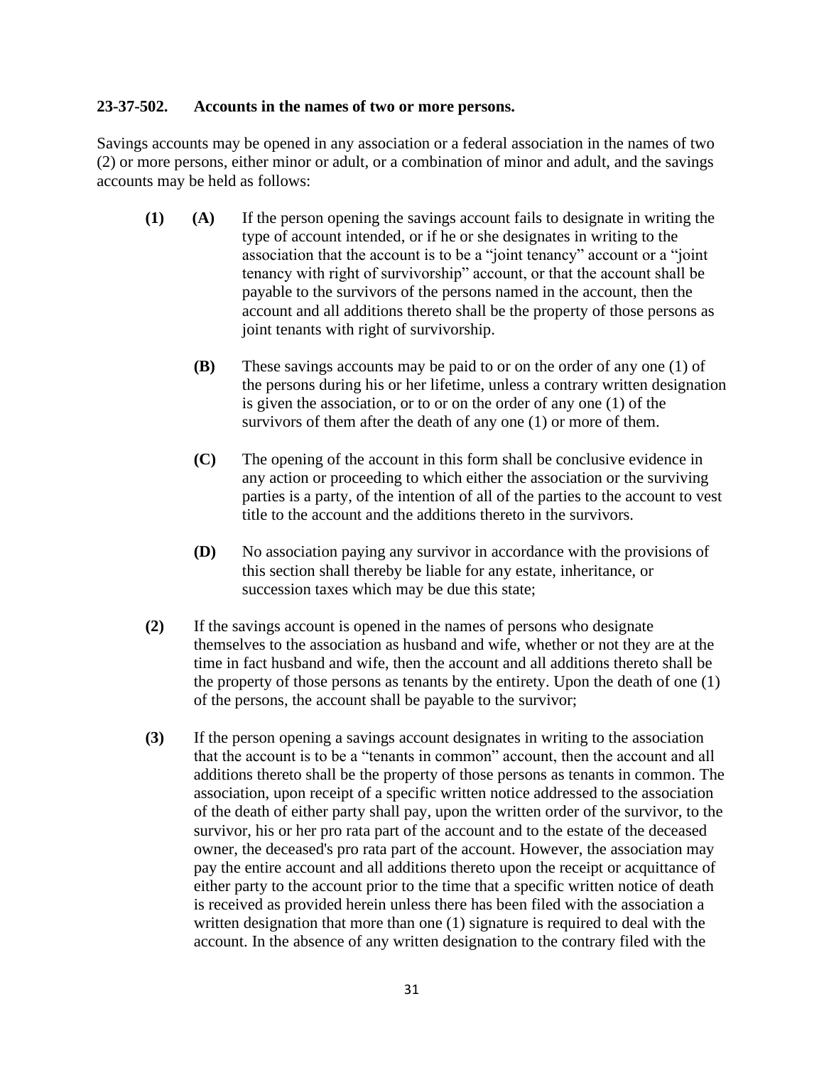**23-37-502. Accounts in the names of two or more persons.**

Savings accounts may be opened in any association or a federal association in the names of two (2) or more persons, either minor or adult, or a combination of minor and adult, and the savings accounts may be held as follows:

**(1)** **(A)** If the person opening the savings account fails to designate in writing the type of account intended, or if he or she designates in writing to the association that the account is to be a "joint tenancy" account or a "joint tenancy with right of survivorship" account, or that the account shall be payable to the survivors of the persons named in the account, then the account and all additions thereto shall be the property of those persons as joint tenants with right of survivorship.

**(B)** These savings accounts may be paid to or on the order of any one (1) of the persons during his or her lifetime, unless a contrary written designation is given the association, or to or on the order of any one (1) of the survivors of them after the death of any one (1) or more of them.

**(C)** The opening of the account in this form shall be conclusive evidence in any action or proceeding to which either the association or the surviving parties is a party, of the intention of all of the parties to the account to vest title to the account and the additions thereto in the survivors.

**(D)** No association paying any survivor in accordance with the provisions of this section shall thereby be liable for any estate, inheritance, or succession taxes which may be due this state;

**(2)** If the savings account is opened in the names of persons who designate themselves to the association as husband and wife, whether or not they are at the time in fact husband and wife, then the account and all additions thereto shall be the property of those persons as tenants by the entirety. Upon the death of one (1) of the persons, the account shall be payable to the survivor;

**(3)** If the person opening a savings account designates in writing to the association that the account is to be a "tenants in common" account, then the account and all additions thereto shall be the property of those persons as tenants in common. The association, upon receipt of a specific written notice addressed to the association of the death of either party shall pay, upon the written order of the survivor, to the survivor, his or her pro rata part of the account and to the estate of the deceased owner, the deceased's pro rata part of the account. However, the association may pay the entire account and all additions thereto upon the receipt or acquittance of either party to the account prior to the time that a specific written notice of death is received as provided herein unless there has been filed with the association a written designation that more than one (1) signature is required to deal with the account. In the absence of any written designation to the contrary filed with the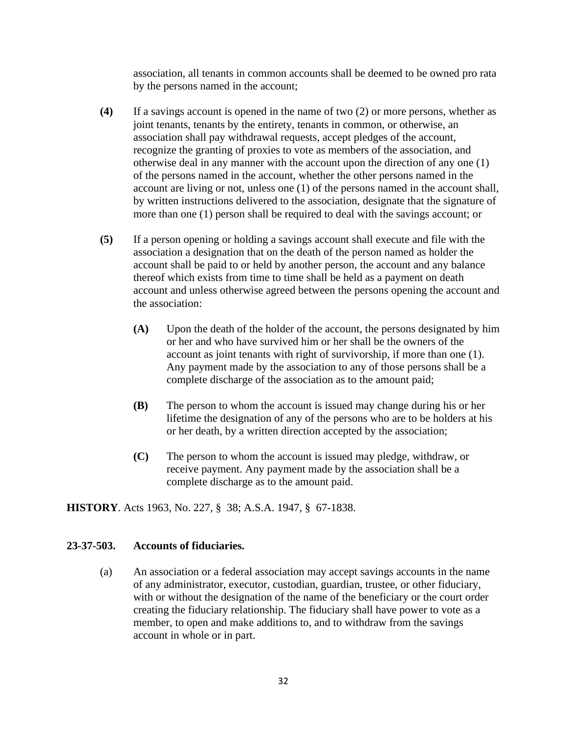association, all tenants in common accounts shall be deemed to be owned pro rata by the persons named in the account;

**(4)** If a savings account is opened in the name of two (2) or more persons, whether as joint tenants, tenants by the entirety, tenants in common, or otherwise, an association shall pay withdrawal requests, accept pledges of the account, recognize the granting of proxies to vote as members of the association, and otherwise deal in any manner with the account upon the direction of any one (1) of the persons named in the account, whether the other persons named in the account are living or not, unless one (1) of the persons named in the account shall, by written instructions delivered to the association, designate that the signature of more than one (1) person shall be required to deal with the savings account; or

**(5)** If a person opening or holding a savings account shall execute and file with the association a designation that on the death of the person named as holder the account shall be paid to or held by another person, the account and any balance thereof which exists from time to time shall be held as a payment on death account and unless otherwise agreed between the persons opening the account and the association:

**(A)** Upon the death of the holder of the account, the persons designated by him or her and who have survived him or her shall be the owners of the account as joint tenants with right of survivorship, if more than one (1). Any payment made by the association to any of those persons shall be a complete discharge of the association as to the amount paid;

**(B)** The person to whom the account is issued may change during his or her lifetime the designation of any of the persons who are to be holders at his or her death, by a written direction accepted by the association;

**(C)** The person to whom the account is issued may pledge, withdraw, or receive payment. Any payment made by the association shall be a complete discharge as to the amount paid.

**HISTORY**. Acts 1963, No. 227, § 38; A.S.A. 1947, § 67-1838.

**23-37-503. Accounts of fiduciaries.**

(a) An association or a federal association may accept savings accounts in the name of any administrator, executor, custodian, guardian, trustee, or other fiduciary, with or without the designation of the name of the beneficiary or the court order creating the fiduciary relationship. The fiduciary shall have power to vote as a member, to open and make additions to, and to withdraw from the savings account in whole or in part.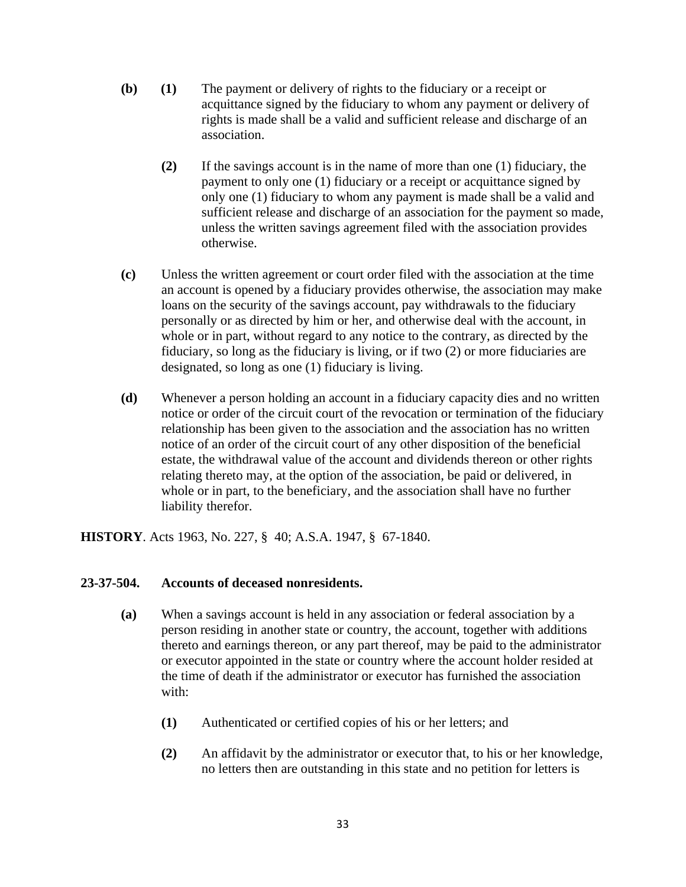**(b)** **(1)** The payment or delivery of rights to the fiduciary or a receipt or acquittance signed by the fiduciary to whom any payment or delivery of rights is made shall be a valid and sufficient release and discharge of an association.

**(2)** If the savings account is in the name of more than one (1) fiduciary, the payment to only one (1) fiduciary or a receipt or acquittance signed by only one (1) fiduciary to whom any payment is made shall be a valid and sufficient release and discharge of an association for the payment so made, unless the written savings agreement filed with the association provides otherwise.

**(c)** Unless the written agreement or court order filed with the association at the time an account is opened by a fiduciary provides otherwise, the association may make loans on the security of the savings account, pay withdrawals to the fiduciary personally or as directed by him or her, and otherwise deal with the account, in whole or in part, without regard to any notice to the contrary, as directed by the fiduciary, so long as the fiduciary is living, or if two (2) or more fiduciaries are designated, so long as one (1) fiduciary is living.

**(d)** Whenever a person holding an account in a fiduciary capacity dies and no written notice or order of the circuit court of the revocation or termination of the fiduciary relationship has been given to the association and the association has no written notice of an order of the circuit court of any other disposition of the beneficial estate, the withdrawal value of the account and dividends thereon or other rights relating thereto may, at the option of the association, be paid or delivered, in whole or in part, to the beneficiary, and the association shall have no further liability therefor.

**HISTORY**. Acts 1963, No. 227, § 40; A.S.A. 1947, § 67-1840.

**23-37-504. Accounts of deceased nonresidents.**

**(a)** When a savings account is held in any association or federal association by a person residing in another state or country, the account, together with additions thereto and earnings thereon, or any part thereof, may be paid to the administrator or executor appointed in the state or country where the account holder resided at the time of death if the administrator or executor has furnished the association with:

**(1)** Authenticated or certified copies of his or her letters; and

**(2)** An affidavit by the administrator or executor that, to his or her knowledge, no letters then are outstanding in this state and no petition for letters is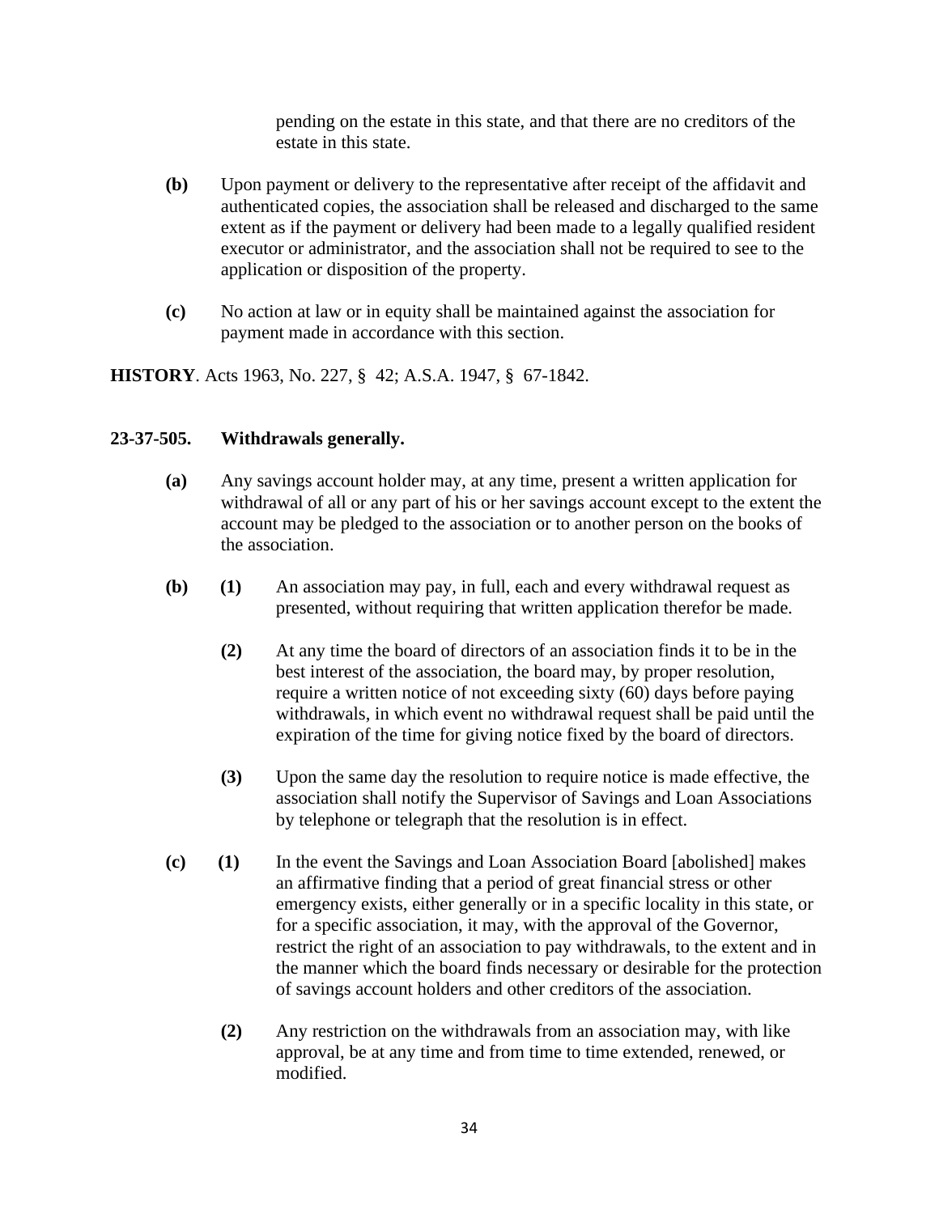pending on the estate in this state, and that there are no creditors of the estate in this state.

**(b)** Upon payment or delivery to the representative after receipt of the affidavit and authenticated copies, the association shall be released and discharged to the same extent as if the payment or delivery had been made to a legally qualified resident executor or administrator, and the association shall not be required to see to the application or disposition of the property.

**(c)** No action at law or in equity shall be maintained against the association for payment made in accordance with this section.

**HISTORY**. Acts 1963, No. 227, § 42; A.S.A. 1947, § 67-1842.

### 23-37-505. Withdrawals generally.

**(a)** Any savings account holder may, at any time, present a written application for withdrawal of all or any part of his or her savings account except to the extent the account may be pledged to the association or to another person on the books of the association.

**(b)** **(1)** An association may pay, in full, each and every withdrawal request as presented, without requiring that written application therefor be made.

**(2)** At any time the board of directors of an association finds it to be in the best interest of the association, the board may, by proper resolution, require a written notice of not exceeding sixty (60) days before paying withdrawals, in which event no withdrawal request shall be paid until the expiration of the time for giving notice fixed by the board of directors.

**(3)** Upon the same day the resolution to require notice is made effective, the association shall notify the Supervisor of Savings and Loan Associations by telephone or telegraph that the resolution is in effect.

**(c)** **(1)** In the event the Savings and Loan Association Board [abolished] makes an affirmative finding that a period of great financial stress or other emergency exists, either generally or in a specific locality in this state, or for a specific association, it may, with the approval of the Governor, restrict the right of an association to pay withdrawals, to the extent and in the manner which the board finds necessary or desirable for the protection of savings account holders and other creditors of the association.

**(2)** Any restriction on the withdrawals from an association may, with like approval, be at any time and from time to time extended, renewed, or modified.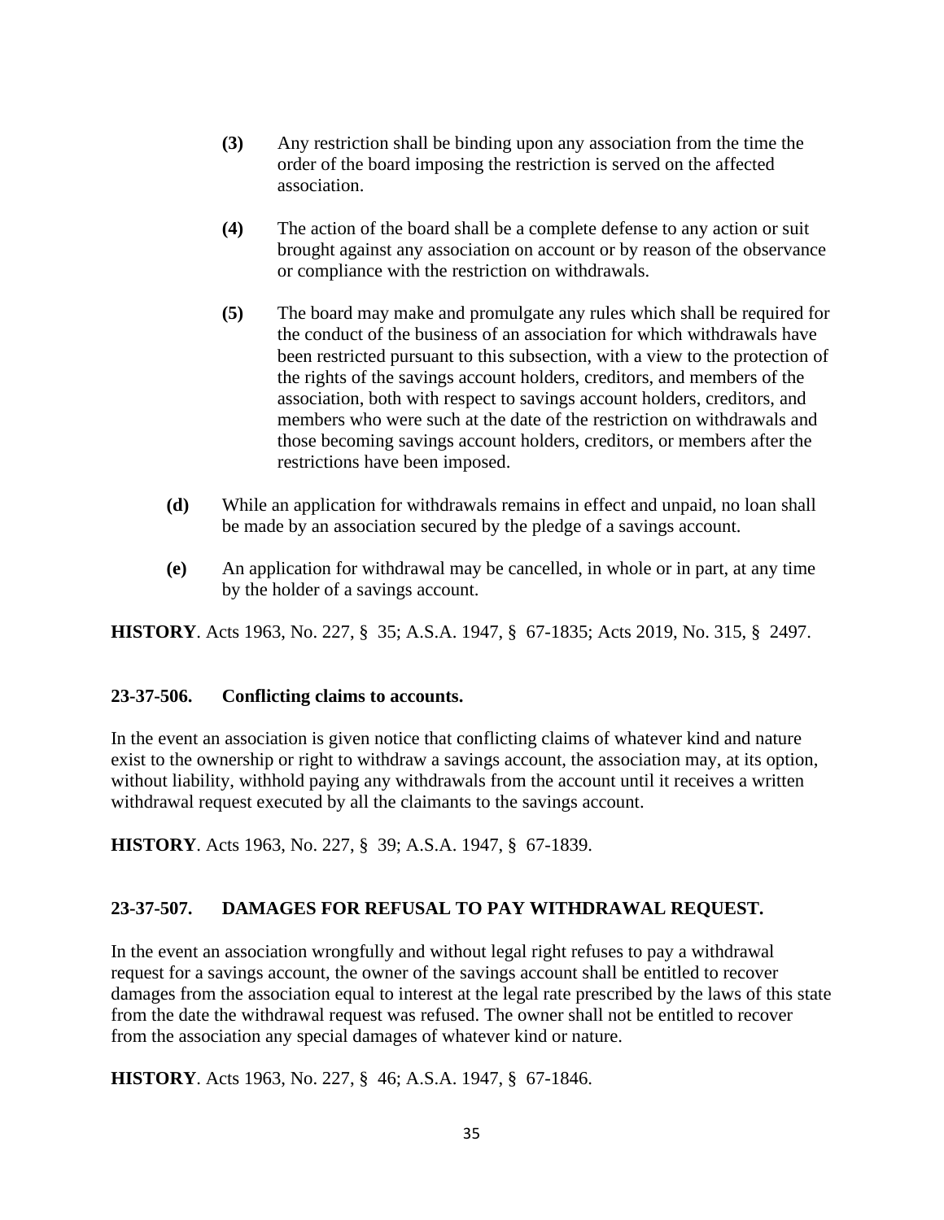**(3)** Any restriction shall be binding upon any association from the time the order of the board imposing the restriction is served on the affected association.

**(4)** The action of the board shall be a complete defense to any action or suit brought against any association on account or by reason of the observance or compliance with the restriction on withdrawals.

**(5)** The board may make and promulgate any rules which shall be required for the conduct of the business of an association for which withdrawals have been restricted pursuant to this subsection, with a view to the protection of the rights of the savings account holders, creditors, and members of the association, both with respect to savings account holders, creditors, and members who were such at the date of the restriction on withdrawals and those becoming savings account holders, creditors, or members after the restrictions have been imposed.

**(d)** While an application for withdrawals remains in effect and unpaid, no loan shall be made by an association secured by the pledge of a savings account.

**(e)** An application for withdrawal may be cancelled, in whole or in part, at any time by the holder of a savings account.

**HISTORY**. Acts 1963, No. 227, § 35; A.S.A. 1947, § 67-1835; Acts 2019, No. 315, § 2497.

**23-37-506. Conflicting claims to accounts.**

In the event an association is given notice that conflicting claims of whatever kind and nature exist to the ownership or right to withdraw a savings account, the association may, at its option, without liability, withhold paying any withdrawals from the account until it receives a written withdrawal request executed by all the claimants to the savings account.

**HISTORY**. Acts 1963, No. 227, § 39; A.S.A. 1947, § 67-1839.

**23-37-507. DAMAGES FOR REFUSAL TO PAY WITHDRAWAL REQUEST.**

In the event an association wrongfully and without legal right refuses to pay a withdrawal request for a savings account, the owner of the savings account shall be entitled to recover damages from the association equal to interest at the legal rate prescribed by the laws of this state from the date the withdrawal request was refused. The owner shall not be entitled to recover from the association any special damages of whatever kind or nature.

**HISTORY**. Acts 1963, No. 227, § 46; A.S.A. 1947, § 67-1846.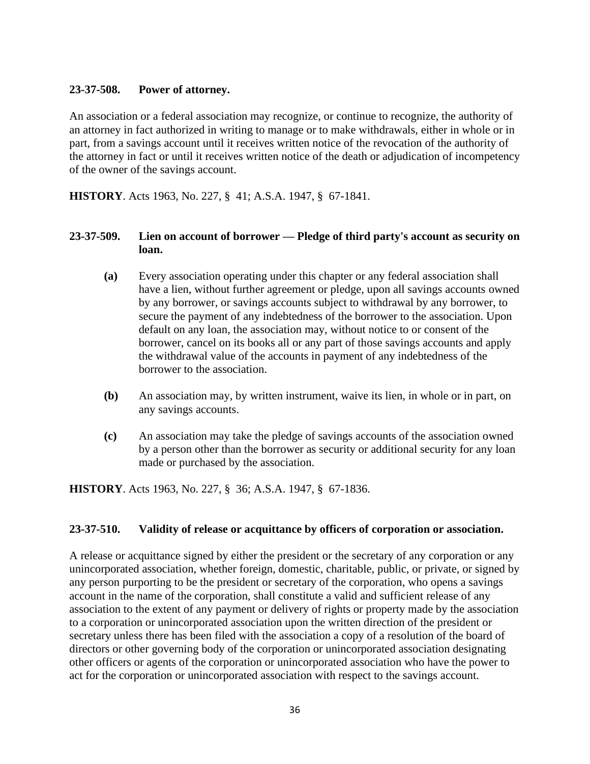**23-37-508. Power of attorney.**

An association or a federal association may recognize, or continue to recognize, the authority of an attorney in fact authorized in writing to manage or to make withdrawals, either in whole or in part, from a savings account until it receives written notice of the revocation of the authority of the attorney in fact or until it receives written notice of the death or adjudication of incompetency of the owner of the savings account.

**HISTORY**. Acts 1963, No. 227, § 41; A.S.A. 1947, § 67-1841.

**23-37-509. Lien on account of borrower — Pledge of third party's account as security on loan.**

**(a)** Every association operating under this chapter or any federal association shall have a lien, without further agreement or pledge, upon all savings accounts owned by any borrower, or savings accounts subject to withdrawal by any borrower, to secure the payment of any indebtedness of the borrower to the association. Upon default on any loan, the association may, without notice to or consent of the borrower, cancel on its books all or any part of those savings accounts and apply the withdrawal value of the accounts in payment of any indebtedness of the borrower to the association.

**(b)** An association may, by written instrument, waive its lien, in whole or in part, on any savings accounts.

**(c)** An association may take the pledge of savings accounts of the association owned by a person other than the borrower as security or additional security for any loan made or purchased by the association.

**HISTORY**. Acts 1963, No. 227, § 36; A.S.A. 1947, § 67-1836.

**23-37-510. Validity of release or acquittance by officers of corporation or association.**

A release or acquittance signed by either the president or the secretary of any corporation or any unincorporated association, whether foreign, domestic, charitable, public, or private, or signed by any person purporting to be the president or secretary of the corporation, who opens a savings account in the name of the corporation, shall constitute a valid and sufficient release of any association to the extent of any payment or delivery of rights or property made by the association to a corporation or unincorporated association upon the written direction of the president or secretary unless there has been filed with the association a copy of a resolution of the board of directors or other governing body of the corporation or unincorporated association designating other officers or agents of the corporation or unincorporated association who have the power to act for the corporation or unincorporated association with respect to the savings account.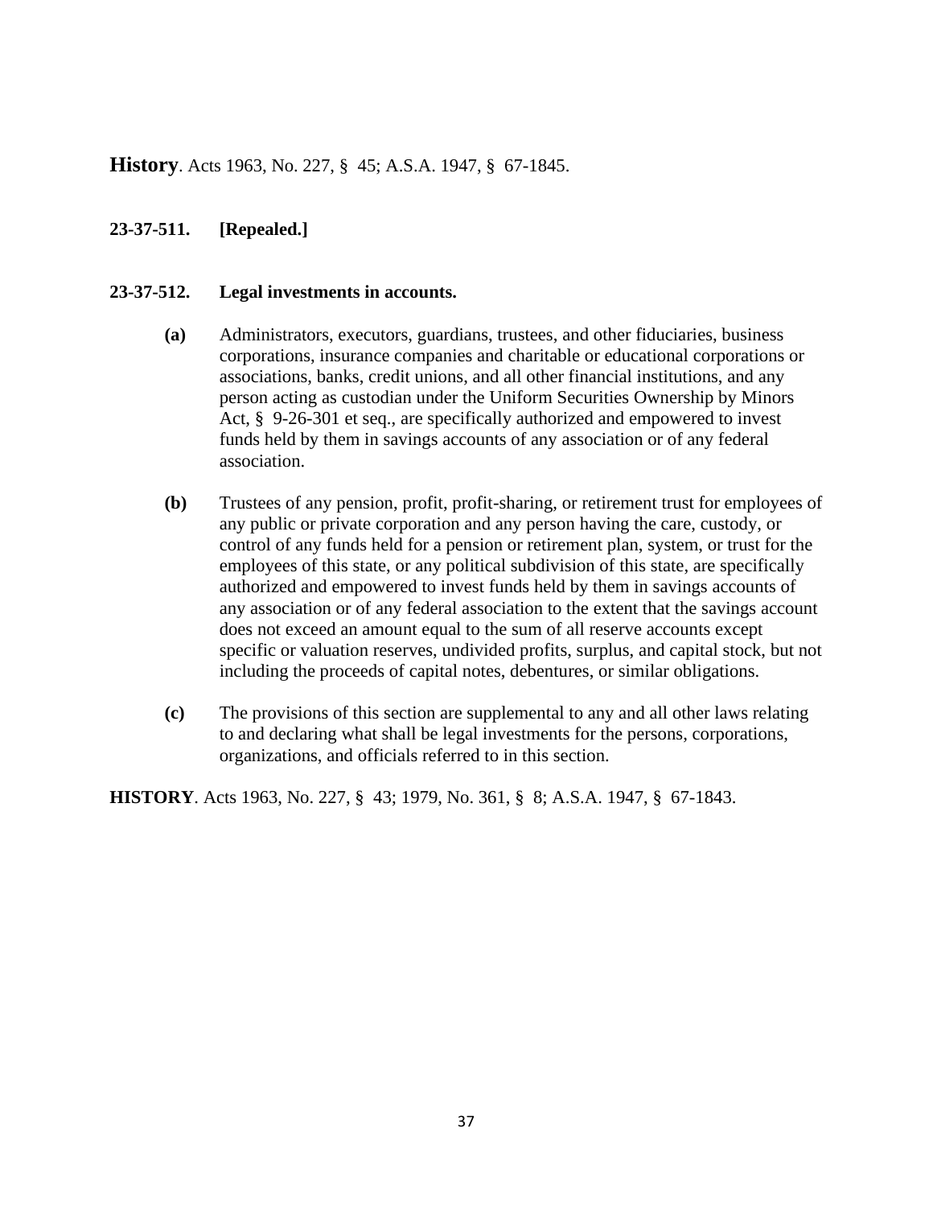**History**. Acts 1963, No. 227, § 45; A.S.A. 1947, § 67-1845.

**23-37-511. [Repealed.]**

**23-37-512. Legal investments in accounts.**

**(a)** Administrators, executors, guardians, trustees, and other fiduciaries, business corporations, insurance companies and charitable or educational corporations or associations, banks, credit unions, and all other financial institutions, and any person acting as custodian under the Uniform Securities Ownership by Minors Act, § 9-26-301 et seq., are specifically authorized and empowered to invest funds held by them in savings accounts of any association or of any federal association.

**(b)** Trustees of any pension, profit, profit-sharing, or retirement trust for employees of any public or private corporation and any person having the care, custody, or control of any funds held for a pension or retirement plan, system, or trust for the employees of this state, or any political subdivision of this state, are specifically authorized and empowered to invest funds held by them in savings accounts of any association or of any federal association to the extent that the savings account does not exceed an amount equal to the sum of all reserve accounts except specific or valuation reserves, undivided profits, surplus, and capital stock, but not including the proceeds of capital notes, debentures, or similar obligations.

**(c)** The provisions of this section are supplemental to any and all other laws relating to and declaring what shall be legal investments for the persons, corporations, organizations, and officials referred to in this section.

**HISTORY**. Acts 1963, No. 227, § 43; 1979, No. 361, § 8; A.S.A. 1947, § 67-1843.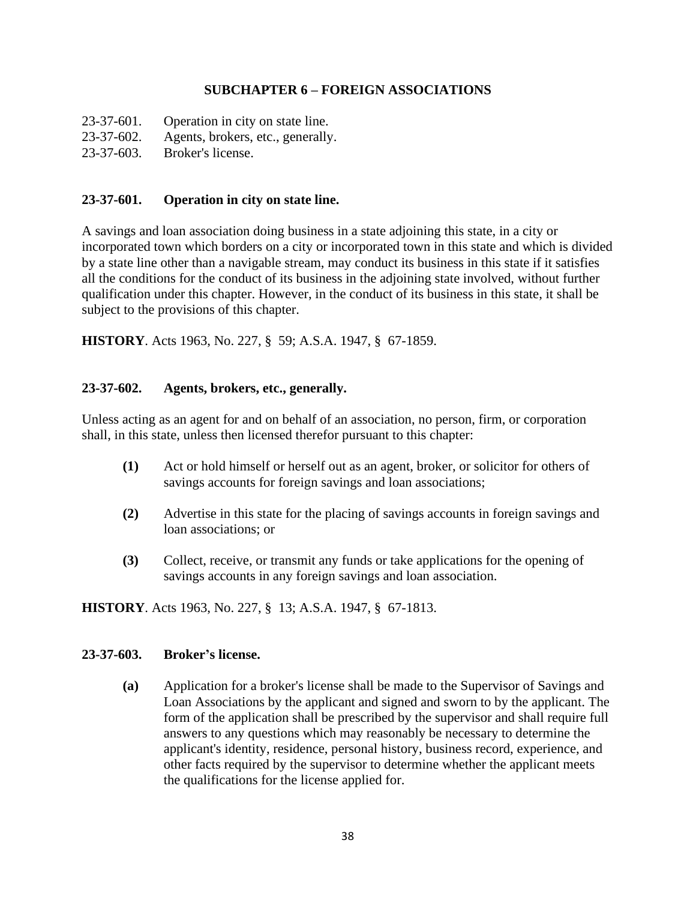## SUBCHAPTER 6 – FOREIGN ASSOCIATIONS

23-37-601. Operation in city on state line.
23-37-602. Agents, brokers, etc., generally.
23-37-603. Broker's license.

### 23-37-601. Operation in city on state line.

A savings and loan association doing business in a state adjoining this state, in a city or incorporated town which borders on a city or incorporated town in this state and which is divided by a state line other than a navigable stream, may conduct its business in this state if it satisfies all the conditions for the conduct of its business in the adjoining state involved, without further qualification under this chapter. However, in the conduct of its business in this state, it shall be subject to the provisions of this chapter.

**HISTORY**. Acts 1963, No. 227, § 59; A.S.A. 1947, § 67-1859.

### 23-37-602. Agents, brokers, etc., generally.

Unless acting as an agent for and on behalf of an association, no person, firm, or corporation shall, in this state, unless then licensed therefor pursuant to this chapter:

**(1)** Act or hold himself or herself out as an agent, broker, or solicitor for others of savings accounts for foreign savings and loan associations;

**(2)** Advertise in this state for the placing of savings accounts in foreign savings and loan associations; or

**(3)** Collect, receive, or transmit any funds or take applications for the opening of savings accounts in any foreign savings and loan association.

**HISTORY**. Acts 1963, No. 227, § 13; A.S.A. 1947, § 67-1813.

### 23-37-603. Broker's license.

**(a)** Application for a broker's license shall be made to the Supervisor of Savings and Loan Associations by the applicant and signed and sworn to by the applicant. The form of the application shall be prescribed by the supervisor and shall require full answers to any questions which may reasonably be necessary to determine the applicant's identity, residence, personal history, business record, experience, and other facts required by the supervisor to determine whether the applicant meets the qualifications for the license applied for.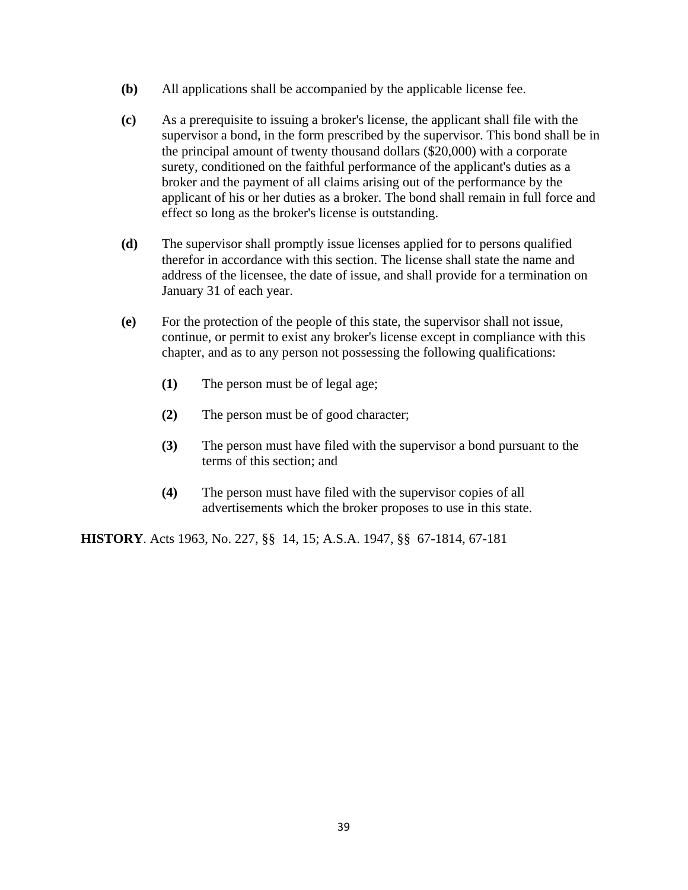**(b)** All applications shall be accompanied by the applicable license fee.

**(c)** As a prerequisite to issuing a broker's license, the applicant shall file with the supervisor a bond, in the form prescribed by the supervisor. This bond shall be in the principal amount of twenty thousand dollars ($20,000) with a corporate surety, conditioned on the faithful performance of the applicant's duties as a broker and the payment of all claims arising out of the performance by the applicant of his or her duties as a broker. The bond shall remain in full force and effect so long as the broker's license is outstanding.

**(d)** The supervisor shall promptly issue licenses applied for to persons qualified therefor in accordance with this section. The license shall state the name and address of the licensee, the date of issue, and shall provide for a termination on January 31 of each year.

**(e)** For the protection of the people of this state, the supervisor shall not issue, continue, or permit to exist any broker's license except in compliance with this chapter, and as to any person not possessing the following qualifications:

> **(1)** The person must be of legal age;
>
> **(2)** The person must be of good character;
>
> **(3)** The person must have filed with the supervisor a bond pursuant to the terms of this section; and
>
> **(4)** The person must have filed with the supervisor copies of all advertisements which the broker proposes to use in this state.

**HISTORY**. Acts 1963, No. 227, §§ 14, 15; A.S.A. 1947, §§ 67-1814, 67-181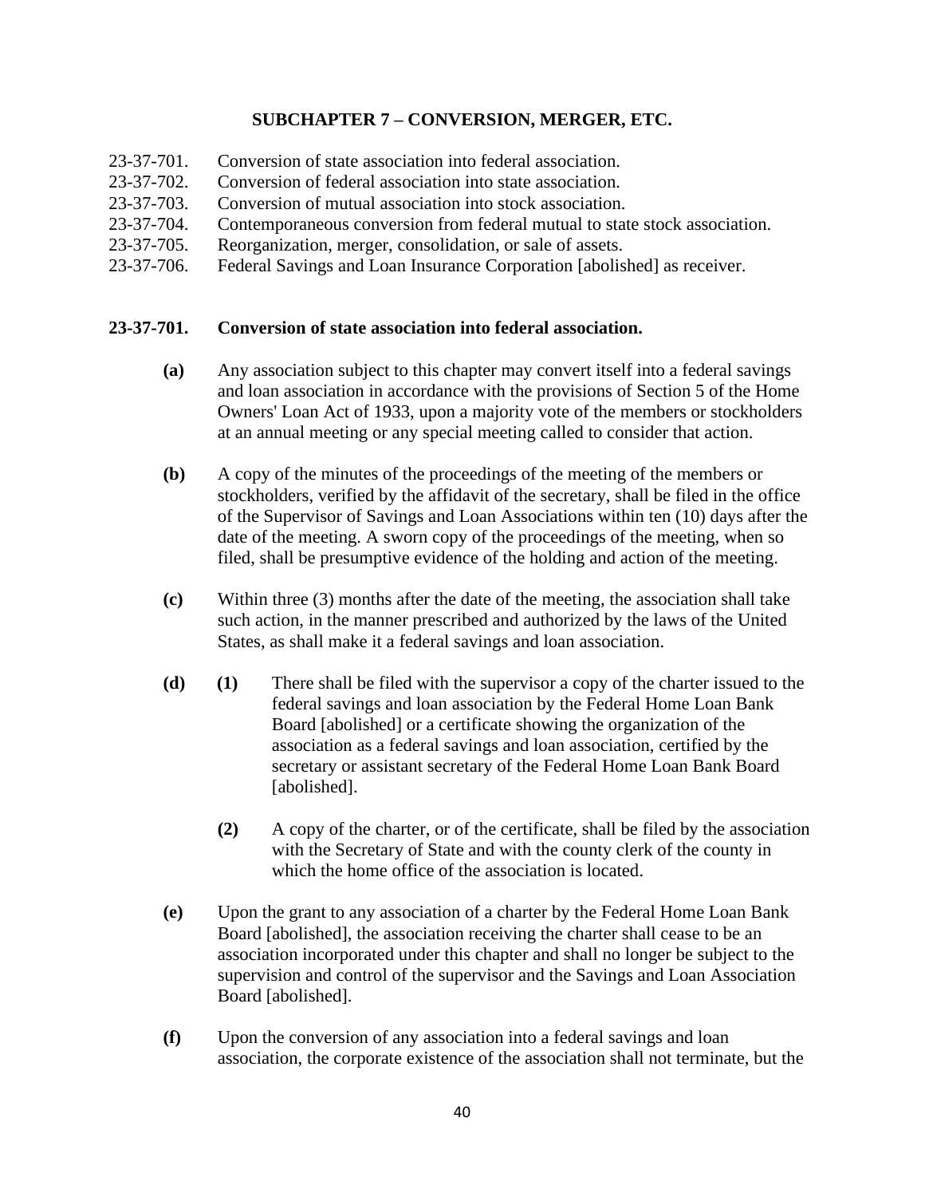### SUBCHAPTER 7 – CONVERSION, MERGER, ETC.

23-37-701. Conversion of state association into federal association.
23-37-702. Conversion of federal association into state association.
23-37-703. Conversion of mutual association into stock association.
23-37-704. Contemporaneous conversion from federal mutual to state stock association.
23-37-705. Reorganization, merger, consolidation, or sale of assets.
23-37-706. Federal Savings and Loan Insurance Corporation [abolished] as receiver.

**23-37-701. Conversion of state association into federal association.**

**(a)** Any association subject to this chapter may convert itself into a federal savings and loan association in accordance with the provisions of Section 5 of the Home Owners' Loan Act of 1933, upon a majority vote of the members or stockholders at an annual meeting or any special meeting called to consider that action.

**(b)** A copy of the minutes of the proceedings of the meeting of the members or stockholders, verified by the affidavit of the secretary, shall be filed in the office of the Supervisor of Savings and Loan Associations within ten (10) days after the date of the meeting. A sworn copy of the proceedings of the meeting, when so filed, shall be presumptive evidence of the holding and action of the meeting.

**(c)** Within three (3) months after the date of the meeting, the association shall take such action, in the manner prescribed and authorized by the laws of the United States, as shall make it a federal savings and loan association.

**(d)** **(1)** There shall be filed with the supervisor a copy of the charter issued to the federal savings and loan association by the Federal Home Loan Bank Board [abolished] or a certificate showing the organization of the association as a federal savings and loan association, certified by the secretary or assistant secretary of the Federal Home Loan Bank Board [abolished].

**(2)** A copy of the charter, or of the certificate, shall be filed by the association with the Secretary of State and with the county clerk of the county in which the home office of the association is located.

**(e)** Upon the grant to any association of a charter by the Federal Home Loan Bank Board [abolished], the association receiving the charter shall cease to be an association incorporated under this chapter and shall no longer be subject to the supervision and control of the supervisor and the Savings and Loan Association Board [abolished].

**(f)** Upon the conversion of any association into a federal savings and loan association, the corporate existence of the association shall not terminate, but the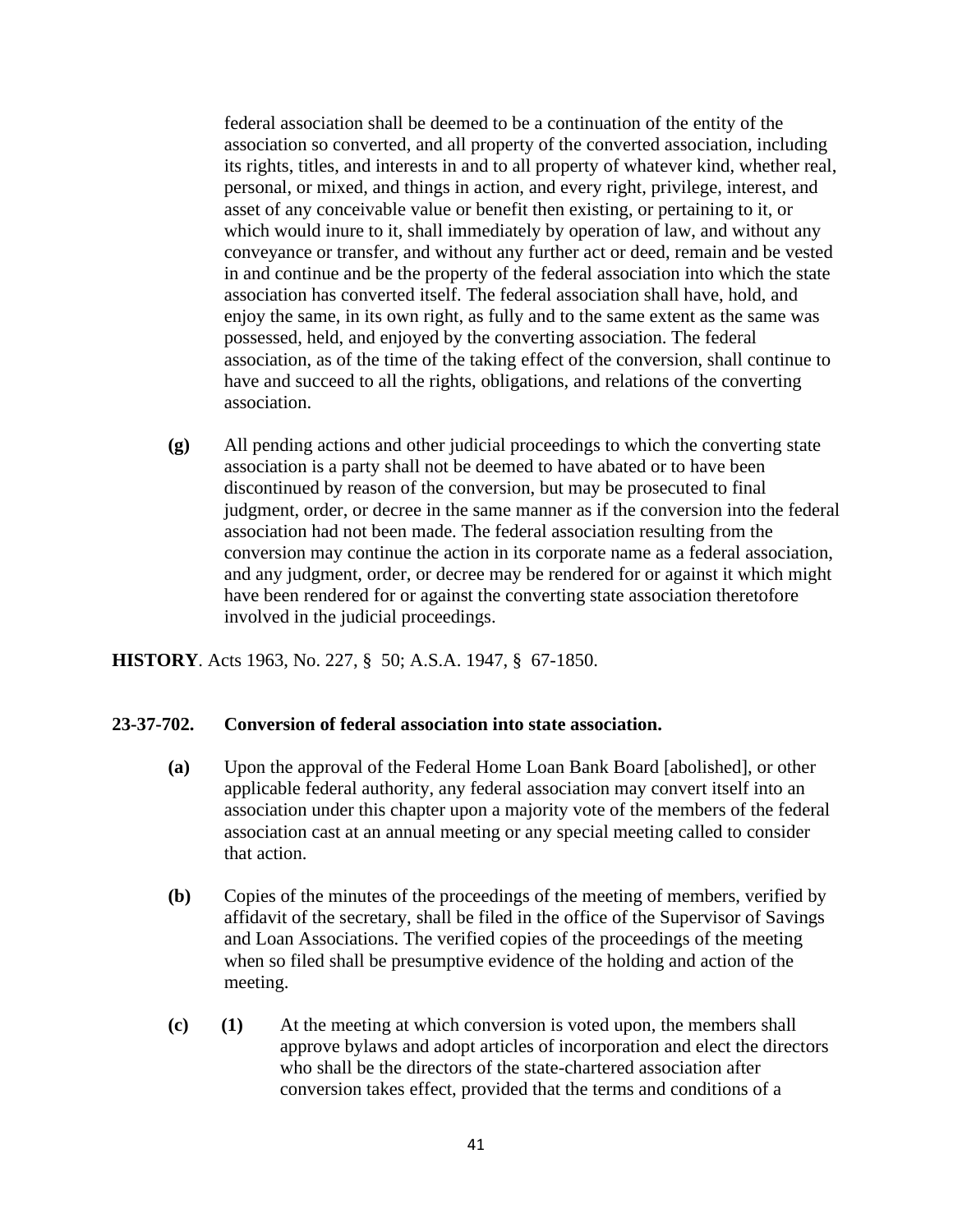federal association shall be deemed to be a continuation of the entity of the association so converted, and all property of the converted association, including its rights, titles, and interests in and to all property of whatever kind, whether real, personal, or mixed, and things in action, and every right, privilege, interest, and asset of any conceivable value or benefit then existing, or pertaining to it, or which would inure to it, shall immediately by operation of law, and without any conveyance or transfer, and without any further act or deed, remain and be vested in and continue and be the property of the federal association into which the state association has converted itself. The federal association shall have, hold, and enjoy the same, in its own right, as fully and to the same extent as the same was possessed, held, and enjoyed by the converting association. The federal association, as of the time of the taking effect of the conversion, shall continue to have and succeed to all the rights, obligations, and relations of the converting association.

**(g)** All pending actions and other judicial proceedings to which the converting state association is a party shall not be deemed to have abated or to have been discontinued by reason of the conversion, but may be prosecuted to final judgment, order, or decree in the same manner as if the conversion into the federal association had not been made. The federal association resulting from the conversion may continue the action in its corporate name as a federal association, and any judgment, order, or decree may be rendered for or against it which might have been rendered for or against the converting state association theretofore involved in the judicial proceedings.

**HISTORY**. Acts 1963, No. 227, § 50; A.S.A. 1947, § 67-1850.

### 23-37-702. Conversion of federal association into state association.

**(a)** Upon the approval of the Federal Home Loan Bank Board [abolished], or other applicable federal authority, any federal association may convert itself into an association under this chapter upon a majority vote of the members of the federal association cast at an annual meeting or any special meeting called to consider that action.

**(b)** Copies of the minutes of the proceedings of the meeting of members, verified by affidavit of the secretary, shall be filed in the office of the Supervisor of Savings and Loan Associations. The verified copies of the proceedings of the meeting when so filed shall be presumptive evidence of the holding and action of the meeting.

**(c)** **(1)** At the meeting at which conversion is voted upon, the members shall approve bylaws and adopt articles of incorporation and elect the directors who shall be the directors of the state-chartered association after conversion takes effect, provided that the terms and conditions of a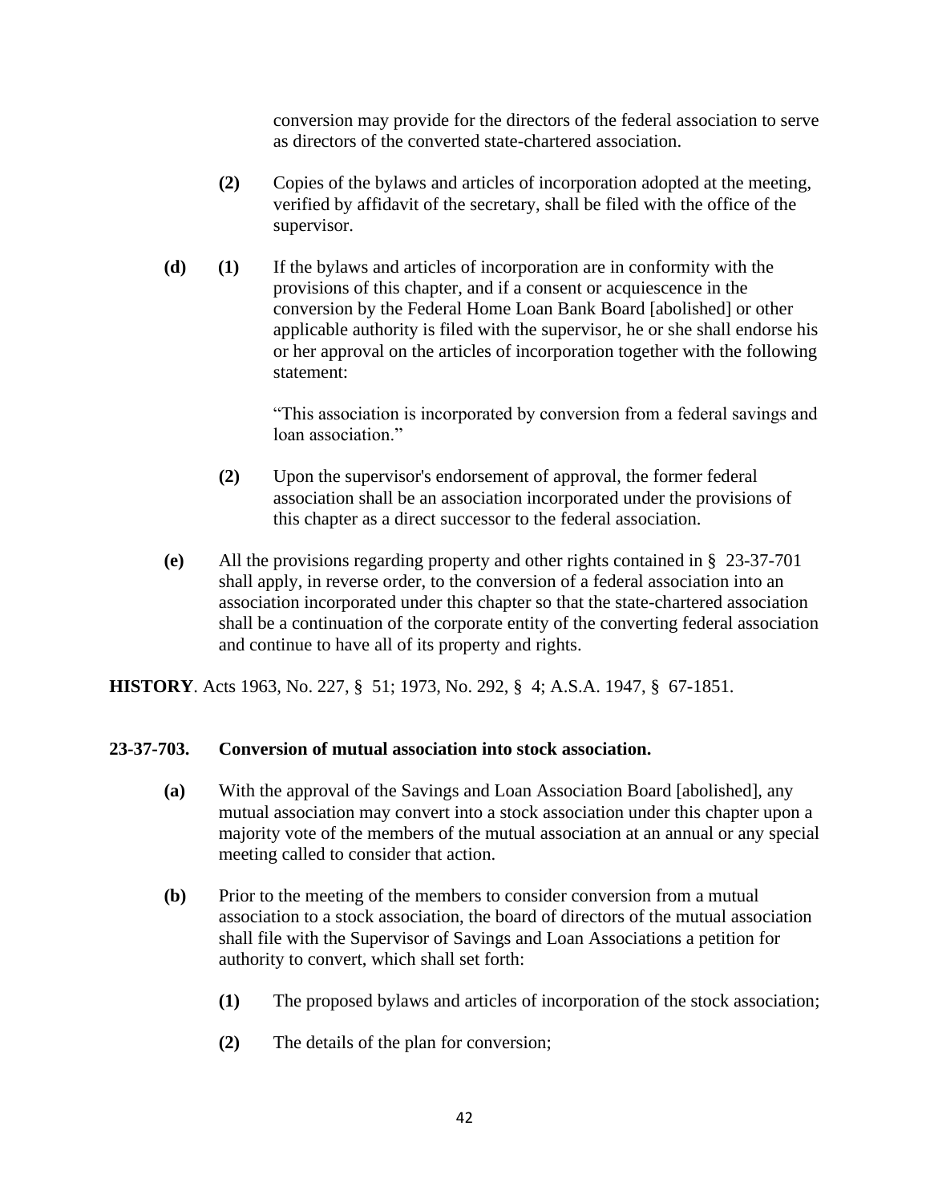conversion may provide for the directors of the federal association to serve as directors of the converted state-chartered association.

**(2)** Copies of the bylaws and articles of incorporation adopted at the meeting, verified by affidavit of the secretary, shall be filed with the office of the supervisor.

**(d)** **(1)** If the bylaws and articles of incorporation are in conformity with the provisions of this chapter, and if a consent or acquiescence in the conversion by the Federal Home Loan Bank Board [abolished] or other applicable authority is filed with the supervisor, he or she shall endorse his or her approval on the articles of incorporation together with the following statement:

"This association is incorporated by conversion from a federal savings and loan association."

**(2)** Upon the supervisor's endorsement of approval, the former federal association shall be an association incorporated under the provisions of this chapter as a direct successor to the federal association.

**(e)** All the provisions regarding property and other rights contained in § 23-37-701 shall apply, in reverse order, to the conversion of a federal association into an association incorporated under this chapter so that the state-chartered association shall be a continuation of the corporate entity of the converting federal association and continue to have all of its property and rights.

**HISTORY**. Acts 1963, No. 227, § 51; 1973, No. 292, § 4; A.S.A. 1947, § 67-1851.

**23-37-703. Conversion of mutual association into stock association.**

**(a)** With the approval of the Savings and Loan Association Board [abolished], any mutual association may convert into a stock association under this chapter upon a majority vote of the members of the mutual association at an annual or any special meeting called to consider that action.

**(b)** Prior to the meeting of the members to consider conversion from a mutual association to a stock association, the board of directors of the mutual association shall file with the Supervisor of Savings and Loan Associations a petition for authority to convert, which shall set forth:

**(1)** The proposed bylaws and articles of incorporation of the stock association;

**(2)** The details of the plan for conversion;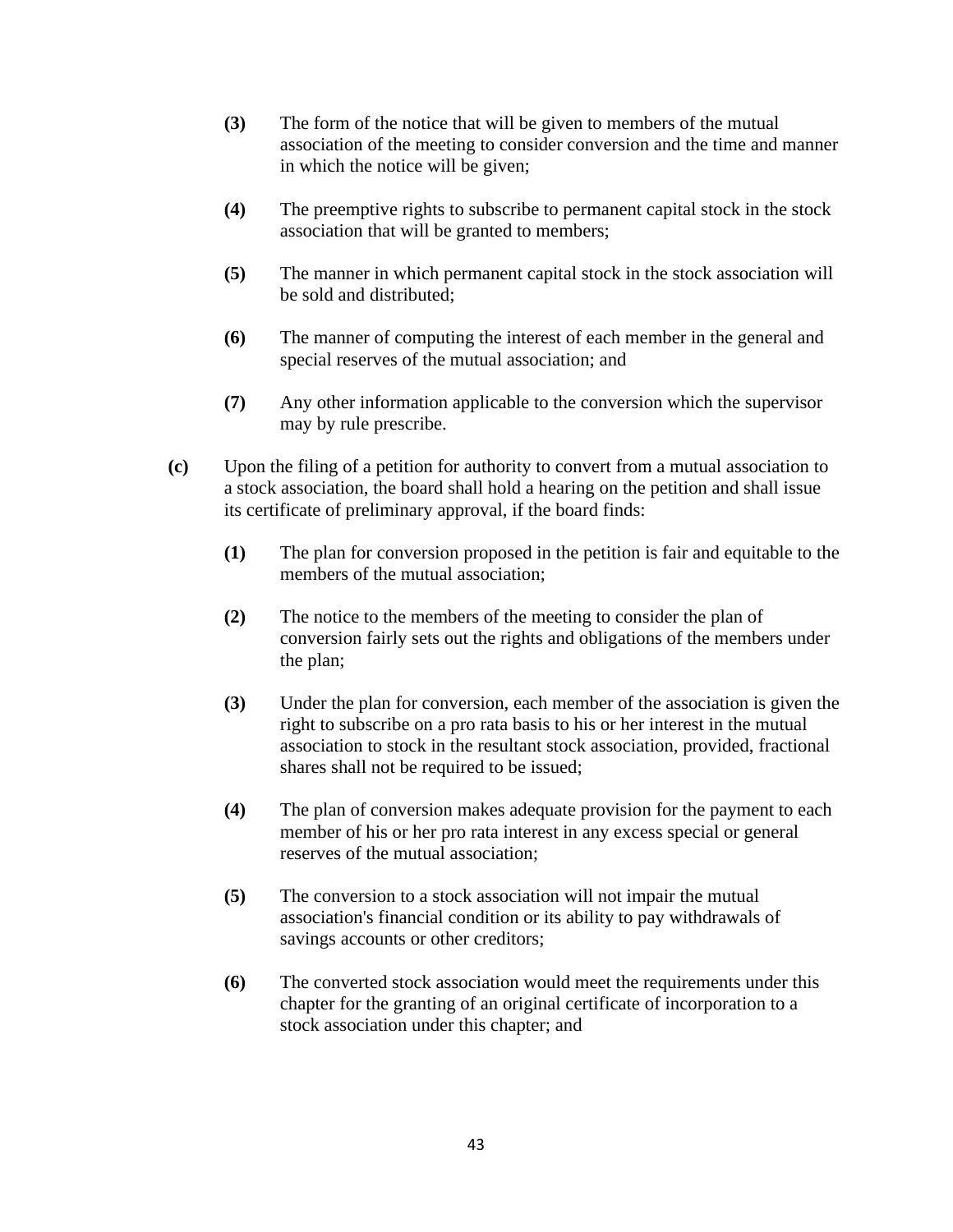**(3)** The form of the notice that will be given to members of the mutual association of the meeting to consider conversion and the time and manner in which the notice will be given;

**(4)** The preemptive rights to subscribe to permanent capital stock in the stock association that will be granted to members;

**(5)** The manner in which permanent capital stock in the stock association will be sold and distributed;

**(6)** The manner of computing the interest of each member in the general and special reserves of the mutual association; and

**(7)** Any other information applicable to the conversion which the supervisor may by rule prescribe.

**(c)** Upon the filing of a petition for authority to convert from a mutual association to a stock association, the board shall hold a hearing on the petition and shall issue its certificate of preliminary approval, if the board finds:

**(1)** The plan for conversion proposed in the petition is fair and equitable to the members of the mutual association;

**(2)** The notice to the members of the meeting to consider the plan of conversion fairly sets out the rights and obligations of the members under the plan;

**(3)** Under the plan for conversion, each member of the association is given the right to subscribe on a pro rata basis to his or her interest in the mutual association to stock in the resultant stock association, provided, fractional shares shall not be required to be issued;

**(4)** The plan of conversion makes adequate provision for the payment to each member of his or her pro rata interest in any excess special or general reserves of the mutual association;

**(5)** The conversion to a stock association will not impair the mutual association's financial condition or its ability to pay withdrawals of savings accounts or other creditors;

**(6)** The converted stock association would meet the requirements under this chapter for the granting of an original certificate of incorporation to a stock association under this chapter; and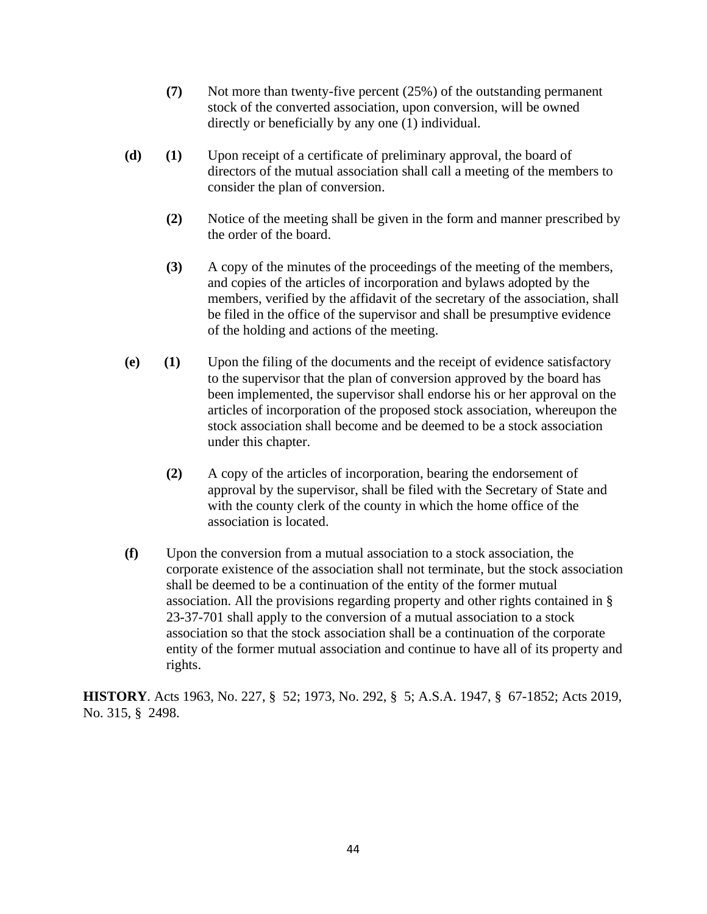**(7)** Not more than twenty-five percent (25%) of the outstanding permanent stock of the converted association, upon conversion, will be owned directly or beneficially by any one (1) individual.

**(d)** **(1)** Upon receipt of a certificate of preliminary approval, the board of directors of the mutual association shall call a meeting of the members to consider the plan of conversion.

**(2)** Notice of the meeting shall be given in the form and manner prescribed by the order of the board.

**(3)** A copy of the minutes of the proceedings of the meeting of the members, and copies of the articles of incorporation and bylaws adopted by the members, verified by the affidavit of the secretary of the association, shall be filed in the office of the supervisor and shall be presumptive evidence of the holding and actions of the meeting.

**(e)** **(1)** Upon the filing of the documents and the receipt of evidence satisfactory to the supervisor that the plan of conversion approved by the board has been implemented, the supervisor shall endorse his or her approval on the articles of incorporation of the proposed stock association, whereupon the stock association shall become and be deemed to be a stock association under this chapter.

**(2)** A copy of the articles of incorporation, bearing the endorsement of approval by the supervisor, shall be filed with the Secretary of State and with the county clerk of the county in which the home office of the association is located.

**(f)** Upon the conversion from a mutual association to a stock association, the corporate existence of the association shall not terminate, but the stock association shall be deemed to be a continuation of the entity of the former mutual association. All the provisions regarding property and other rights contained in § 23-37-701 shall apply to the conversion of a mutual association to a stock association so that the stock association shall be a continuation of the corporate entity of the former mutual association and continue to have all of its property and rights.

**HISTORY**. Acts 1963, No. 227, § 52; 1973, No. 292, § 5; A.S.A. 1947, § 67-1852; Acts 2019, No. 315, § 2498.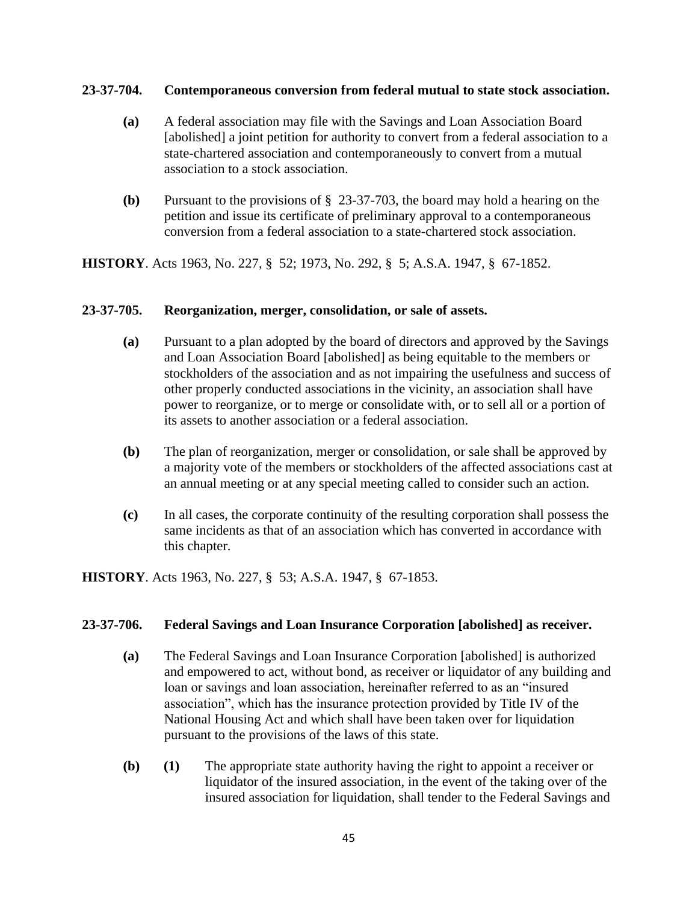**23-37-704. Contemporaneous conversion from federal mutual to state stock association.**

**(a)** A federal association may file with the Savings and Loan Association Board [abolished] a joint petition for authority to convert from a federal association to a state-chartered association and contemporaneously to convert from a mutual association to a stock association.

**(b)** Pursuant to the provisions of § 23-37-703, the board may hold a hearing on the petition and issue its certificate of preliminary approval to a contemporaneous conversion from a federal association to a state-chartered stock association.

**HISTORY**. Acts 1963, No. 227, § 52; 1973, No. 292, § 5; A.S.A. 1947, § 67-1852.

**23-37-705. Reorganization, merger, consolidation, or sale of assets.**

**(a)** Pursuant to a plan adopted by the board of directors and approved by the Savings and Loan Association Board [abolished] as being equitable to the members or stockholders of the association and as not impairing the usefulness and success of other properly conducted associations in the vicinity, an association shall have power to reorganize, or to merge or consolidate with, or to sell all or a portion of its assets to another association or a federal association.

**(b)** The plan of reorganization, merger or consolidation, or sale shall be approved by a majority vote of the members or stockholders of the affected associations cast at an annual meeting or at any special meeting called to consider such an action.

**(c)** In all cases, the corporate continuity of the resulting corporation shall possess the same incidents as that of an association which has converted in accordance with this chapter.

**HISTORY**. Acts 1963, No. 227, § 53; A.S.A. 1947, § 67-1853.

**23-37-706. Federal Savings and Loan Insurance Corporation [abolished] as receiver.**

**(a)** The Federal Savings and Loan Insurance Corporation [abolished] is authorized and empowered to act, without bond, as receiver or liquidator of any building and loan or savings and loan association, hereinafter referred to as an "insured association", which has the insurance protection provided by Title IV of the National Housing Act and which shall have been taken over for liquidation pursuant to the provisions of the laws of this state.

**(b)** **(1)** The appropriate state authority having the right to appoint a receiver or liquidator of the insured association, in the event of the taking over of the insured association for liquidation, shall tender to the Federal Savings and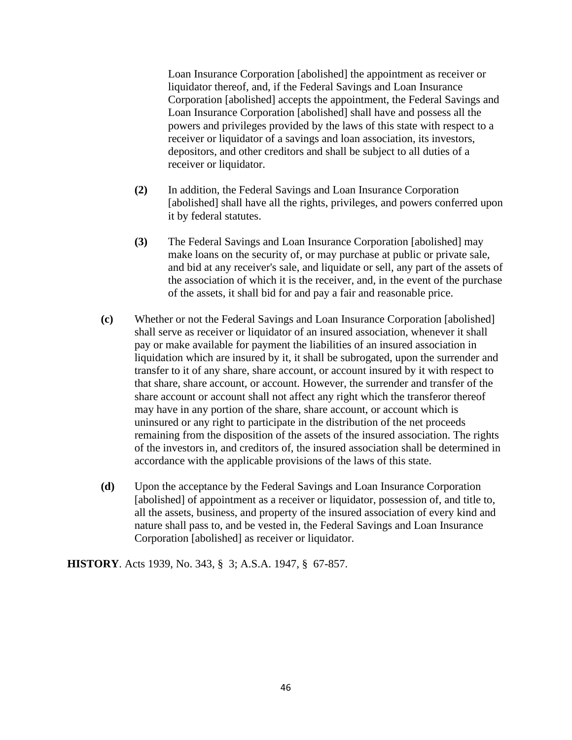Loan Insurance Corporation [abolished] the appointment as receiver or liquidator thereof, and, if the Federal Savings and Loan Insurance Corporation [abolished] accepts the appointment, the Federal Savings and Loan Insurance Corporation [abolished] shall have and possess all the powers and privileges provided by the laws of this state with respect to a receiver or liquidator of a savings and loan association, its investors, depositors, and other creditors and shall be subject to all duties of a receiver or liquidator.

**(2)** In addition, the Federal Savings and Loan Insurance Corporation [abolished] shall have all the rights, privileges, and powers conferred upon it by federal statutes.

**(3)** The Federal Savings and Loan Insurance Corporation [abolished] may make loans on the security of, or may purchase at public or private sale, and bid at any receiver's sale, and liquidate or sell, any part of the assets of the association of which it is the receiver, and, in the event of the purchase of the assets, it shall bid for and pay a fair and reasonable price.

**(c)** Whether or not the Federal Savings and Loan Insurance Corporation [abolished] shall serve as receiver or liquidator of an insured association, whenever it shall pay or make available for payment the liabilities of an insured association in liquidation which are insured by it, it shall be subrogated, upon the surrender and transfer to it of any share, share account, or account insured by it with respect to that share, share account, or account. However, the surrender and transfer of the share account or account shall not affect any right which the transferor thereof may have in any portion of the share, share account, or account which is uninsured or any right to participate in the distribution of the net proceeds remaining from the disposition of the assets of the insured association. The rights of the investors in, and creditors of, the insured association shall be determined in accordance with the applicable provisions of the laws of this state.

**(d)** Upon the acceptance by the Federal Savings and Loan Insurance Corporation [abolished] of appointment as a receiver or liquidator, possession of, and title to, all the assets, business, and property of the insured association of every kind and nature shall pass to, and be vested in, the Federal Savings and Loan Insurance Corporation [abolished] as receiver or liquidator.

**HISTORY**. Acts 1939, No. 343, § 3; A.S.A. 1947, § 67-857.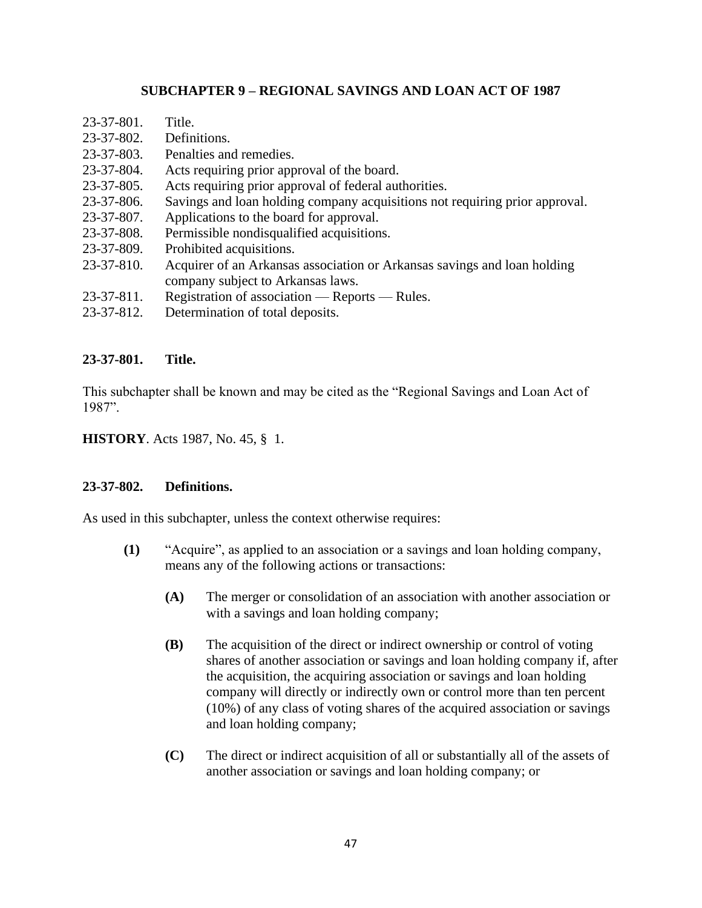## SUBCHAPTER 9 – REGIONAL SAVINGS AND LOAN ACT OF 1987

23-37-801. Title.
23-37-802. Definitions.
23-37-803. Penalties and remedies.
23-37-804. Acts requiring prior approval of the board.
23-37-805. Acts requiring prior approval of federal authorities.
23-37-806. Savings and loan holding company acquisitions not requiring prior approval.
23-37-807. Applications to the board for approval.
23-37-808. Permissible nondisqualified acquisitions.
23-37-809. Prohibited acquisitions.
23-37-810. Acquirer of an Arkansas association or Arkansas savings and loan holding company subject to Arkansas laws.
23-37-811. Registration of association — Reports — Rules.
23-37-812. Determination of total deposits.

### 23-37-801. Title.

This subchapter shall be known and may be cited as the "Regional Savings and Loan Act of 1987".

**HISTORY**. Acts 1987, No. 45, § 1.

### 23-37-802. Definitions.

As used in this subchapter, unless the context otherwise requires:

**(1)** "Acquire", as applied to an association or a savings and loan holding company, means any of the following actions or transactions:

**(A)** The merger or consolidation of an association with another association or with a savings and loan holding company;

**(B)** The acquisition of the direct or indirect ownership or control of voting shares of another association or savings and loan holding company if, after the acquisition, the acquiring association or savings and loan holding company will directly or indirectly own or control more than ten percent (10%) of any class of voting shares of the acquired association or savings and loan holding company;

**(C)** The direct or indirect acquisition of all or substantially all of the assets of another association or savings and loan holding company; or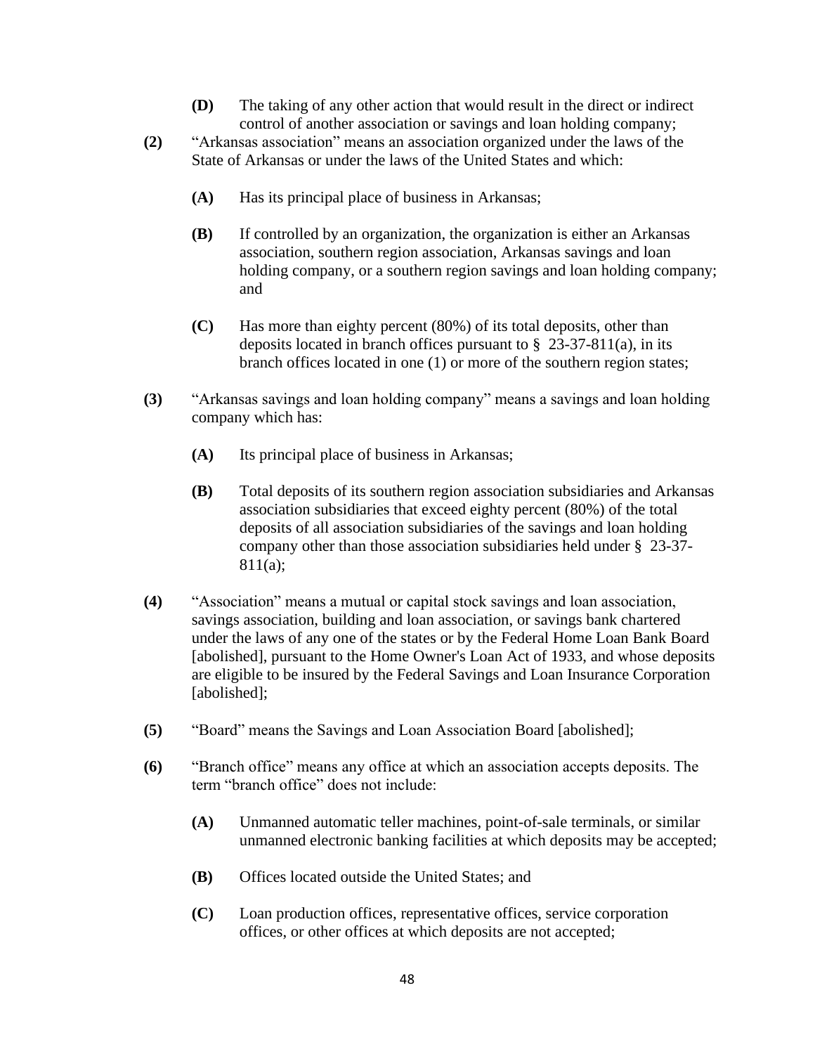- **(D)** The taking of any other action that would result in the direct or indirect control of another association or savings and loan holding company;

**(2)** "Arkansas association" means an association organized under the laws of the State of Arkansas or under the laws of the United States and which:

- **(A)** Has its principal place of business in Arkansas;
- **(B)** If controlled by an organization, the organization is either an Arkansas association, southern region association, Arkansas savings and loan holding company, or a southern region savings and loan holding company; and
- **(C)** Has more than eighty percent (80%) of its total deposits, other than deposits located in branch offices pursuant to § 23-37-811(a), in its branch offices located in one (1) or more of the southern region states;

**(3)** "Arkansas savings and loan holding company" means a savings and loan holding company which has:

- **(A)** Its principal place of business in Arkansas;
- **(B)** Total deposits of its southern region association subsidiaries and Arkansas association subsidiaries that exceed eighty percent (80%) of the total deposits of all association subsidiaries of the savings and loan holding company other than those association subsidiaries held under § 23-37-811(a);

**(4)** "Association" means a mutual or capital stock savings and loan association, savings association, building and loan association, or savings bank chartered under the laws of any one of the states or by the Federal Home Loan Bank Board [abolished], pursuant to the Home Owner's Loan Act of 1933, and whose deposits are eligible to be insured by the Federal Savings and Loan Insurance Corporation [abolished];

**(5)** "Board" means the Savings and Loan Association Board [abolished];

**(6)** "Branch office" means any office at which an association accepts deposits. The term "branch office" does not include:

- **(A)** Unmanned automatic teller machines, point-of-sale terminals, or similar unmanned electronic banking facilities at which deposits may be accepted;
- **(B)** Offices located outside the United States; and
- **(C)** Loan production offices, representative offices, service corporation offices, or other offices at which deposits are not accepted;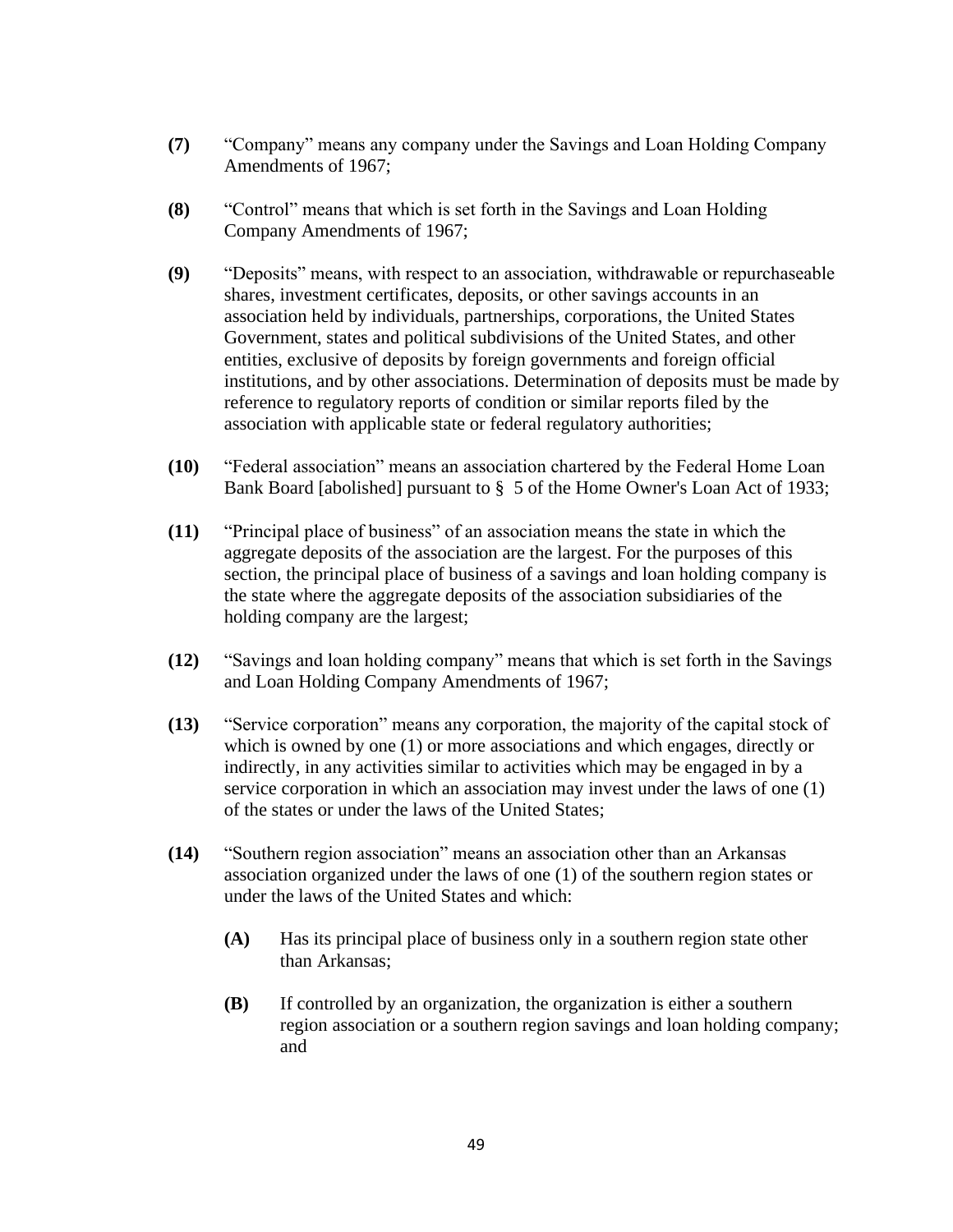**(7)** “Company” means any company under the Savings and Loan Holding Company Amendments of 1967;

**(8)** “Control” means that which is set forth in the Savings and Loan Holding Company Amendments of 1967;

**(9)** “Deposits” means, with respect to an association, withdrawable or repurchaseable shares, investment certificates, deposits, or other savings accounts in an association held by individuals, partnerships, corporations, the United States Government, states and political subdivisions of the United States, and other entities, exclusive of deposits by foreign governments and foreign official institutions, and by other associations. Determination of deposits must be made by reference to regulatory reports of condition or similar reports filed by the association with applicable state or federal regulatory authorities;

**(10)** “Federal association” means an association chartered by the Federal Home Loan Bank Board [abolished] pursuant to § 5 of the Home Owner's Loan Act of 1933;

**(11)** “Principal place of business” of an association means the state in which the aggregate deposits of the association are the largest. For the purposes of this section, the principal place of business of a savings and loan holding company is the state where the aggregate deposits of the association subsidiaries of the holding company are the largest;

**(12)** “Savings and loan holding company” means that which is set forth in the Savings and Loan Holding Company Amendments of 1967;

**(13)** “Service corporation” means any corporation, the majority of the capital stock of which is owned by one (1) or more associations and which engages, directly or indirectly, in any activities similar to activities which may be engaged in by a service corporation in which an association may invest under the laws of one (1) of the states or under the laws of the United States;

**(14)** “Southern region association” means an association other than an Arkansas association organized under the laws of one (1) of the southern region states or under the laws of the United States and which:

> **(A)** Has its principal place of business only in a southern region state other than Arkansas;
>
> **(B)** If controlled by an organization, the organization is either a southern region association or a southern region savings and loan holding company; and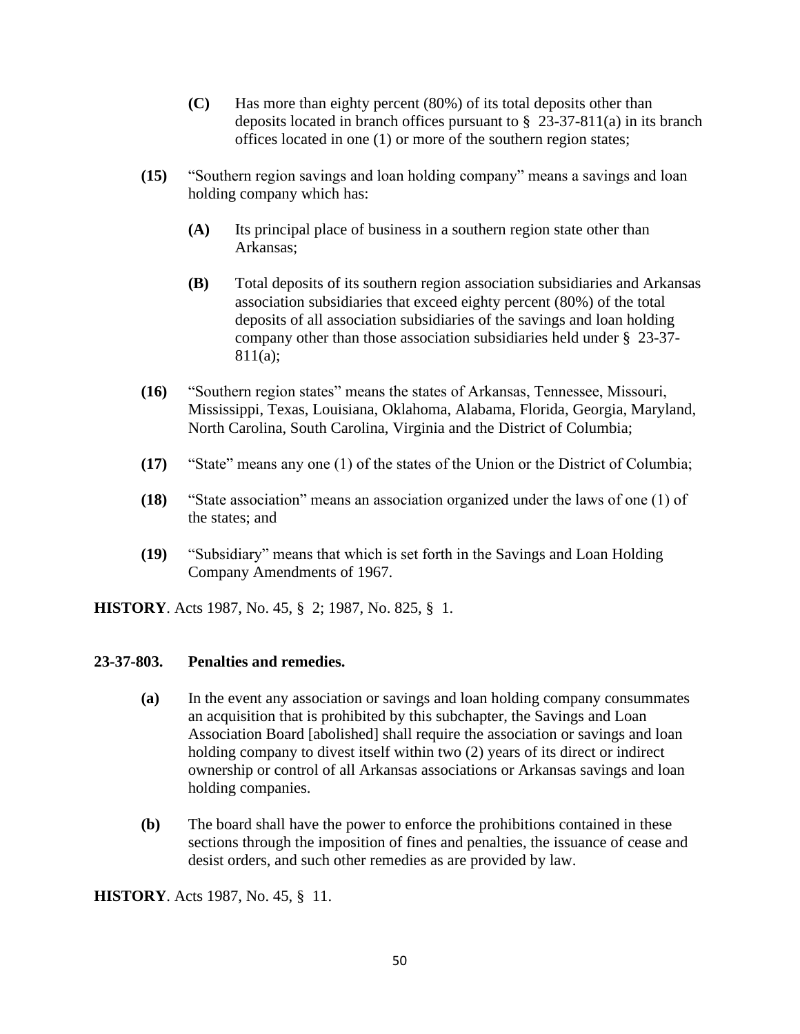**(C)** Has more than eighty percent (80%) of its total deposits other than deposits located in branch offices pursuant to § 23-37-811(a) in its branch offices located in one (1) or more of the southern region states;

**(15)** "Southern region savings and loan holding company" means a savings and loan holding company which has:

**(A)** Its principal place of business in a southern region state other than Arkansas;

**(B)** Total deposits of its southern region association subsidiaries and Arkansas association subsidiaries that exceed eighty percent (80%) of the total deposits of all association subsidiaries of the savings and loan holding company other than those association subsidiaries held under § 23-37-811(a);

**(16)** "Southern region states" means the states of Arkansas, Tennessee, Missouri, Mississippi, Texas, Louisiana, Oklahoma, Alabama, Florida, Georgia, Maryland, North Carolina, South Carolina, Virginia and the District of Columbia;

**(17)** "State" means any one (1) of the states of the Union or the District of Columbia;

**(18)** "State association" means an association organized under the laws of one (1) of the states; and

**(19)** "Subsidiary" means that which is set forth in the Savings and Loan Holding Company Amendments of 1967.

**HISTORY**. Acts 1987, No. 45, § 2; 1987, No. 825, § 1.

### 23-37-803. Penalties and remedies.

**(a)** In the event any association or savings and loan holding company consummates an acquisition that is prohibited by this subchapter, the Savings and Loan Association Board [abolished] shall require the association or savings and loan holding company to divest itself within two (2) years of its direct or indirect ownership or control of all Arkansas associations or Arkansas savings and loan holding companies.

**(b)** The board shall have the power to enforce the prohibitions contained in these sections through the imposition of fines and penalties, the issuance of cease and desist orders, and such other remedies as are provided by law.

**HISTORY**. Acts 1987, No. 45, § 11.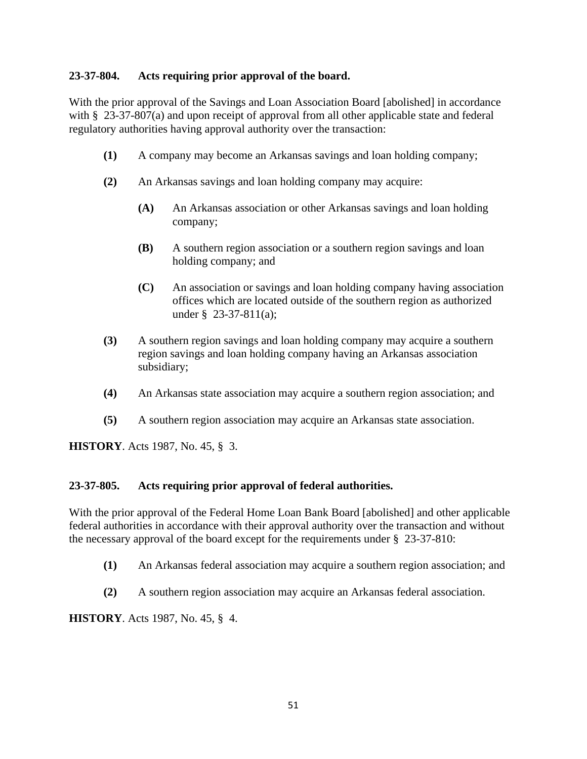**23-37-804. Acts requiring prior approval of the board.**

With the prior approval of the Savings and Loan Association Board [abolished] in accordance with § 23-37-807(a) and upon receipt of approval from all other applicable state and federal regulatory authorities having approval authority over the transaction:

**(1)** A company may become an Arkansas savings and loan holding company;

**(2)** An Arkansas savings and loan holding company may acquire:

> **(A)** An Arkansas association or other Arkansas savings and loan holding company;
>
> **(B)** A southern region association or a southern region savings and loan holding company; and
>
> **(C)** An association or savings and loan holding company having association offices which are located outside of the southern region as authorized under § 23-37-811(a);

**(3)** A southern region savings and loan holding company may acquire a southern region savings and loan holding company having an Arkansas association subsidiary;

**(4)** An Arkansas state association may acquire a southern region association; and

**(5)** A southern region association may acquire an Arkansas state association.

**HISTORY**. Acts 1987, No. 45, § 3.

**23-37-805. Acts requiring prior approval of federal authorities.**

With the prior approval of the Federal Home Loan Bank Board [abolished] and other applicable federal authorities in accordance with their approval authority over the transaction and without the necessary approval of the board except for the requirements under § 23-37-810:

**(1)** An Arkansas federal association may acquire a southern region association; and

**(2)** A southern region association may acquire an Arkansas federal association.

**HISTORY**. Acts 1987, No. 45, § 4.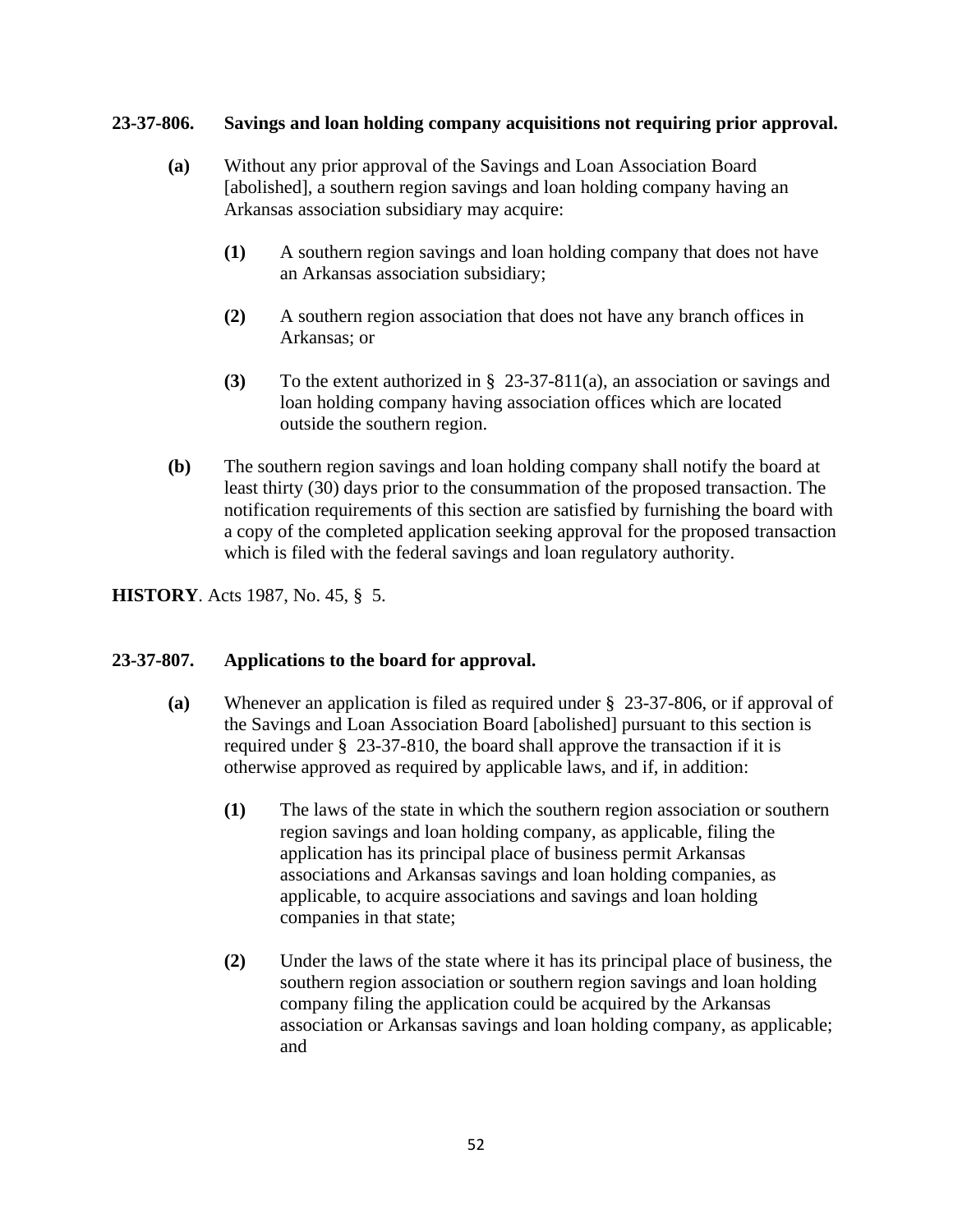**23-37-806. Savings and loan holding company acquisitions not requiring prior approval.**

**(a)** Without any prior approval of the Savings and Loan Association Board [abolished], a southern region savings and loan holding company having an Arkansas association subsidiary may acquire:

**(1)** A southern region savings and loan holding company that does not have an Arkansas association subsidiary;

**(2)** A southern region association that does not have any branch offices in Arkansas; or

**(3)** To the extent authorized in § 23-37-811(a), an association or savings and loan holding company having association offices which are located outside the southern region.

**(b)** The southern region savings and loan holding company shall notify the board at least thirty (30) days prior to the consummation of the proposed transaction. The notification requirements of this section are satisfied by furnishing the board with a copy of the completed application seeking approval for the proposed transaction which is filed with the federal savings and loan regulatory authority.

**HISTORY**. Acts 1987, No. 45, § 5.

**23-37-807. Applications to the board for approval.**

**(a)** Whenever an application is filed as required under § 23-37-806, or if approval of the Savings and Loan Association Board [abolished] pursuant to this section is required under § 23-37-810, the board shall approve the transaction if it is otherwise approved as required by applicable laws, and if, in addition:

**(1)** The laws of the state in which the southern region association or southern region savings and loan holding company, as applicable, filing the application has its principal place of business permit Arkansas associations and Arkansas savings and loan holding companies, as applicable, to acquire associations and savings and loan holding companies in that state;

**(2)** Under the laws of the state where it has its principal place of business, the southern region association or southern region savings and loan holding company filing the application could be acquired by the Arkansas association or Arkansas savings and loan holding company, as applicable; and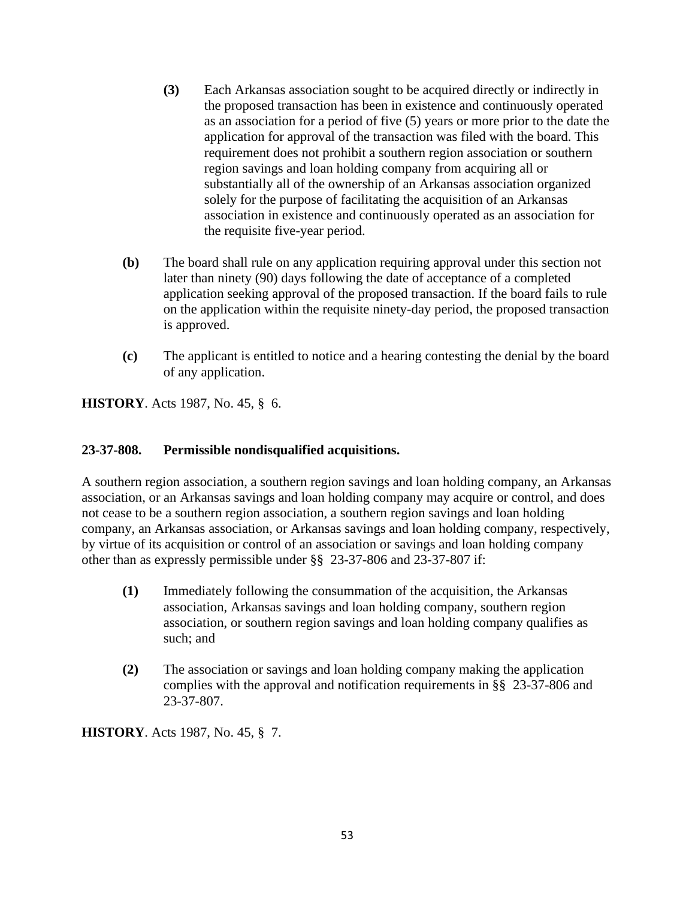**(3)** Each Arkansas association sought to be acquired directly or indirectly in the proposed transaction has been in existence and continuously operated as an association for a period of five (5) years or more prior to the date the application for approval of the transaction was filed with the board. This requirement does not prohibit a southern region association or southern region savings and loan holding company from acquiring all or substantially all of the ownership of an Arkansas association organized solely for the purpose of facilitating the acquisition of an Arkansas association in existence and continuously operated as an association for the requisite five-year period.

**(b)** The board shall rule on any application requiring approval under this section not later than ninety (90) days following the date of acceptance of a completed application seeking approval of the proposed transaction. If the board fails to rule on the application within the requisite ninety-day period, the proposed transaction is approved.

**(c)** The applicant is entitled to notice and a hearing contesting the denial by the board of any application.

**HISTORY**. Acts 1987, No. 45, § 6.

**23-37-808. Permissible nondisqualified acquisitions.**

A southern region association, a southern region savings and loan holding company, an Arkansas association, or an Arkansas savings and loan holding company may acquire or control, and does not cease to be a southern region association, a southern region savings and loan holding company, an Arkansas association, or Arkansas savings and loan holding company, respectively, by virtue of its acquisition or control of an association or savings and loan holding company other than as expressly permissible under §§ 23-37-806 and 23-37-807 if:

**(1)** Immediately following the consummation of the acquisition, the Arkansas association, Arkansas savings and loan holding company, southern region association, or southern region savings and loan holding company qualifies as such; and

**(2)** The association or savings and loan holding company making the application complies with the approval and notification requirements in §§ 23-37-806 and 23-37-807.

**HISTORY**. Acts 1987, No. 45, § 7.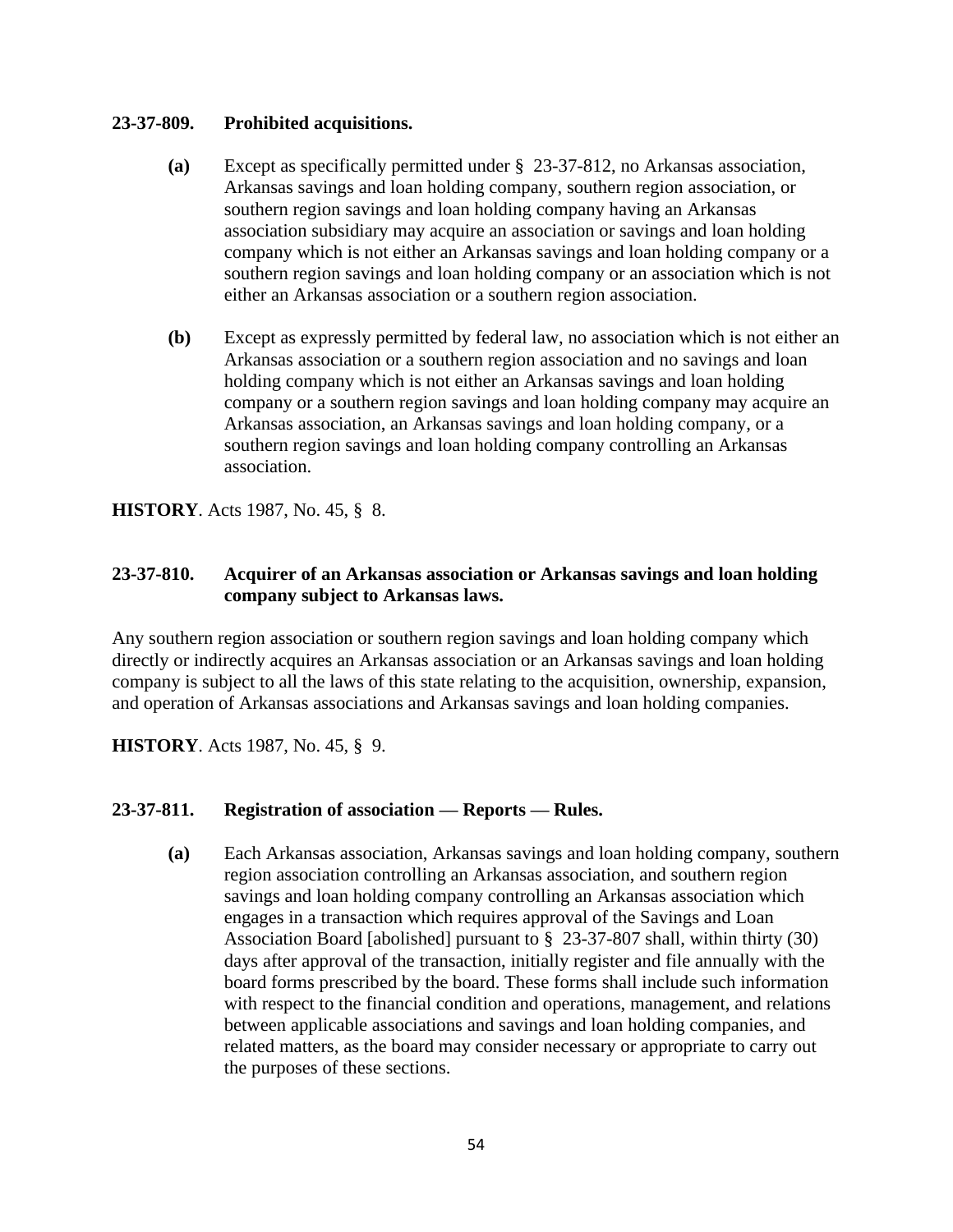**23-37-809. Prohibited acquisitions.**

**(a)** Except as specifically permitted under § 23-37-812, no Arkansas association, Arkansas savings and loan holding company, southern region association, or southern region savings and loan holding company having an Arkansas association subsidiary may acquire an association or savings and loan holding company which is not either an Arkansas savings and loan holding company or a southern region savings and loan holding company or an association which is not either an Arkansas association or a southern region association.

**(b)** Except as expressly permitted by federal law, no association which is not either an Arkansas association or a southern region association and no savings and loan holding company which is not either an Arkansas savings and loan holding company or a southern region savings and loan holding company may acquire an Arkansas association, an Arkansas savings and loan holding company, or a southern region savings and loan holding company controlling an Arkansas association.

**HISTORY**. Acts 1987, No. 45, § 8.

**23-37-810. Acquirer of an Arkansas association or Arkansas savings and loan holding company subject to Arkansas laws.**

Any southern region association or southern region savings and loan holding company which directly or indirectly acquires an Arkansas association or an Arkansas savings and loan holding company is subject to all the laws of this state relating to the acquisition, ownership, expansion, and operation of Arkansas associations and Arkansas savings and loan holding companies.

**HISTORY**. Acts 1987, No. 45, § 9.

**23-37-811. Registration of association — Reports — Rules.**

**(a)** Each Arkansas association, Arkansas savings and loan holding company, southern region association controlling an Arkansas association, and southern region savings and loan holding company controlling an Arkansas association which engages in a transaction which requires approval of the Savings and Loan Association Board [abolished] pursuant to § 23-37-807 shall, within thirty (30) days after approval of the transaction, initially register and file annually with the board forms prescribed by the board. These forms shall include such information with respect to the financial condition and operations, management, and relations between applicable associations and savings and loan holding companies, and related matters, as the board may consider necessary or appropriate to carry out the purposes of these sections.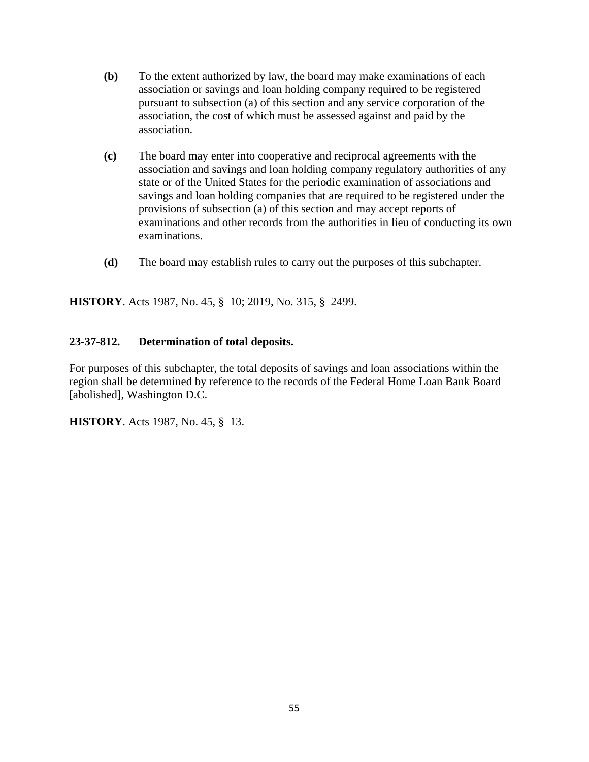**(b)** To the extent authorized by law, the board may make examinations of each association or savings and loan holding company required to be registered pursuant to subsection (a) of this section and any service corporation of the association, the cost of which must be assessed against and paid by the association.

**(c)** The board may enter into cooperative and reciprocal agreements with the association and savings and loan holding company regulatory authorities of any state or of the United States for the periodic examination of associations and savings and loan holding companies that are required to be registered under the provisions of subsection (a) of this section and may accept reports of examinations and other records from the authorities in lieu of conducting its own examinations.

**(d)** The board may establish rules to carry out the purposes of this subchapter.

**HISTORY**. Acts 1987, No. 45, § 10; 2019, No. 315, § 2499.

**23-37-812. Determination of total deposits.**

For purposes of this subchapter, the total deposits of savings and loan associations within the region shall be determined by reference to the records of the Federal Home Loan Bank Board [abolished], Washington D.C.

**HISTORY**. Acts 1987, No. 45, § 13.